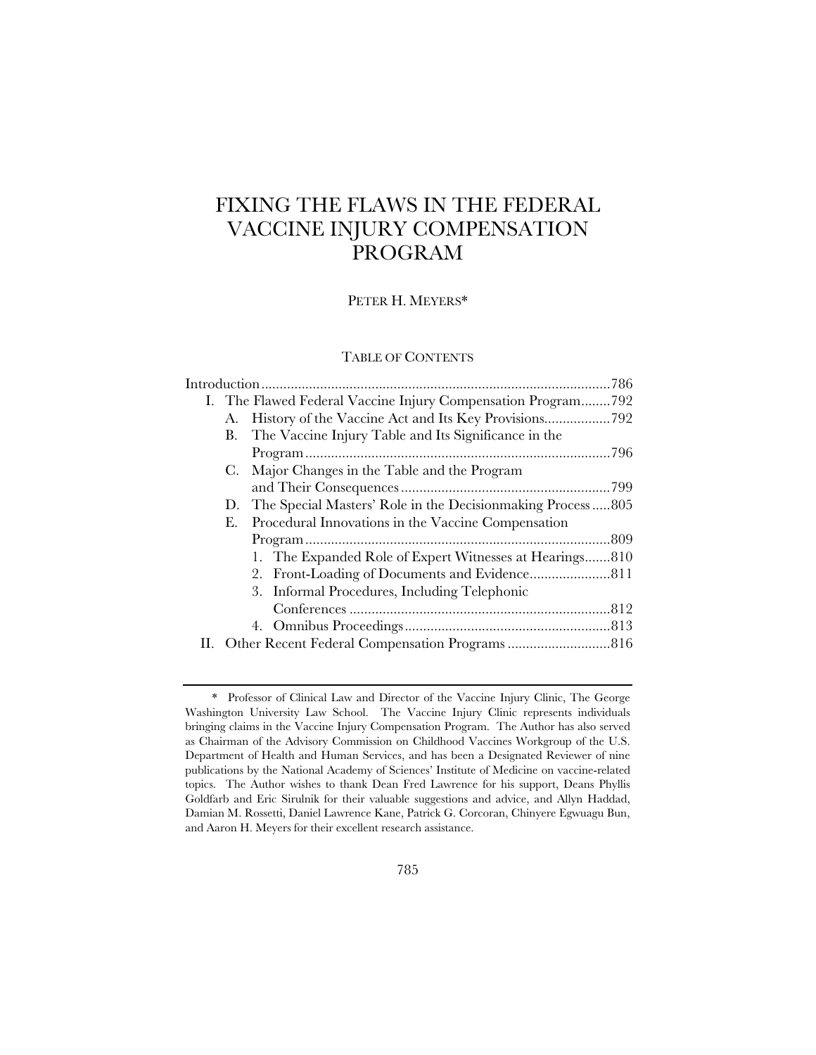# FIXING THE FLAWS IN THE FEDERAL VACCINE INJURY COMPENSATION PROGRAM

PETER H. MEYERS*

TABLE OF CONTENTS

Introduction ..............................................................................................786
I. The Flawed Federal Vaccine Injury Compensation Program........792
  A. History of the Vaccine Act and Its Key Provisions..................792
  B. The Vaccine Injury Table and Its Significance in the Program ..................................................................................796
  C. Major Changes in the Table and the Program and Their Consequences .........................................................799
  D. The Special Masters' Role in the Decisionmaking Process .....805
  E. Procedural Innovations in the Vaccine Compensation Program ..................................................................................809
    1. The Expanded Role of Expert Witnesses at Hearings.......810
    2. Front-Loading of Documents and Evidence......................811
    3. Informal Procedures, Including Telephonic Conferences .......................................................................812
    4. Omnibus Proceedings........................................................813
II. Other Recent Federal Compensation Programs ............................816

---

\* Professor of Clinical Law and Director of the Vaccine Injury Clinic, The George Washington University Law School. The Vaccine Injury Clinic represents individuals bringing claims in the Vaccine Injury Compensation Program. The Author has also served as Chairman of the Advisory Commission on Childhood Vaccines Workgroup of the U.S. Department of Health and Human Services, and has been a Designated Reviewer of nine publications by the National Academy of Sciences' Institute of Medicine on vaccine-related topics. The Author wishes to thank Dean Fred Lawrence for his support, Deans Phyllis Goldfarb and Eric Sirulnik for their valuable suggestions and advice, and Allyn Haddad, Damian M. Rossetti, Daniel Lawrence Kane, Patrick G. Corcoran, Chinyere Egwuagu Bun, and Aaron H. Meyers for their excellent research assistance.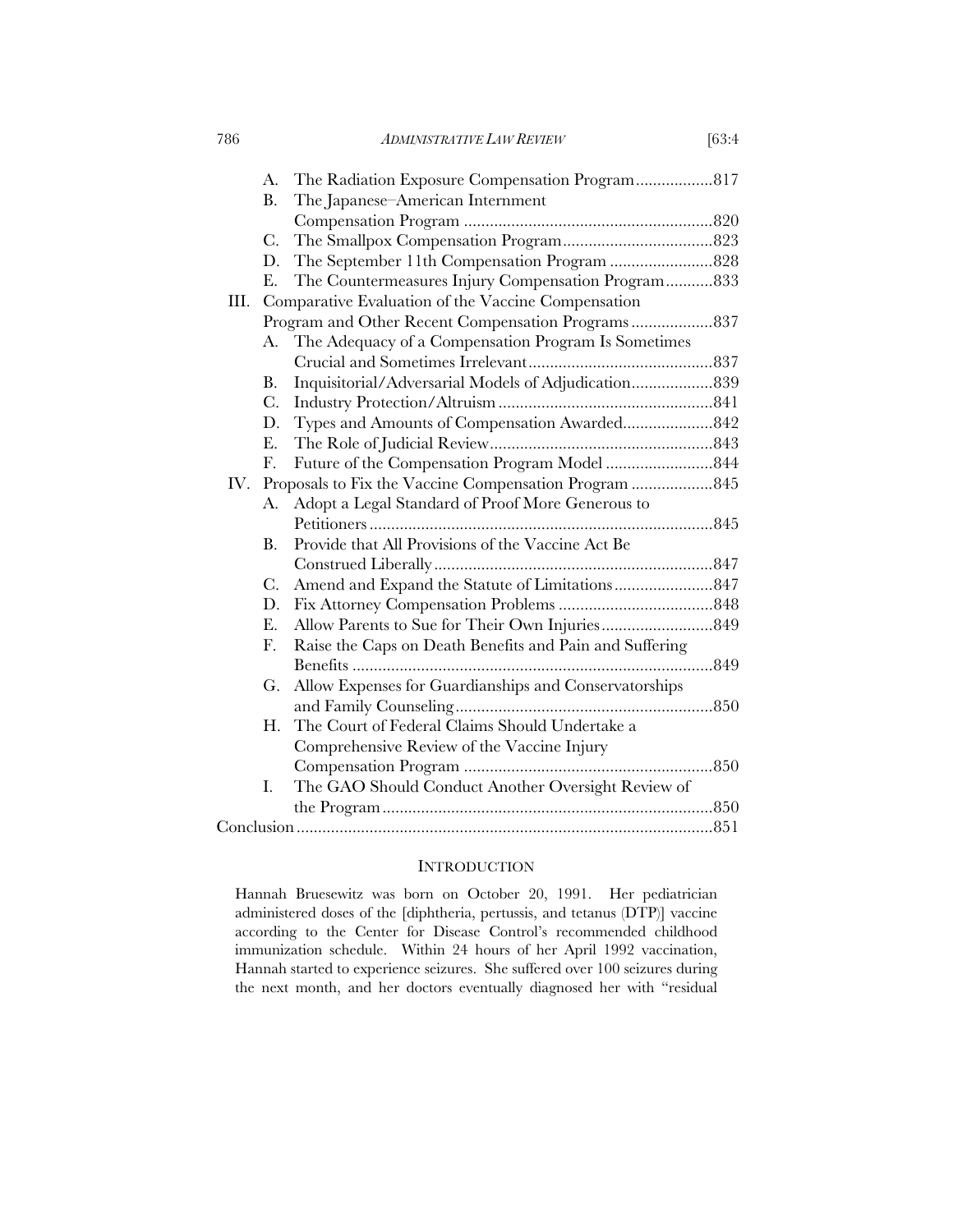- A. The Radiation Exposure Compensation Program..................817
- B. The Japanese–American Internment Compensation Program ..........................................................820
- C. The Smallpox Compensation Program...................................823
- D. The September 11th Compensation Program ........................828
- E. The Countermeasures Injury Compensation Program...........833

III. Comparative Evaluation of the Vaccine Compensation Program and Other Recent Compensation Programs ...................837

- A. The Adequacy of a Compensation Program Is Sometimes Crucial and Sometimes Irrelevant...........................................837
- B. Inquisitorial/Adversarial Models of Adjudication...................839
- C. Industry Protection/Altruism ..................................................841
- D. Types and Amounts of Compensation Awarded.....................842
- E. The Role of Judicial Review....................................................843
- F. Future of the Compensation Program Model .........................844

IV. Proposals to Fix the Vaccine Compensation Program ...................845

- A. Adopt a Legal Standard of Proof More Generous to Petitioners ................................................................................845
- B. Provide that All Provisions of the Vaccine Act Be Construed Liberally.................................................................847
- C. Amend and Expand the Statute of Limitations.......................847
- D. Fix Attorney Compensation Problems ....................................848
- E. Allow Parents to Sue for Their Own Injuries..........................849
- F. Raise the Caps on Death Benefits and Pain and Suffering Benefits ....................................................................................849
- G. Allow Expenses for Guardianships and Conservatorships and Family Counseling............................................................850
- H. The Court of Federal Claims Should Undertake a Comprehensive Review of the Vaccine Injury Compensation Program ..........................................................850
- I. The GAO Should Conduct Another Oversight Review of the Program.............................................................................850

Conclusion .................................................................................................851

## INTRODUCTION

> Hannah Bruesewitz was born on October 20, 1991. Her pediatrician administered doses of the [diphtheria, pertussis, and tetanus (DTP)] vaccine according to the Center for Disease Control's recommended childhood immunization schedule. Within 24 hours of her April 1992 vaccination, Hannah started to experience seizures. She suffered over 100 seizures during the next month, and her doctors eventually diagnosed her with "residual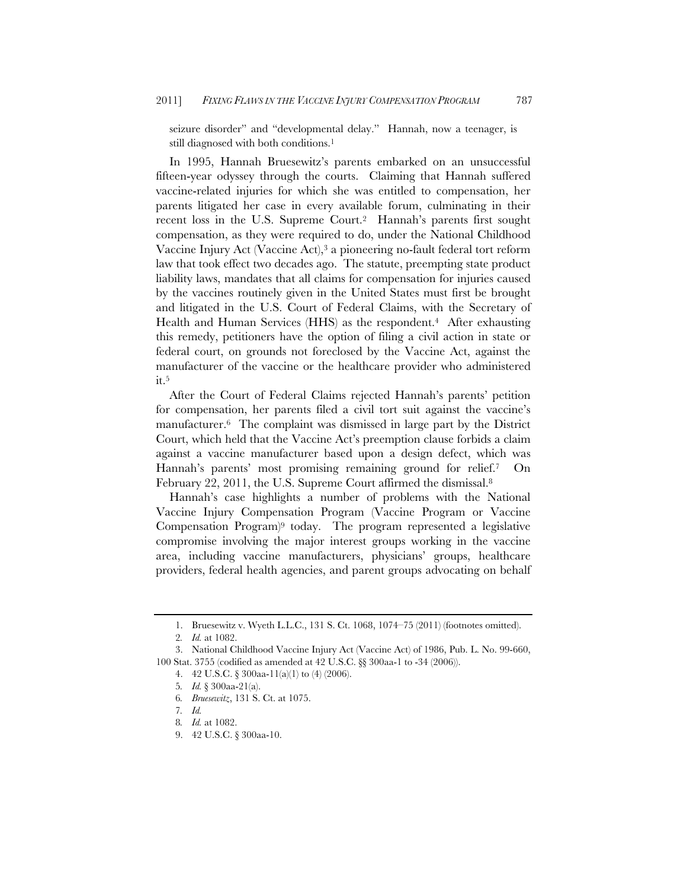seizure disorder" and "developmental delay." Hannah, now a teenager, is still diagnosed with both conditions.[1]

In 1995, Hannah Bruesewitz's parents embarked on an unsuccessful fifteen-year odyssey through the courts. Claiming that Hannah suffered vaccine-related injuries for which she was entitled to compensation, her parents litigated her case in every available forum, culminating in their recent loss in the U.S. Supreme Court.[2] Hannah's parents first sought compensation, as they were required to do, under the National Childhood Vaccine Injury Act (Vaccine Act),[3] a pioneering no-fault federal tort reform law that took effect two decades ago. The statute, preempting state product liability laws, mandates that all claims for compensation for injuries caused by the vaccines routinely given in the United States must first be brought and litigated in the U.S. Court of Federal Claims, with the Secretary of Health and Human Services (HHS) as the respondent.[4] After exhausting this remedy, petitioners have the option of filing a civil action in state or federal court, on grounds not foreclosed by the Vaccine Act, against the manufacturer of the vaccine or the healthcare provider who administered it.[5]

After the Court of Federal Claims rejected Hannah's parents' petition for compensation, her parents filed a civil tort suit against the vaccine's manufacturer.[6] The complaint was dismissed in large part by the District Court, which held that the Vaccine Act's preemption clause forbids a claim against a vaccine manufacturer based upon a design defect, which was Hannah's parents' most promising remaining ground for relief.[7] On February 22, 2011, the U.S. Supreme Court affirmed the dismissal.[8]

Hannah's case highlights a number of problems with the National Vaccine Injury Compensation Program (Vaccine Program or Vaccine Compensation Program)[9] today. The program represented a legislative compromise involving the major interest groups working in the vaccine area, including vaccine manufacturers, physicians' groups, healthcare providers, federal health agencies, and parent groups advocating on behalf

---

1. Bruesewitz v. Wyeth L.L.C., 131 S. Ct. 1068, 1074–75 (2011) (footnotes omitted).
2. *Id.* at 1082.
3. National Childhood Vaccine Injury Act (Vaccine Act) of 1986, Pub. L. No. 99-660, 100 Stat. 3755 (codified as amended at 42 U.S.C. §§ 300aa-1 to -34 (2006)).
4. 42 U.S.C. § 300aa-11(a)(1) to (4) (2006).
5. *Id.* § 300aa-21(a).
6. *Bruesewitz*, 131 S. Ct. at 1075.
7. *Id.*
8. *Id.* at 1082.
9. 42 U.S.C. § 300aa-10.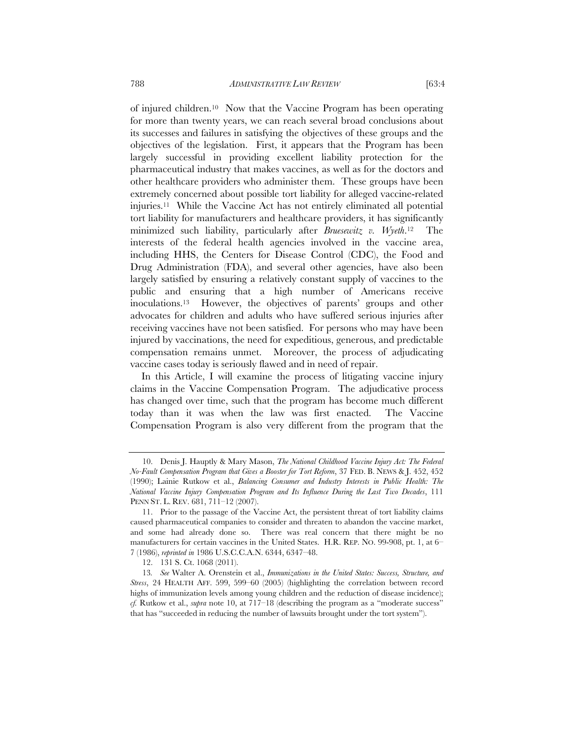of injured children.[10] Now that the Vaccine Program has been operating for more than twenty years, we can reach several broad conclusions about its successes and failures in satisfying the objectives of these groups and the objectives of the legislation. First, it appears that the Program has been largely successful in providing excellent liability protection for the pharmaceutical industry that makes vaccines, as well as for the doctors and other healthcare providers who administer them. These groups have been extremely concerned about possible tort liability for alleged vaccine-related injuries.[11] While the Vaccine Act has not entirely eliminated all potential tort liability for manufacturers and healthcare providers, it has significantly minimized such liability, particularly after *Bruesewitz v. Wyeth*.[12] The interests of the federal health agencies involved in the vaccine area, including HHS, the Centers for Disease Control (CDC), the Food and Drug Administration (FDA), and several other agencies, have also been largely satisfied by ensuring a relatively constant supply of vaccines to the public and ensuring that a high number of Americans receive inoculations.[13] However, the objectives of parents' groups and other advocates for children and adults who have suffered serious injuries after receiving vaccines have not been satisfied. For persons who may have been injured by vaccinations, the need for expeditious, generous, and predictable compensation remains unmet. Moreover, the process of adjudicating vaccine cases today is seriously flawed and in need of repair.

In this Article, I will examine the process of litigating vaccine injury claims in the Vaccine Compensation Program. The adjudicative process has changed over time, such that the program has become much different today than it was when the law was first enacted. The Vaccine Compensation Program is also very different from the program that the

---

10. Denis J. Hauptly & Mary Mason, *The National Childhood Vaccine Injury Act: The Federal No-Fault Compensation Program that Gives a Booster for Tort Reform*, 37 FED. B. NEWS & J. 452, 452 (1990); Lainie Rutkow et al., *Balancing Consumer and Industry Interests in Public Health: The National Vaccine Injury Compensation Program and Its Influence During the Last Two Decades*, 111 PENN ST. L. REV. 681, 711–12 (2007).

11. Prior to the passage of the Vaccine Act, the persistent threat of tort liability claims caused pharmaceutical companies to consider and threaten to abandon the vaccine market, and some had already done so. There was real concern that there might be no manufacturers for certain vaccines in the United States. H.R. REP. NO. 99-908, pt. 1, at 6–7 (1986), *reprinted in* 1986 U.S.C.C.A.N. 6344, 6347–48.

12. 131 S. Ct. 1068 (2011).

13. *See* Walter A. Orenstein et al., *Immunizations in the United States: Success, Structure, and Stress*, 24 HEALTH AFF. 599, 599–60 (2005) (highlighting the correlation between record highs of immunization levels among young children and the reduction of disease incidence); *cf.* Rutkow et al., *supra* note 10, at 717–18 (describing the program as a "moderate success" that has "succeeded in reducing the number of lawsuits brought under the tort system").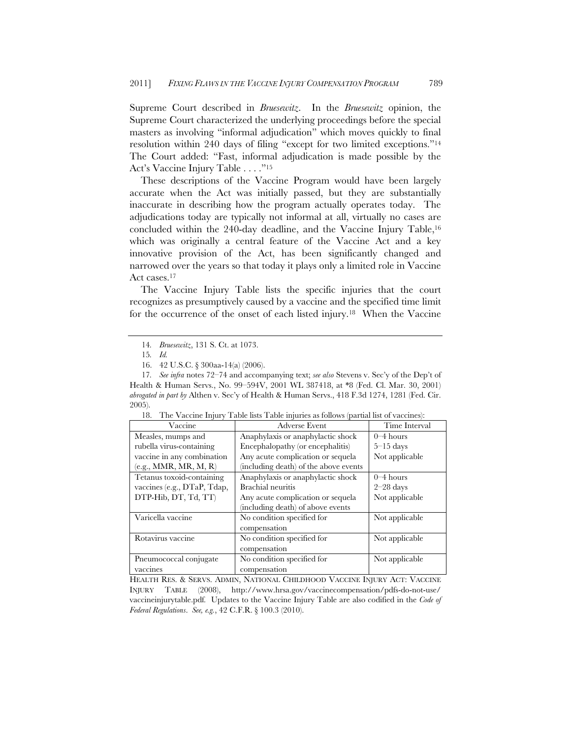Supreme Court described in *Bruesewitz*. In the *Bruesewitz* opinion, the Supreme Court characterized the underlying proceedings before the special masters as involving "informal adjudication" which moves quickly to final resolution within 240 days of filing "except for two limited exceptions."[14] The Court added: "Fast, informal adjudication is made possible by the Act's Vaccine Injury Table . . . ."[15]

These descriptions of the Vaccine Program would have been largely accurate when the Act was initially passed, but they are substantially inaccurate in describing how the program actually operates today. The adjudications today are typically not informal at all, virtually no cases are concluded within the 240-day deadline, and the Vaccine Injury Table,[16] which was originally a central feature of the Vaccine Act and a key innovative provision of the Act, has been significantly changed and narrowed over the years so that today it plays only a limited role in Vaccine Act cases.[17]

The Vaccine Injury Table lists the specific injuries that the court recognizes as presumptively caused by a vaccine and the specified time limit for the occurrence of the onset of each listed injury.[18] When the Vaccine

---

14. *Bruesewitz*, 131 S. Ct. at 1073.

15. *Id.*

16. 42 U.S.C. § 300aa-14(a) (2006).

17. *See infra* notes 72–74 and accompanying text; *see also* Stevens v. Sec'y of the Dep't of Health & Human Servs., No. 99–594V, 2001 WL 387418, at *8 (Fed. Cl. Mar. 30, 2001) *abrogated in part by* Althen v. Sec'y of Health & Human Servs., 418 F.3d 1274, 1281 (Fed. Cir. 2005).

18. The Vaccine Injury Table lists Table injuries as follows (partial list of vaccines):

| Vaccine | Adverse Event | Time Interval |
|---|---|---|
| Measles, mumps and rubella virus-containing vaccine in any combination (e.g., MMR, MR, M, R) | Anaphylaxis or anaphylactic shock<br>Encephalopathy (or encephalitis)<br>Any acute complication or sequela (including death) of the above events | 0–4 hours<br>5–15 days<br>Not applicable |
| Tetanus toxoid-containing vaccines (e.g., DTaP, Tdap, DTP-Hib, DT, Td, TT) | Anaphylaxis or anaphylactic shock<br>Brachial neuritis<br>Any acute complication or sequela (including death) of above events | 0–4 hours<br>2–28 days<br>Not applicable |
| Varicella vaccine | No condition specified for compensation | Not applicable |
| Rotavirus vaccine | No condition specified for compensation | Not applicable |
| Pneumococcal conjugate vaccines | No condition specified for compensation | Not applicable |

HEALTH RES. & SERVS. ADMIN, NATIONAL CHILDHOOD VACCINE INJURY ACT: VACCINE INJURY TABLE (2008), http://www.hrsa.gov/vaccinecompensation/pdfs-do-not-use/vaccineinjurytable.pdf. Updates to the Vaccine Injury Table are also codified in the *Code of Federal Regulations*. *See, e.g.*, 42 C.F.R. § 100.3 (2010).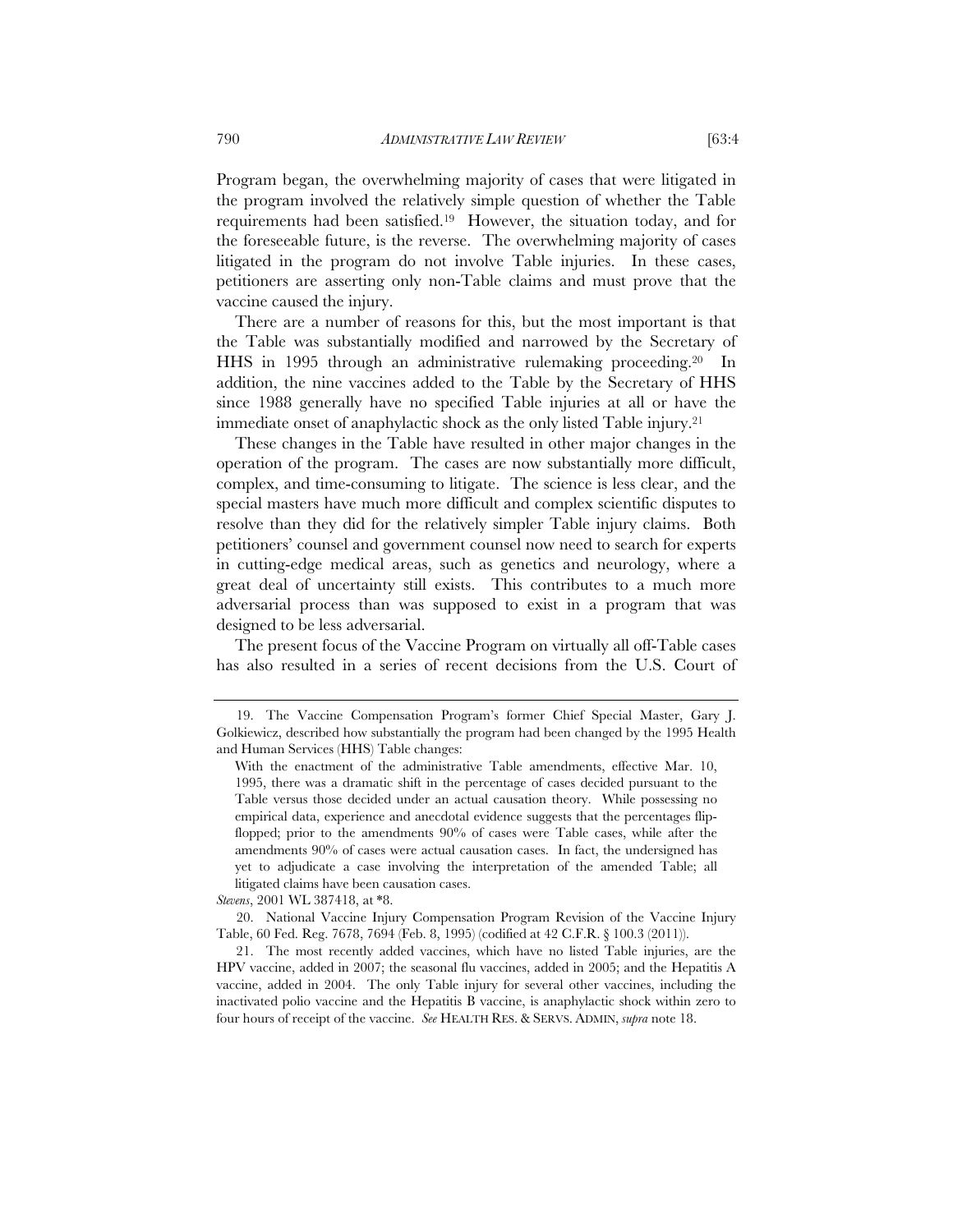Program began, the overwhelming majority of cases that were litigated in the program involved the relatively simple question of whether the Table requirements had been satisfied.[19] However, the situation today, and for the foreseeable future, is the reverse. The overwhelming majority of cases litigated in the program do not involve Table injuries. In these cases, petitioners are asserting only non-Table claims and must prove that the vaccine caused the injury.

There are a number of reasons for this, but the most important is that the Table was substantially modified and narrowed by the Secretary of HHS in 1995 through an administrative rulemaking proceeding.[20] In addition, the nine vaccines added to the Table by the Secretary of HHS since 1988 generally have no specified Table injuries at all or have the immediate onset of anaphylactic shock as the only listed Table injury.[21]

These changes in the Table have resulted in other major changes in the operation of the program. The cases are now substantially more difficult, complex, and time-consuming to litigate. The science is less clear, and the special masters have much more difficult and complex scientific disputes to resolve than they did for the relatively simpler Table injury claims. Both petitioners' counsel and government counsel now need to search for experts in cutting-edge medical areas, such as genetics and neurology, where a great deal of uncertainty still exists. This contributes to a much more adversarial process than was supposed to exist in a program that was designed to be less adversarial.

The present focus of the Vaccine Program on virtually all off-Table cases has also resulted in a series of recent decisions from the U.S. Court of

---

19. The Vaccine Compensation Program's former Chief Special Master, Gary J. Golkiewicz, described how substantially the program had been changed by the 1995 Health and Human Services (HHS) Table changes:

> With the enactment of the administrative Table amendments, effective Mar. 10, 1995, there was a dramatic shift in the percentage of cases decided pursuant to the Table versus those decided under an actual causation theory. While possessing no empirical data, experience and anecdotal evidence suggests that the percentages flip-flopped; prior to the amendments 90% of cases were Table cases, while after the amendments 90% of cases were actual causation cases. In fact, the undersigned has yet to adjudicate a case involving the interpretation of the amended Table; all litigated claims have been causation cases.

*Stevens*, 2001 WL 387418, at *8.

20. National Vaccine Injury Compensation Program Revision of the Vaccine Injury Table, 60 Fed. Reg. 7678, 7694 (Feb. 8, 1995) (codified at 42 C.F.R. § 100.3 (2011)).

21. The most recently added vaccines, which have no listed Table injuries, are the HPV vaccine, added in 2007; the seasonal flu vaccines, added in 2005; and the Hepatitis A vaccine, added in 2004. The only Table injury for several other vaccines, including the inactivated polio vaccine and the Hepatitis B vaccine, is anaphylactic shock within zero to four hours of receipt of the vaccine. *See* HEALTH RES. & SERVS. ADMIN, *supra* note 18.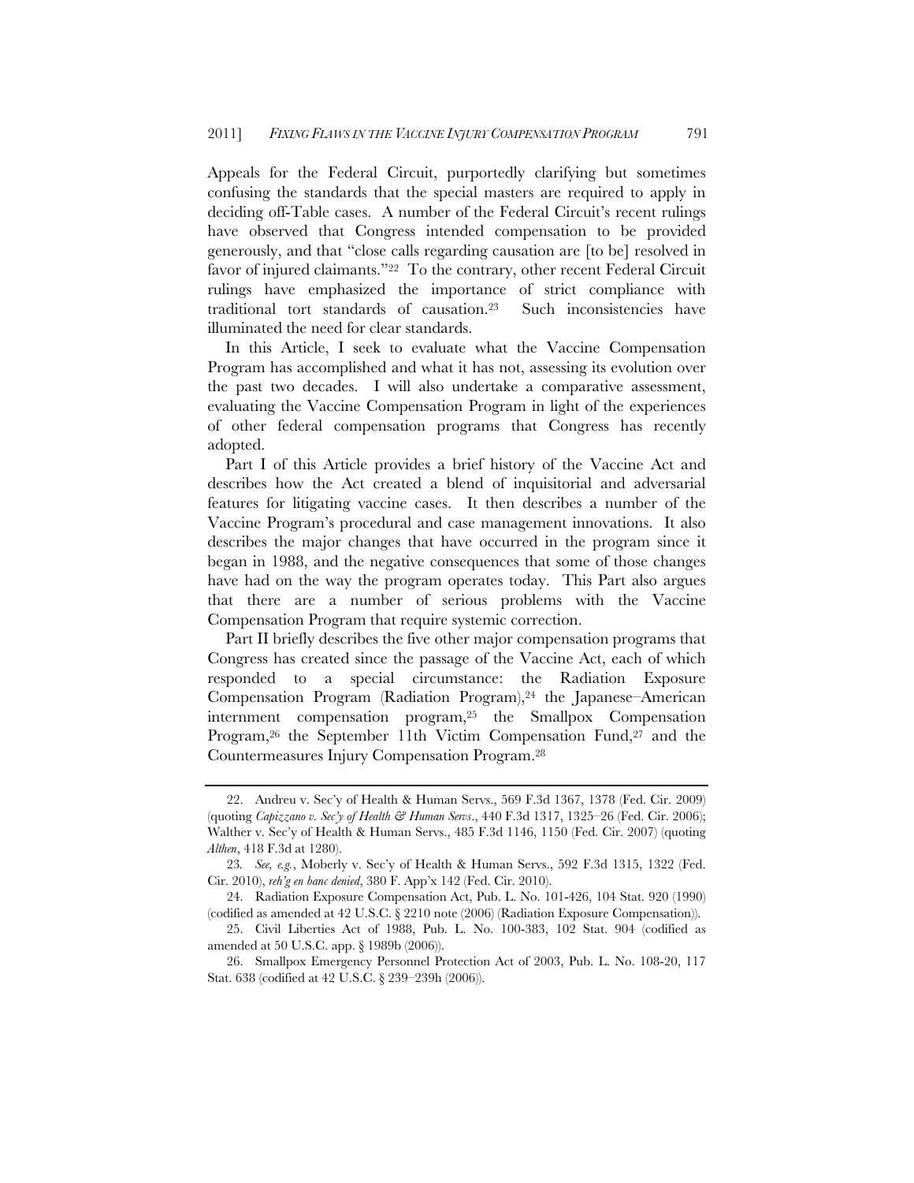Appeals for the Federal Circuit, purportedly clarifying but sometimes confusing the standards that the special masters are required to apply in deciding off-Table cases. A number of the Federal Circuit's recent rulings have observed that Congress intended compensation to be provided generously, and that "close calls regarding causation are [to be] resolved in favor of injured claimants."[22] To the contrary, other recent Federal Circuit rulings have emphasized the importance of strict compliance with traditional tort standards of causation.[23] Such inconsistencies have illuminated the need for clear standards.

In this Article, I seek to evaluate what the Vaccine Compensation Program has accomplished and what it has not, assessing its evolution over the past two decades. I will also undertake a comparative assessment, evaluating the Vaccine Compensation Program in light of the experiences of other federal compensation programs that Congress has recently adopted.

Part I of this Article provides a brief history of the Vaccine Act and describes how the Act created a blend of inquisitorial and adversarial features for litigating vaccine cases. It then describes a number of the Vaccine Program's procedural and case management innovations. It also describes the major changes that have occurred in the program since it began in 1988, and the negative consequences that some of those changes have had on the way the program operates today. This Part also argues that there are a number of serious problems with the Vaccine Compensation Program that require systemic correction.

Part II briefly describes the five other major compensation programs that Congress has created since the passage of the Vaccine Act, each of which responded to a special circumstance: the Radiation Exposure Compensation Program (Radiation Program),[24] the Japanese–American internment compensation program,[25] the Smallpox Compensation Program,[26] the September 11th Victim Compensation Fund,[27] and the Countermeasures Injury Compensation Program.[28]

---

22. Andreu v. Sec'y of Health & Human Servs., 569 F.3d 1367, 1378 (Fed. Cir. 2009) (quoting *Capizzano v. Sec'y of Health & Human Servs*., 440 F.3d 1317, 1325–26 (Fed. Cir. 2006); Walther v. Sec'y of Health & Human Servs., 485 F.3d 1146, 1150 (Fed. Cir. 2007) (quoting *Althen*, 418 F.3d at 1280).

23. *See, e.g.*, Moberly v. Sec'y of Health & Human Servs., 592 F.3d 1315, 1322 (Fed. Cir. 2010), *reh'g en banc denied*, 380 F. App'x 142 (Fed. Cir. 2010).

24. Radiation Exposure Compensation Act, Pub. L. No. 101-426, 104 Stat. 920 (1990) (codified as amended at 42 U.S.C. § 2210 note (2006) (Radiation Exposure Compensation)).

25. Civil Liberties Act of 1988, Pub. L. No. 100-383, 102 Stat. 904 (codified as amended at 50 U.S.C. app. § 1989b (2006)).

26. Smallpox Emergency Personnel Protection Act of 2003, Pub. L. No. 108-20, 117 Stat. 638 (codified at 42 U.S.C. § 239–239h (2006)).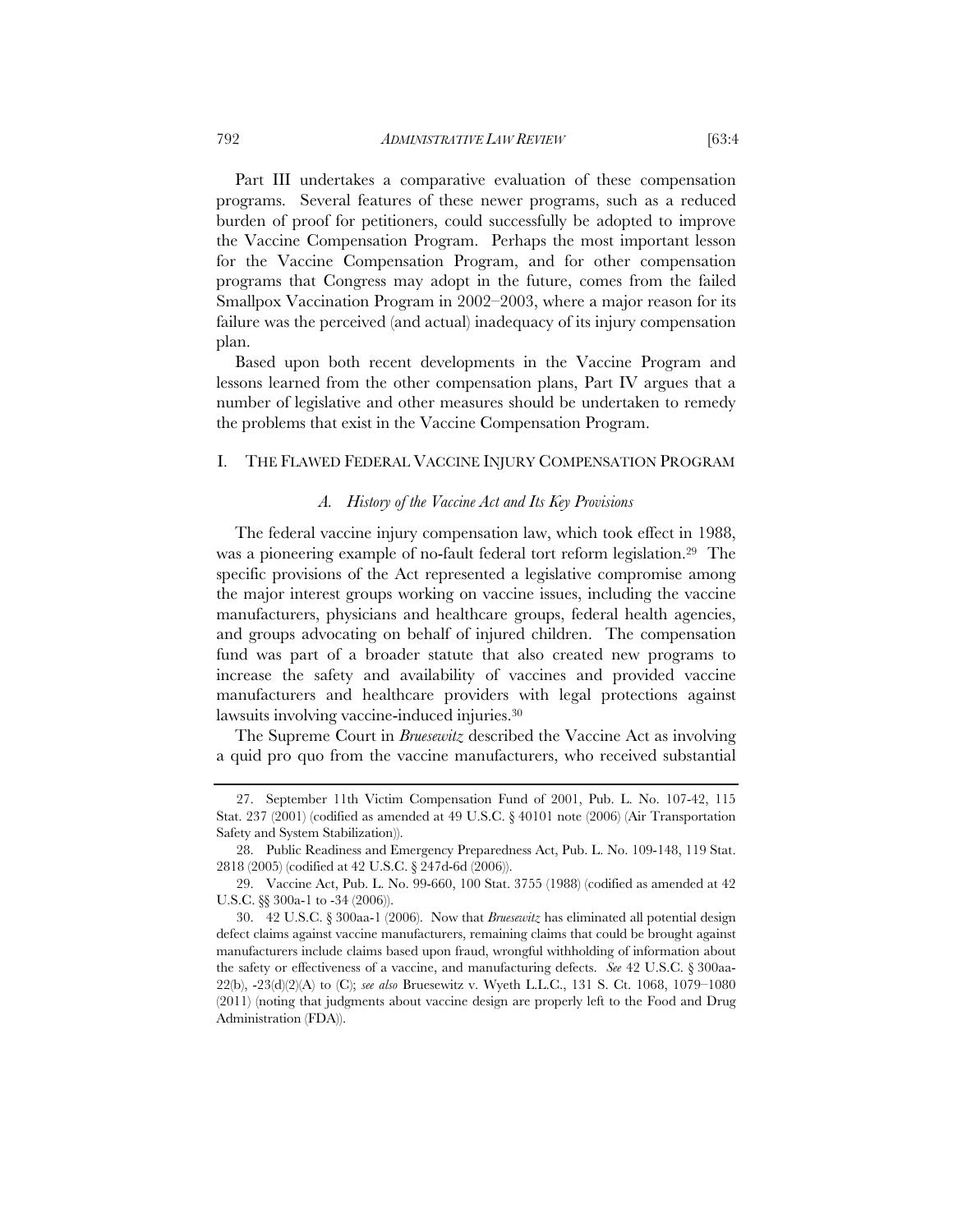Part III undertakes a comparative evaluation of these compensation programs. Several features of these newer programs, such as a reduced burden of proof for petitioners, could successfully be adopted to improve the Vaccine Compensation Program. Perhaps the most important lesson for the Vaccine Compensation Program, and for other compensation programs that Congress may adopt in the future, comes from the failed Smallpox Vaccination Program in 2002–2003, where a major reason for its failure was the perceived (and actual) inadequacy of its injury compensation plan.

Based upon both recent developments in the Vaccine Program and lessons learned from the other compensation plans, Part IV argues that a number of legislative and other measures should be undertaken to remedy the problems that exist in the Vaccine Compensation Program.

## I. THE FLAWED FEDERAL VACCINE INJURY COMPENSATION PROGRAM

### *A. History of the Vaccine Act and Its Key Provisions*

The federal vaccine injury compensation law, which took effect in 1988, was a pioneering example of no-fault federal tort reform legislation.[29] The specific provisions of the Act represented a legislative compromise among the major interest groups working on vaccine issues, including the vaccine manufacturers, physicians and healthcare groups, federal health agencies, and groups advocating on behalf of injured children. The compensation fund was part of a broader statute that also created new programs to increase the safety and availability of vaccines and provided vaccine manufacturers and healthcare providers with legal protections against lawsuits involving vaccine-induced injuries.[30]

The Supreme Court in *Bruesewitz* described the Vaccine Act as involving a quid pro quo from the vaccine manufacturers, who received substantial

---

27. September 11th Victim Compensation Fund of 2001, Pub. L. No. 107-42, 115 Stat. 237 (2001) (codified as amended at 49 U.S.C. § 40101 note (2006) (Air Transportation Safety and System Stabilization)).

28. Public Readiness and Emergency Preparedness Act, Pub. L. No. 109-148, 119 Stat. 2818 (2005) (codified at 42 U.S.C. § 247d-6d (2006)).

29. Vaccine Act, Pub. L. No. 99-660, 100 Stat. 3755 (1988) (codified as amended at 42 U.S.C. §§ 300a-1 to -34 (2006)).

30. 42 U.S.C. § 300aa-1 (2006). Now that *Bruesewitz* has eliminated all potential design defect claims against vaccine manufacturers, remaining claims that could be brought against manufacturers include claims based upon fraud, wrongful withholding of information about the safety or effectiveness of a vaccine, and manufacturing defects. *See* 42 U.S.C. § 300aa-22(b), -23(d)(2)(A) to (C); *see also* Bruesewitz v. Wyeth L.L.C., 131 S. Ct. 1068, 1079–1080 (2011) (noting that judgments about vaccine design are properly left to the Food and Drug Administration (FDA)).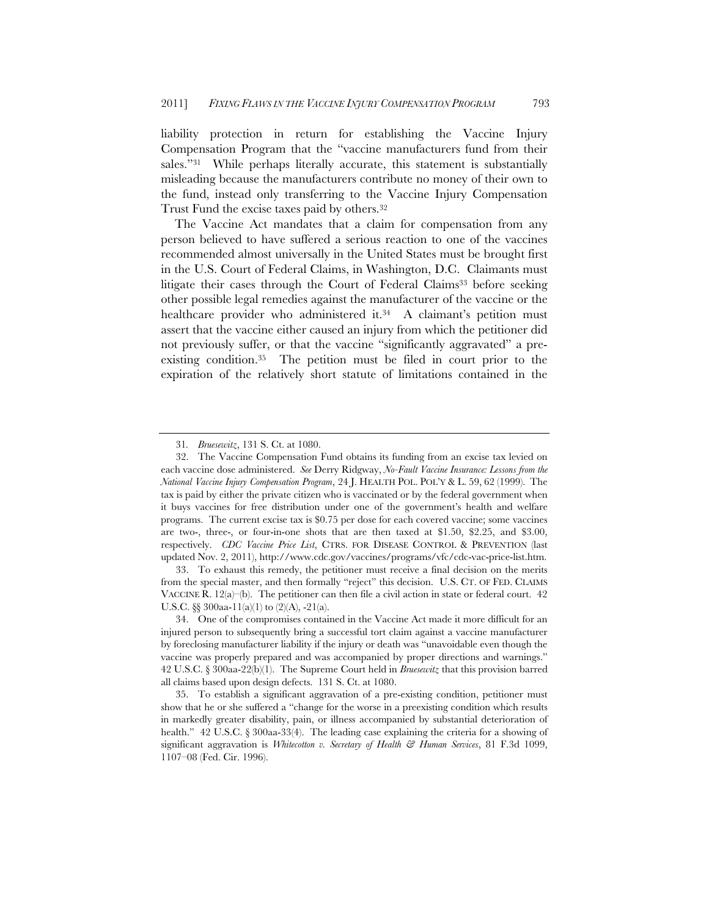liability protection in return for establishing the Vaccine Injury Compensation Program that the "vaccine manufacturers fund from their sales."[31] While perhaps literally accurate, this statement is substantially misleading because the manufacturers contribute no money of their own to the fund, instead only transferring to the Vaccine Injury Compensation Trust Fund the excise taxes paid by others.[32]

The Vaccine Act mandates that a claim for compensation from any person believed to have suffered a serious reaction to one of the vaccines recommended almost universally in the United States must be brought first in the U.S. Court of Federal Claims, in Washington, D.C. Claimants must litigate their cases through the Court of Federal Claims[33] before seeking other possible legal remedies against the manufacturer of the vaccine or the healthcare provider who administered it.[34] A claimant's petition must assert that the vaccine either caused an injury from which the petitioner did not previously suffer, or that the vaccine "significantly aggravated" a pre-existing condition.[35] The petition must be filed in court prior to the expiration of the relatively short statute of limitations contained in the

---

31. *Bruesewitz*, 131 S. Ct. at 1080.

32. The Vaccine Compensation Fund obtains its funding from an excise tax levied on each vaccine dose administered. *See* Derry Ridgway, *No-Fault Vaccine Insurance: Lessons from the National Vaccine Injury Compensation Program*, 24 J. HEALTH POL. POL'Y & L. 59, 62 (1999). The tax is paid by either the private citizen who is vaccinated or by the federal government when it buys vaccines for free distribution under one of the government's health and welfare programs. The current excise tax is $0.75 per dose for each covered vaccine; some vaccines are two-, three-, or four-in-one shots that are then taxed at $1.50, $2.25, and $3.00, respectively. *CDC Vaccine Price List*, CTRS. FOR DISEASE CONTROL & PREVENTION (last updated Nov. 2, 2011), http://www.cdc.gov/vaccines/programs/vfc/cdc-vac-price-list.htm.

33. To exhaust this remedy, the petitioner must receive a final decision on the merits from the special master, and then formally "reject" this decision. U.S. CT. OF FED. CLAIMS VACCINE R. 12(a)–(b). The petitioner can then file a civil action in state or federal court. 42 U.S.C. §§ 300aa-11(a)(1) to (2)(A), -21(a).

34. One of the compromises contained in the Vaccine Act made it more difficult for an injured person to subsequently bring a successful tort claim against a vaccine manufacturer by foreclosing manufacturer liability if the injury or death was "unavoidable even though the vaccine was properly prepared and was accompanied by proper directions and warnings." 42 U.S.C. § 300aa-22(b)(1). The Supreme Court held in *Bruesewitz* that this provision barred all claims based upon design defects. 131 S. Ct. at 1080.

35. To establish a significant aggravation of a pre-existing condition, petitioner must show that he or she suffered a "change for the worse in a preexisting condition which results in markedly greater disability, pain, or illness accompanied by substantial deterioration of health." 42 U.S.C. § 300aa-33(4). The leading case explaining the criteria for a showing of significant aggravation is *Whitecotton v. Secretary of Health & Human Services*, 81 F.3d 1099, 1107–08 (Fed. Cir. 1996).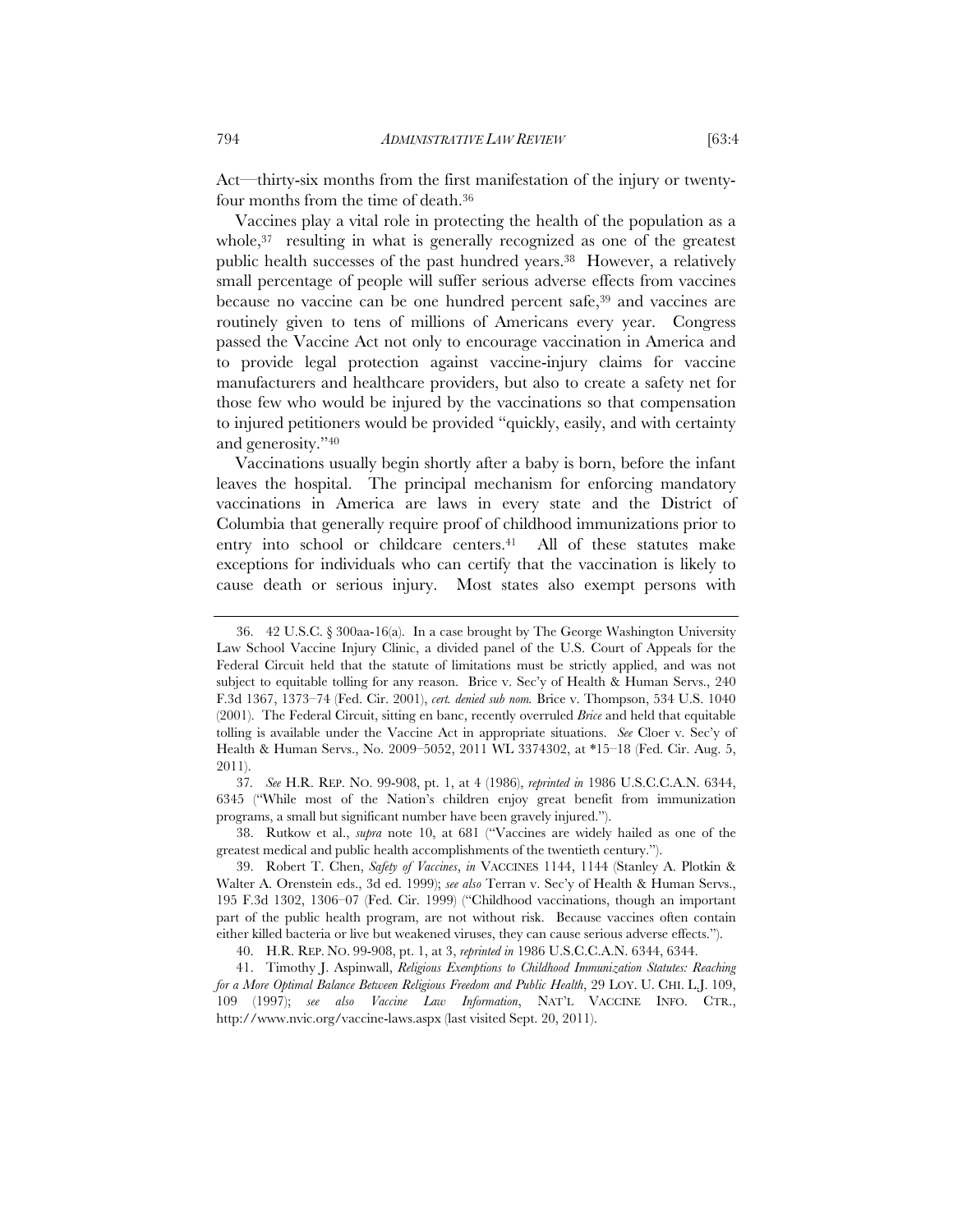Act—thirty-six months from the first manifestation of the injury or twenty-four months from the time of death.[36]

Vaccines play a vital role in protecting the health of the population as a whole,[37] resulting in what is generally recognized as one of the greatest public health successes of the past hundred years.[38] However, a relatively small percentage of people will suffer serious adverse effects from vaccines because no vaccine can be one hundred percent safe,[39] and vaccines are routinely given to tens of millions of Americans every year. Congress passed the Vaccine Act not only to encourage vaccination in America and to provide legal protection against vaccine-injury claims for vaccine manufacturers and healthcare providers, but also to create a safety net for those few who would be injured by the vaccinations so that compensation to injured petitioners would be provided "quickly, easily, and with certainty and generosity."[40]

Vaccinations usually begin shortly after a baby is born, before the infant leaves the hospital. The principal mechanism for enforcing mandatory vaccinations in America are laws in every state and the District of Columbia that generally require proof of childhood immunizations prior to entry into school or childcare centers.[41] All of these statutes make exceptions for individuals who can certify that the vaccination is likely to cause death or serious injury. Most states also exempt persons with

---

36. 42 U.S.C. § 300aa-16(a). In a case brought by The George Washington University Law School Vaccine Injury Clinic, a divided panel of the U.S. Court of Appeals for the Federal Circuit held that the statute of limitations must be strictly applied, and was not subject to equitable tolling for any reason. Brice v. Sec'y of Health & Human Servs., 240 F.3d 1367, 1373–74 (Fed. Cir. 2001), *cert. denied sub nom.* Brice v. Thompson, 534 U.S. 1040 (2001). The Federal Circuit, sitting en banc, recently overruled *Brice* and held that equitable tolling is available under the Vaccine Act in appropriate situations. *See* Cloer v. Sec'y of Health & Human Servs., No. 2009–5052, 2011 WL 3374302, at *15–18 (Fed. Cir. Aug. 5, 2011).

37. *See* H.R. REP. NO. 99-908, pt. 1, at 4 (1986), *reprinted in* 1986 U.S.C.C.A.N. 6344, 6345 ("While most of the Nation's children enjoy great benefit from immunization programs, a small but significant number have been gravely injured.").

38. Rutkow et al., *supra* note 10, at 681 ("Vaccines are widely hailed as one of the greatest medical and public health accomplishments of the twentieth century.").

39. Robert T. Chen, *Safety of Vaccines*, *in* VACCINES 1144, 1144 (Stanley A. Plotkin & Walter A. Orenstein eds., 3d ed. 1999); *see also* Terran v. Sec'y of Health & Human Servs., 195 F.3d 1302, 1306–07 (Fed. Cir. 1999) ("Childhood vaccinations, though an important part of the public health program, are not without risk. Because vaccines often contain either killed bacteria or live but weakened viruses, they can cause serious adverse effects.").

40. H.R. REP. NO. 99-908, pt. 1, at 3, *reprinted in* 1986 U.S.C.C.A.N. 6344, 6344.

41. Timothy J. Aspinwall, *Religious Exemptions to Childhood Immunization Statutes: Reaching for a More Optimal Balance Between Religious Freedom and Public Health*, 29 LOY. U. CHI. L.J. 109, 109 (1997); *see also* *Vaccine Law Information*, NAT'L VACCINE INFO. CTR., http://www.nvic.org/vaccine-laws.aspx (last visited Sept. 20, 2011).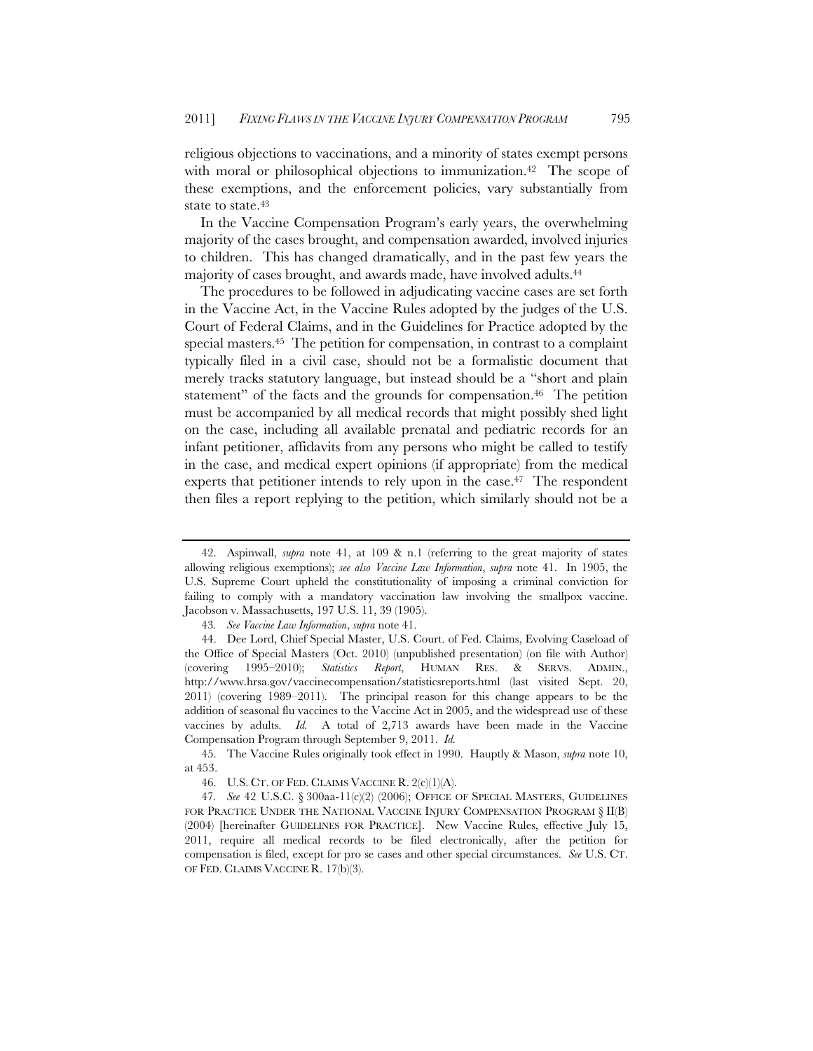religious objections to vaccinations, and a minority of states exempt persons with moral or philosophical objections to immunization.[42] The scope of these exemptions, and the enforcement policies, vary substantially from state to state.[43]

In the Vaccine Compensation Program's early years, the overwhelming majority of the cases brought, and compensation awarded, involved injuries to children. This has changed dramatically, and in the past few years the majority of cases brought, and awards made, have involved adults.[44]

The procedures to be followed in adjudicating vaccine cases are set forth in the Vaccine Act, in the Vaccine Rules adopted by the judges of the U.S. Court of Federal Claims, and in the Guidelines for Practice adopted by the special masters.[45] The petition for compensation, in contrast to a complaint typically filed in a civil case, should not be a formalistic document that merely tracks statutory language, but instead should be a "short and plain statement" of the facts and the grounds for compensation.[46] The petition must be accompanied by all medical records that might possibly shed light on the case, including all available prenatal and pediatric records for an infant petitioner, affidavits from any persons who might be called to testify in the case, and medical expert opinions (if appropriate) from the medical experts that petitioner intends to rely upon in the case.[47] The respondent then files a report replying to the petition, which similarly should not be a

---

42. Aspinwall, *supra* note 41, at 109 & n.1 (referring to the great majority of states allowing religious exemptions); *see also Vaccine Law Information*, *supra* note 41. In 1905, the U.S. Supreme Court upheld the constitutionality of imposing a criminal conviction for failing to comply with a mandatory vaccination law involving the smallpox vaccine. Jacobson v. Massachusetts, 197 U.S. 11, 39 (1905).

43. *See Vaccine Law Information*, *supra* note 41.

44. Dee Lord, Chief Special Master, U.S. Court. of Fed. Claims, Evolving Caseload of the Office of Special Masters (Oct. 2010) (unpublished presentation) (on file with Author) (covering 1995–2010); *Statistics Report*, HUMAN RES. & SERVS. ADMIN., http://www.hrsa.gov/vaccinecompensation/statisticsreports.html (last visited Sept. 20, 2011) (covering 1989–2011). The principal reason for this change appears to be the addition of seasonal flu vaccines to the Vaccine Act in 2005, and the widespread use of these vaccines by adults. *Id.* A total of 2,713 awards have been made in the Vaccine Compensation Program through September 9, 2011. *Id.*

45. The Vaccine Rules originally took effect in 1990. Hauptly & Mason, *supra* note 10, at 453.

46. U.S. CT. OF FED. CLAIMS VACCINE R. 2(c)(1)(A).

47. *See* 42 U.S.C. § 300aa-11(c)(2) (2006); OFFICE OF SPECIAL MASTERS, GUIDELINES FOR PRACTICE UNDER THE NATIONAL VACCINE INJURY COMPENSATION PROGRAM § II(B) (2004) [hereinafter GUIDELINES FOR PRACTICE]. New Vaccine Rules, effective July 15, 2011, require all medical records to be filed electronically, after the petition for compensation is filed, except for pro se cases and other special circumstances. *See* U.S. CT. OF FED. CLAIMS VACCINE R. 17(b)(3).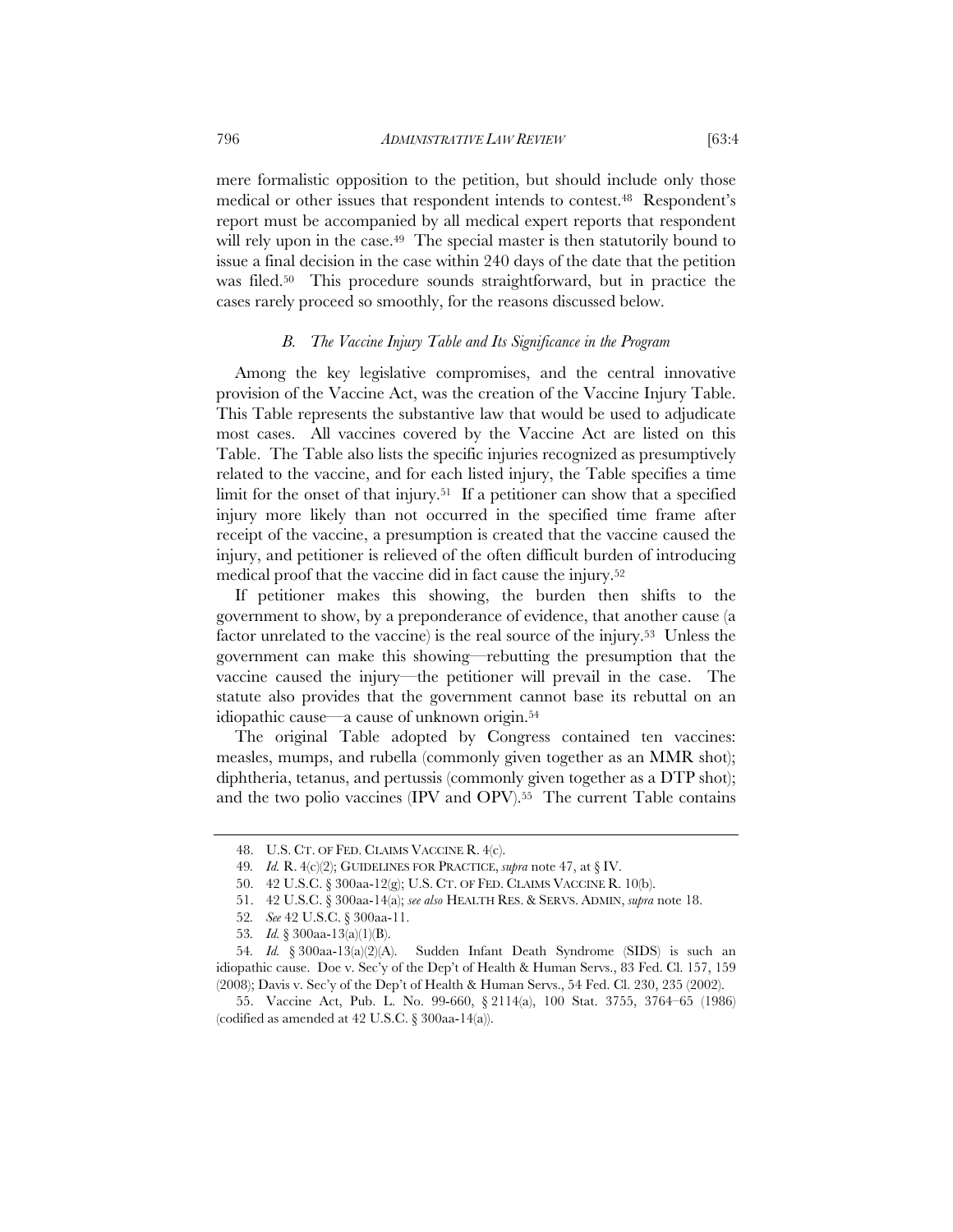mere formalistic opposition to the petition, but should include only those medical or other issues that respondent intends to contest.[48] Respondent's report must be accompanied by all medical expert reports that respondent will rely upon in the case.[49] The special master is then statutorily bound to issue a final decision in the case within 240 days of the date that the petition was filed.[50] This procedure sounds straightforward, but in practice the cases rarely proceed so smoothly, for the reasons discussed below.

### *B. The Vaccine Injury Table and Its Significance in the Program*

Among the key legislative compromises, and the central innovative provision of the Vaccine Act, was the creation of the Vaccine Injury Table. This Table represents the substantive law that would be used to adjudicate most cases. All vaccines covered by the Vaccine Act are listed on this Table. The Table also lists the specific injuries recognized as presumptively related to the vaccine, and for each listed injury, the Table specifies a time limit for the onset of that injury.[51] If a petitioner can show that a specified injury more likely than not occurred in the specified time frame after receipt of the vaccine, a presumption is created that the vaccine caused the injury, and petitioner is relieved of the often difficult burden of introducing medical proof that the vaccine did in fact cause the injury.[52]

If petitioner makes this showing, the burden then shifts to the government to show, by a preponderance of evidence, that another cause (a factor unrelated to the vaccine) is the real source of the injury.[53] Unless the government can make this showing—rebutting the presumption that the vaccine caused the injury—the petitioner will prevail in the case. The statute also provides that the government cannot base its rebuttal on an idiopathic cause—a cause of unknown origin.[54]

The original Table adopted by Congress contained ten vaccines: measles, mumps, and rubella (commonly given together as an MMR shot); diphtheria, tetanus, and pertussis (commonly given together as a DTP shot); and the two polio vaccines (IPV and OPV).[55] The current Table contains

---

48. U.S. CT. OF FED. CLAIMS VACCINE R. 4(c).

49. *Id.* R. 4(c)(2); GUIDELINES FOR PRACTICE, *supra* note 47, at § IV.

50. 42 U.S.C. § 300aa-12(g); U.S. CT. OF FED. CLAIMS VACCINE R. 10(b).

51. 42 U.S.C. § 300aa-14(a); *see also* HEALTH RES. & SERVS. ADMIN, *supra* note 18.

52. *See* 42 U.S.C. § 300aa-11.

53. *Id.* § 300aa-13(a)(1)(B).

54. *Id.* § 300aa-13(a)(2)(A). Sudden Infant Death Syndrome (SIDS) is such an idiopathic cause. Doe v. Sec'y of the Dep't of Health & Human Servs., 83 Fed. Cl. 157, 159 (2008); Davis v. Sec'y of the Dep't of Health & Human Servs., 54 Fed. Cl. 230, 235 (2002).

55. Vaccine Act, Pub. L. No. 99-660, § 2114(a), 100 Stat. 3755, 3764–65 (1986) (codified as amended at 42 U.S.C. § 300aa-14(a)).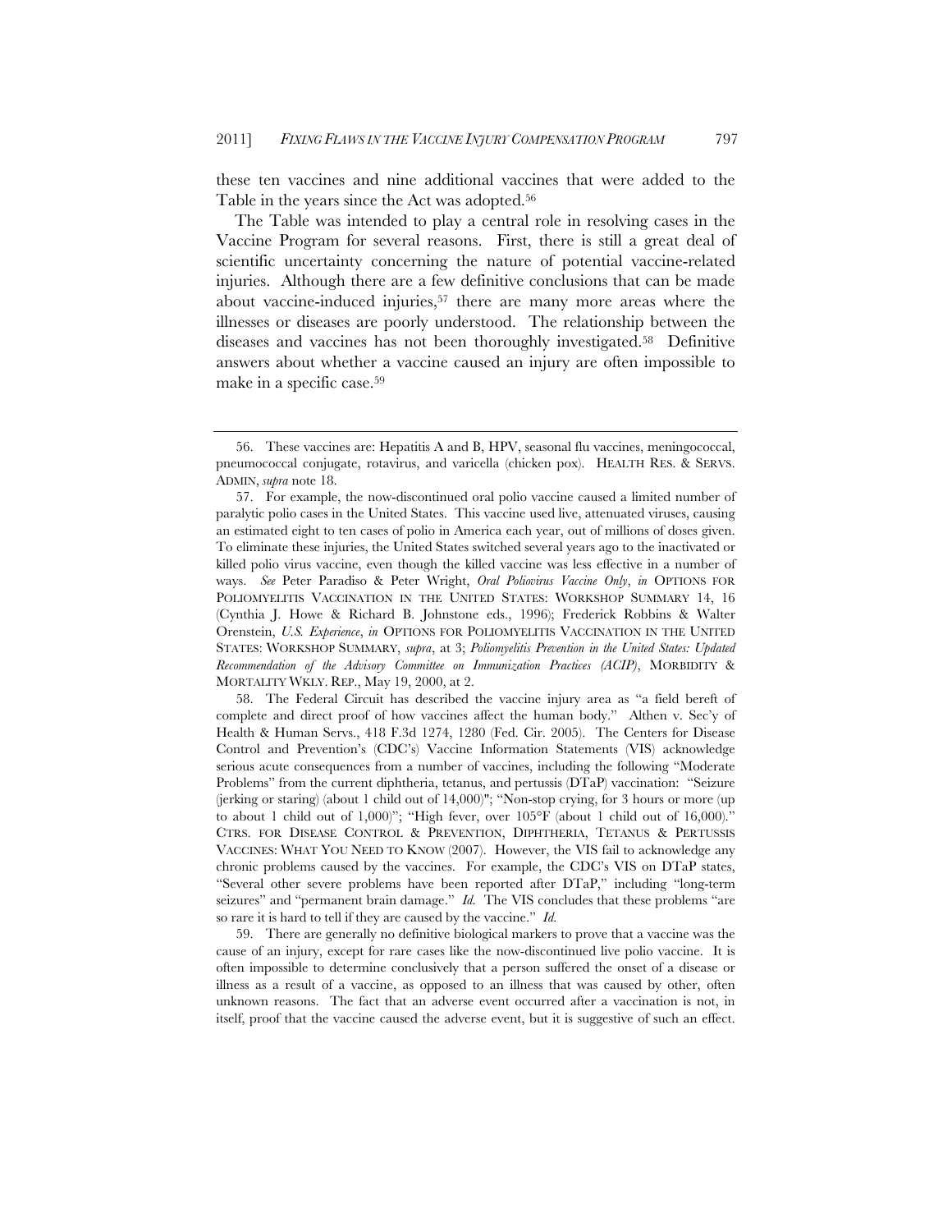these ten vaccines and nine additional vaccines that were added to the Table in the years since the Act was adopted.[56]

The Table was intended to play a central role in resolving cases in the Vaccine Program for several reasons. First, there is still a great deal of scientific uncertainty concerning the nature of potential vaccine-related injuries. Although there are a few definitive conclusions that can be made about vaccine-induced injuries,[57] there are many more areas where the illnesses or diseases are poorly understood. The relationship between the diseases and vaccines has not been thoroughly investigated.[58] Definitive answers about whether a vaccine caused an injury are often impossible to make in a specific case.[59]

---

56. These vaccines are: Hepatitis A and B, HPV, seasonal flu vaccines, meningococcal, pneumococcal conjugate, rotavirus, and varicella (chicken pox). HEALTH RES. & SERVS. ADMIN, *supra* note 18.

57. For example, the now-discontinued oral polio vaccine caused a limited number of paralytic polio cases in the United States. This vaccine used live, attenuated viruses, causing an estimated eight to ten cases of polio in America each year, out of millions of doses given. To eliminate these injuries, the United States switched several years ago to the inactivated or killed polio virus vaccine, even though the killed vaccine was less effective in a number of ways. *See* Peter Paradiso & Peter Wright, *Oral Poliovirus Vaccine Only*, *in* OPTIONS FOR POLIOMYELITIS VACCINATION IN THE UNITED STATES: WORKSHOP SUMMARY 14, 16 (Cynthia J. Howe & Richard B. Johnstone eds., 1996); Frederick Robbins & Walter Orenstein, *U.S. Experience*, *in* OPTIONS FOR POLIOMYELITIS VACCINATION IN THE UNITED STATES: WORKSHOP SUMMARY, *supra*, at 3; *Poliomyelitis Prevention in the United States: Updated Recommendation of the Advisory Committee on Immunization Practices (ACIP)*, MORBIDITY & MORTALITY WKLY. REP., May 19, 2000, at 2.

58. The Federal Circuit has described the vaccine injury area as "a field bereft of complete and direct proof of how vaccines affect the human body." Althen v. Sec'y of Health & Human Servs., 418 F.3d 1274, 1280 (Fed. Cir. 2005). The Centers for Disease Control and Prevention's (CDC's) Vaccine Information Statements (VIS) acknowledge serious acute consequences from a number of vaccines, including the following "Moderate Problems" from the current diphtheria, tetanus, and pertussis (DTaP) vaccination: "Seizure (jerking or staring) (about 1 child out of 14,000)"; "Non-stop crying, for 3 hours or more (up to about 1 child out of 1,000)"; "High fever, over 105°F (about 1 child out of 16,000)." CTRS. FOR DISEASE CONTROL & PREVENTION, DIPHTHERIA, TETANUS & PERTUSSIS VACCINES: WHAT YOU NEED TO KNOW (2007). However, the VIS fail to acknowledge any chronic problems caused by the vaccines. For example, the CDC's VIS on DTaP states, "Several other severe problems have been reported after DTaP," including "long-term seizures" and "permanent brain damage." *Id.* The VIS concludes that these problems "are so rare it is hard to tell if they are caused by the vaccine." *Id.*

59. There are generally no definitive biological markers to prove that a vaccine was the cause of an injury, except for rare cases like the now-discontinued live polio vaccine. It is often impossible to determine conclusively that a person suffered the onset of a disease or illness as a result of a vaccine, as opposed to an illness that was caused by other, often unknown reasons. The fact that an adverse event occurred after a vaccination is not, in itself, proof that the vaccine caused the adverse event, but it is suggestive of such an effect.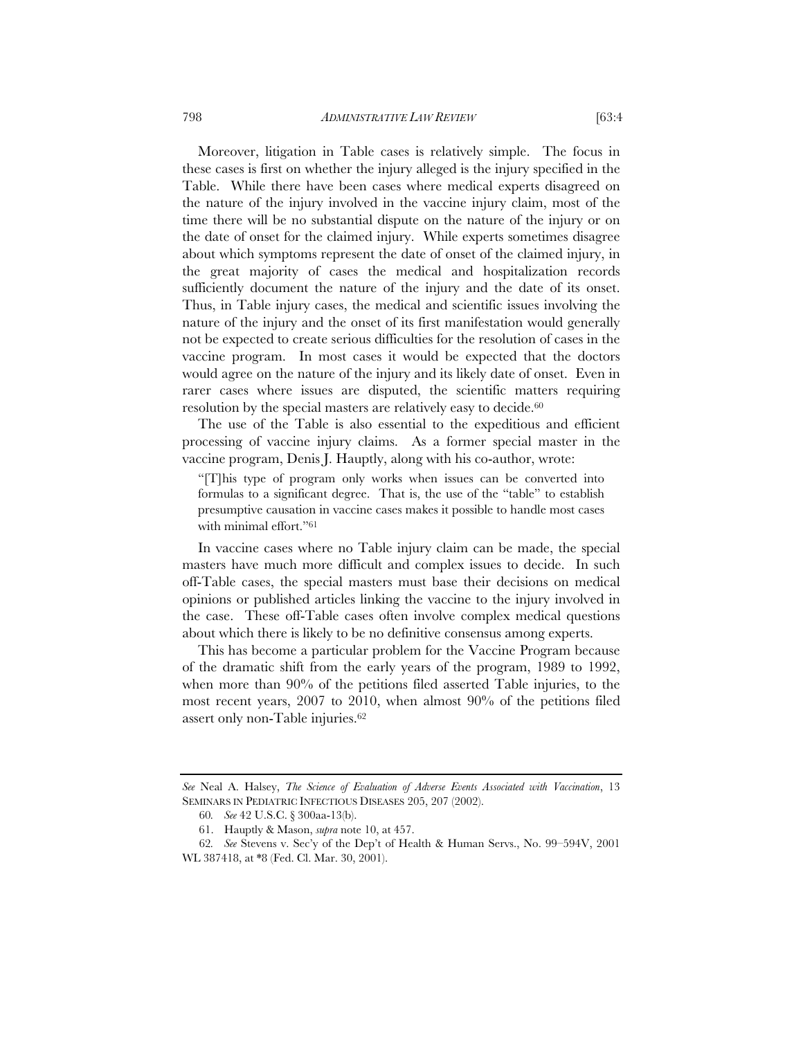Moreover, litigation in Table cases is relatively simple. The focus in these cases is first on whether the injury alleged is the injury specified in the Table. While there have been cases where medical experts disagreed on the nature of the injury involved in the vaccine injury claim, most of the time there will be no substantial dispute on the nature of the injury or on the date of onset for the claimed injury. While experts sometimes disagree about which symptoms represent the date of onset of the claimed injury, in the great majority of cases the medical and hospitalization records sufficiently document the nature of the injury and the date of its onset. Thus, in Table injury cases, the medical and scientific issues involving the nature of the injury and the onset of its first manifestation would generally not be expected to create serious difficulties for the resolution of cases in the vaccine program. In most cases it would be expected that the doctors would agree on the nature of the injury and its likely date of onset. Even in rarer cases where issues are disputed, the scientific matters requiring resolution by the special masters are relatively easy to decide.[60]

The use of the Table is also essential to the expeditious and efficient processing of vaccine injury claims. As a former special master in the vaccine program, Denis J. Hauptly, along with his co-author, wrote:

> "[T]his type of program only works when issues can be converted into formulas to a significant degree. That is, the use of the "table" to establish presumptive causation in vaccine cases makes it possible to handle most cases with minimal effort."[61]

In vaccine cases where no Table injury claim can be made, the special masters have much more difficult and complex issues to decide. In such off-Table cases, the special masters must base their decisions on medical opinions or published articles linking the vaccine to the injury involved in the case. These off-Table cases often involve complex medical questions about which there is likely to be no definitive consensus among experts.

This has become a particular problem for the Vaccine Program because of the dramatic shift from the early years of the program, 1989 to 1992, when more than 90% of the petitions filed asserted Table injuries, to the most recent years, 2007 to 2010, when almost 90% of the petitions filed assert only non-Table injuries.[62]

---

*See* Neal A. Halsey, *The Science of Evaluation of Adverse Events Associated with Vaccination*, 13 SEMINARS IN PEDIATRIC INFECTIOUS DISEASES 205, 207 (2002).

60. *See* 42 U.S.C. § 300aa-13(b).

61. Hauptly & Mason, *supra* note 10, at 457.

62. *See* Stevens v. Sec'y of the Dep't of Health & Human Servs., No. 99–594V, 2001 WL 387418, at *8 (Fed. Cl. Mar. 30, 2001).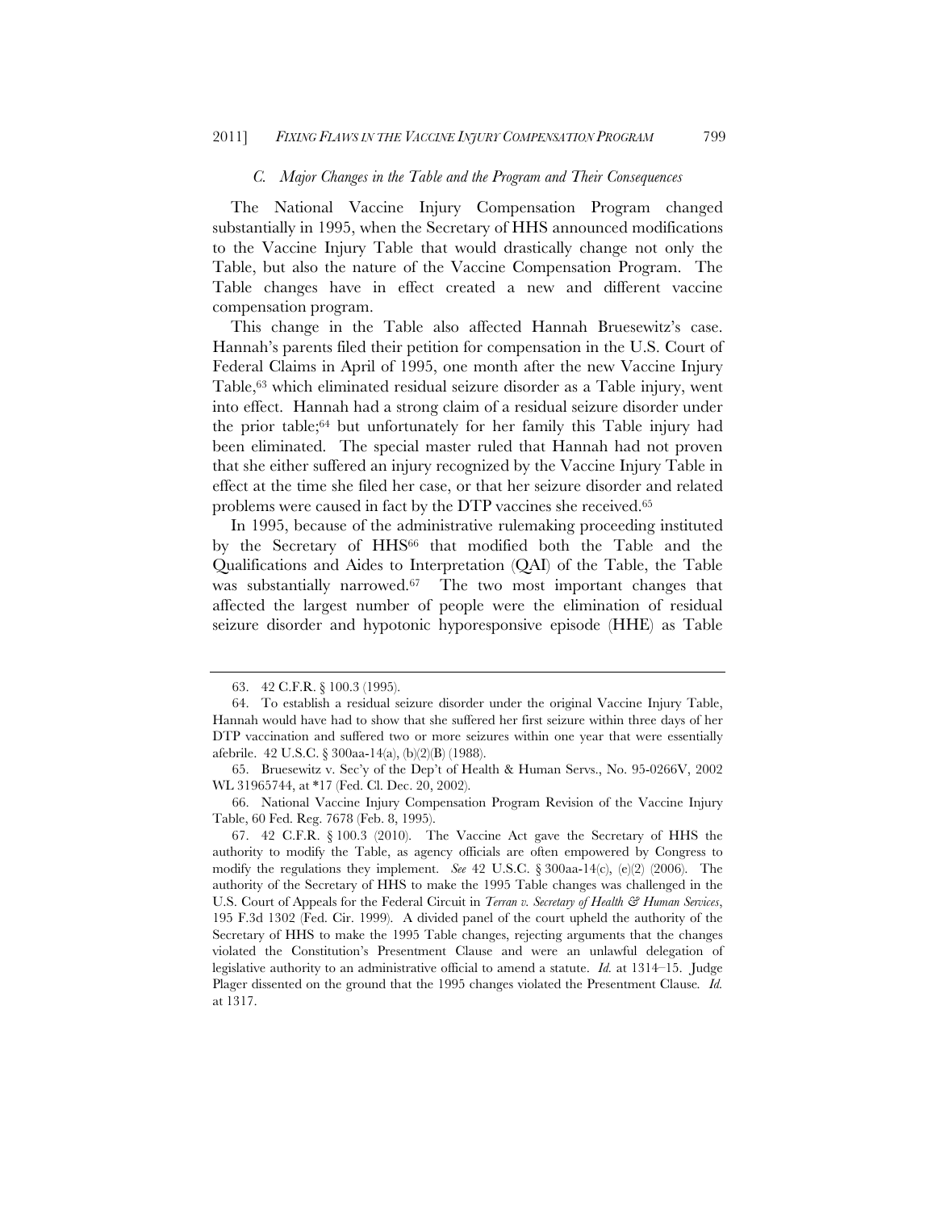### *C. Major Changes in the Table and the Program and Their Consequences*

The National Vaccine Injury Compensation Program changed substantially in 1995, when the Secretary of HHS announced modifications to the Vaccine Injury Table that would drastically change not only the Table, but also the nature of the Vaccine Compensation Program. The Table changes have in effect created a new and different vaccine compensation program.

This change in the Table also affected Hannah Bruesewitz's case. Hannah's parents filed their petition for compensation in the U.S. Court of Federal Claims in April of 1995, one month after the new Vaccine Injury Table,[63] which eliminated residual seizure disorder as a Table injury, went into effect. Hannah had a strong claim of a residual seizure disorder under the prior table;[64] but unfortunately for her family this Table injury had been eliminated. The special master ruled that Hannah had not proven that she either suffered an injury recognized by the Vaccine Injury Table in effect at the time she filed her case, or that her seizure disorder and related problems were caused in fact by the DTP vaccines she received.[65]

In 1995, because of the administrative rulemaking proceeding instituted by the Secretary of HHS[66] that modified both the Table and the Qualifications and Aides to Interpretation (QAI) of the Table, the Table was substantially narrowed.[67] The two most important changes that affected the largest number of people were the elimination of residual seizure disorder and hypotonic hyporesponsive episode (HHE) as Table

---

63. 42 C.F.R. § 100.3 (1995).

64. To establish a residual seizure disorder under the original Vaccine Injury Table, Hannah would have had to show that she suffered her first seizure within three days of her DTP vaccination and suffered two or more seizures within one year that were essentially afebrile. 42 U.S.C. § 300aa-14(a), (b)(2)(B) (1988).

65. Bruesewitz v. Sec'y of the Dep't of Health & Human Servs., No. 95-0266V, 2002 WL 31965744, at *17 (Fed. Cl. Dec. 20, 2002).

66. National Vaccine Injury Compensation Program Revision of the Vaccine Injury Table, 60 Fed. Reg. 7678 (Feb. 8, 1995).

67. 42 C.F.R. § 100.3 (2010). The Vaccine Act gave the Secretary of HHS the authority to modify the Table, as agency officials are often empowered by Congress to modify the regulations they implement. *See* 42 U.S.C. § 300aa-14(c), (e)(2) (2006). The authority of the Secretary of HHS to make the 1995 Table changes was challenged in the U.S. Court of Appeals for the Federal Circuit in *Terran v. Secretary of Health & Human Services*, 195 F.3d 1302 (Fed. Cir. 1999). A divided panel of the court upheld the authority of the Secretary of HHS to make the 1995 Table changes, rejecting arguments that the changes violated the Constitution's Presentment Clause and were an unlawful delegation of legislative authority to an administrative official to amend a statute. *Id.* at 1314–15. Judge Plager dissented on the ground that the 1995 changes violated the Presentment Clause. *Id.* at 1317.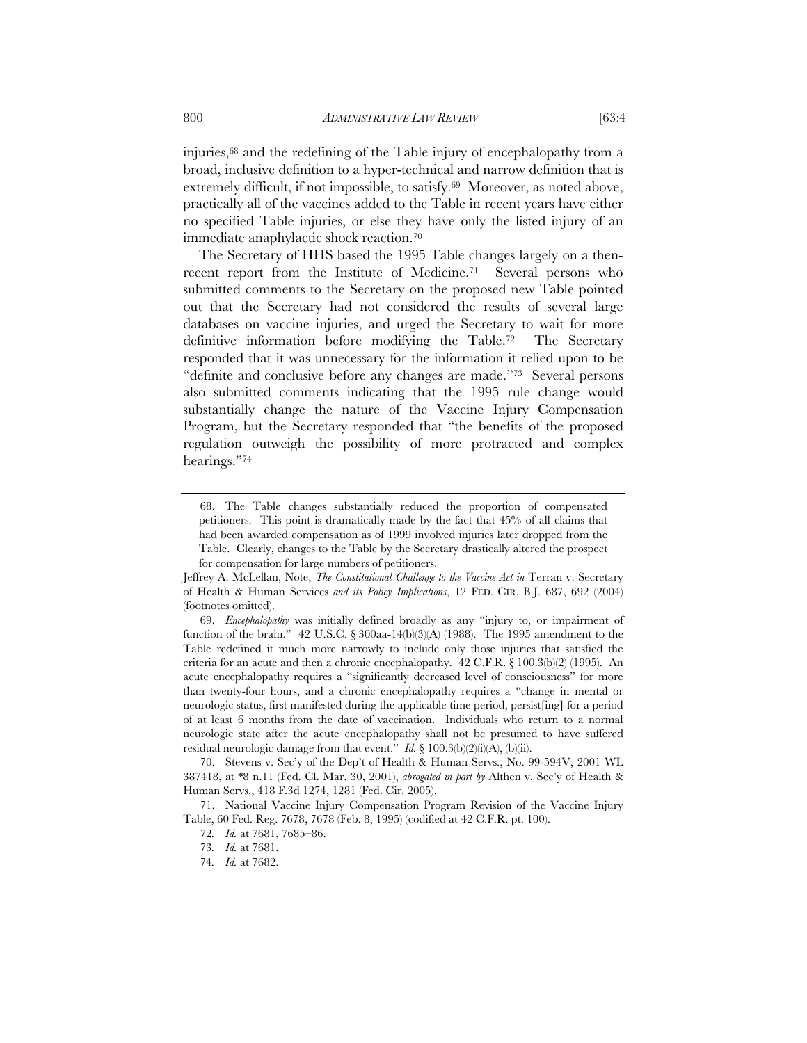injuries,[68] and the redefining of the Table injury of encephalopathy from a broad, inclusive definition to a hyper-technical and narrow definition that is extremely difficult, if not impossible, to satisfy.[69] Moreover, as noted above, practically all of the vaccines added to the Table in recent years have either no specified Table injuries, or else they have only the listed injury of an immediate anaphylactic shock reaction.[70]

The Secretary of HHS based the 1995 Table changes largely on a then-recent report from the Institute of Medicine.[71] Several persons who submitted comments to the Secretary on the proposed new Table pointed out that the Secretary had not considered the results of several large databases on vaccine injuries, and urged the Secretary to wait for more definitive information before modifying the Table.[72] The Secretary responded that it was unnecessary for the information it relied upon to be "definite and conclusive before any changes are made."[73] Several persons also submitted comments indicating that the 1995 rule change would substantially change the nature of the Vaccine Injury Compensation Program, but the Secretary responded that "the benefits of the proposed regulation outweigh the possibility of more protracted and complex hearings."[74]

---

68. The Table changes substantially reduced the proportion of compensated petitioners. This point is dramatically made by the fact that 45% of all claims that had been awarded compensation as of 1999 involved injuries later dropped from the Table. Clearly, changes to the Table by the Secretary drastically altered the prospect for compensation for large numbers of petitioners.

Jeffrey A. McLellan, Note, *The Constitutional Challenge to the Vaccine Act in* Terran v. Secretary of Health & Human Services *and its Policy Implications*, 12 FED. CIR. B.J. 687, 692 (2004) (footnotes omitted).

69. *Encephalopathy* was initially defined broadly as any "injury to, or impairment of function of the brain." 42 U.S.C. § 300aa-14(b)(3)(A) (1988). The 1995 amendment to the Table redefined it much more narrowly to include only those injuries that satisfied the criteria for an acute and then a chronic encephalopathy. 42 C.F.R. § 100.3(b)(2) (1995). An acute encephalopathy requires a "significantly decreased level of consciousness" for more than twenty-four hours, and a chronic encephalopathy requires a "change in mental or neurologic status, first manifested during the applicable time period, persist[ing] for a period of at least 6 months from the date of vaccination. Individuals who return to a normal neurologic state after the acute encephalopathy shall not be presumed to have suffered residual neurologic damage from that event." *Id.* § 100.3(b)(2)(i)(A), (b)(ii).

70. Stevens v. Sec'y of the Dep't of Health & Human Servs., No. 99-594V, 2001 WL 387418, at *8 n.11 (Fed. Cl. Mar. 30, 2001), *abrogated in part by* Althen v. Sec'y of Health & Human Servs., 418 F.3d 1274, 1281 (Fed. Cir. 2005).

71. National Vaccine Injury Compensation Program Revision of the Vaccine Injury Table, 60 Fed. Reg. 7678, 7678 (Feb. 8, 1995) (codified at 42 C.F.R. pt. 100).

72. *Id.* at 7681, 7685–86.

73. *Id.* at 7681.

74. *Id.* at 7682.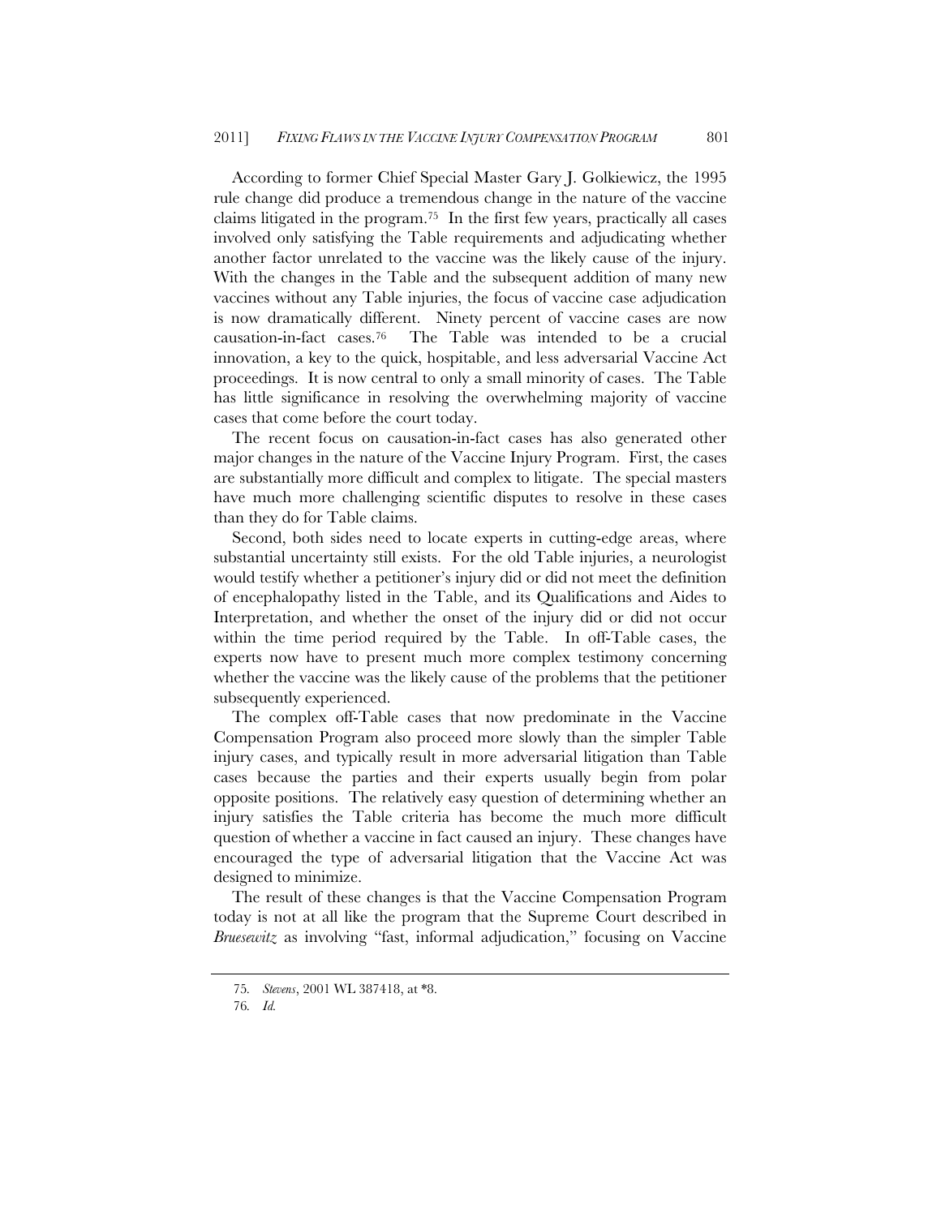According to former Chief Special Master Gary J. Golkiewicz, the 1995 rule change did produce a tremendous change in the nature of the vaccine claims litigated in the program.[75] In the first few years, practically all cases involved only satisfying the Table requirements and adjudicating whether another factor unrelated to the vaccine was the likely cause of the injury. With the changes in the Table and the subsequent addition of many new vaccines without any Table injuries, the focus of vaccine case adjudication is now dramatically different. Ninety percent of vaccine cases are now causation-in-fact cases.[76] The Table was intended to be a crucial innovation, a key to the quick, hospitable, and less adversarial Vaccine Act proceedings. It is now central to only a small minority of cases. The Table has little significance in resolving the overwhelming majority of vaccine cases that come before the court today.

The recent focus on causation-in-fact cases has also generated other major changes in the nature of the Vaccine Injury Program. First, the cases are substantially more difficult and complex to litigate. The special masters have much more challenging scientific disputes to resolve in these cases than they do for Table claims.

Second, both sides need to locate experts in cutting-edge areas, where substantial uncertainty still exists. For the old Table injuries, a neurologist would testify whether a petitioner's injury did or did not meet the definition of encephalopathy listed in the Table, and its Qualifications and Aides to Interpretation, and whether the onset of the injury did or did not occur within the time period required by the Table. In off-Table cases, the experts now have to present much more complex testimony concerning whether the vaccine was the likely cause of the problems that the petitioner subsequently experienced.

The complex off-Table cases that now predominate in the Vaccine Compensation Program also proceed more slowly than the simpler Table injury cases, and typically result in more adversarial litigation than Table cases because the parties and their experts usually begin from polar opposite positions. The relatively easy question of determining whether an injury satisfies the Table criteria has become the much more difficult question of whether a vaccine in fact caused an injury. These changes have encouraged the type of adversarial litigation that the Vaccine Act was designed to minimize.

The result of these changes is that the Vaccine Compensation Program today is not at all like the program that the Supreme Court described in *Bruesewitz* as involving "fast, informal adjudication," focusing on Vaccine

---

75. *Stevens*, 2001 WL 387418, at *8.

76. *Id.*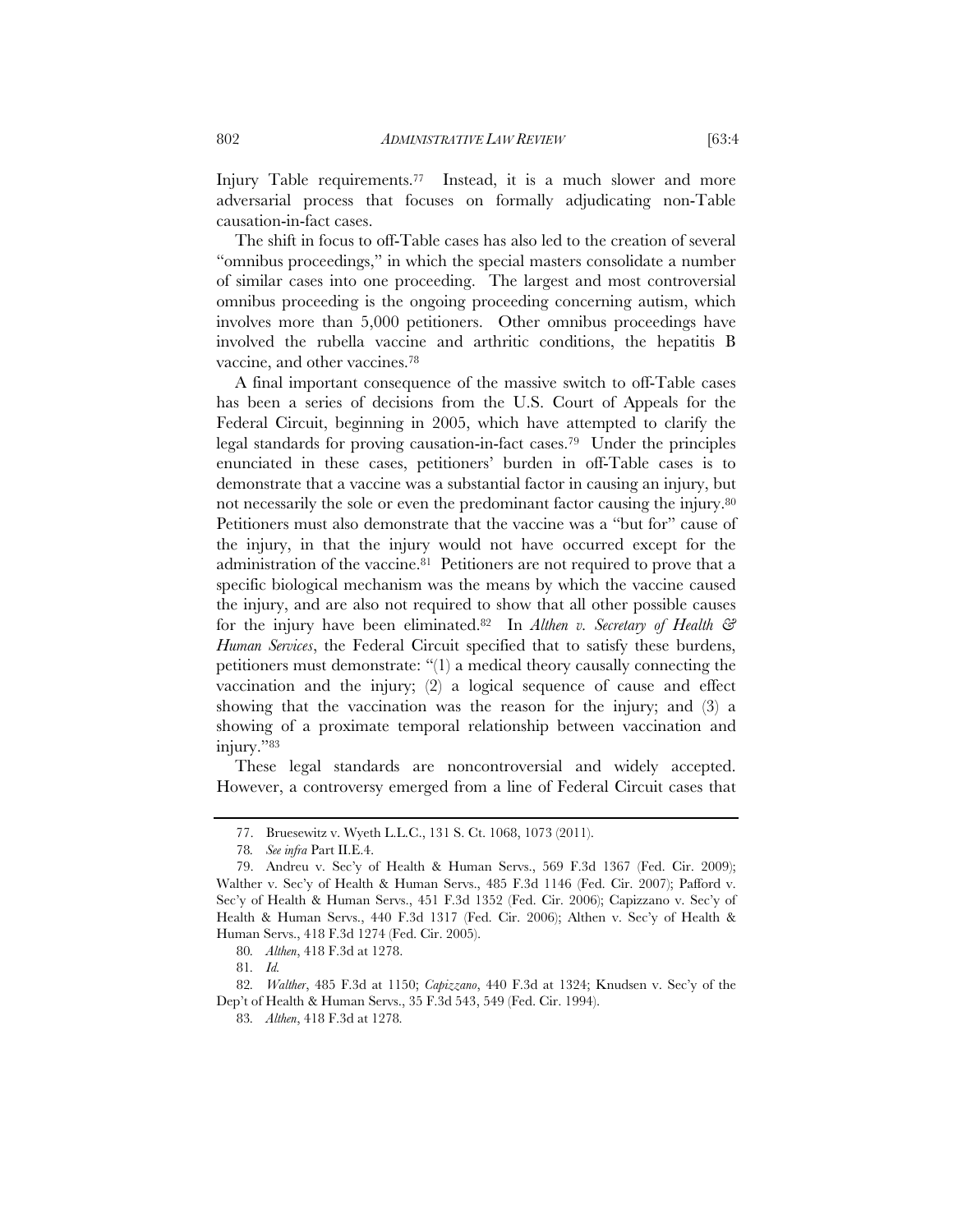Injury Table requirements.[77] Instead, it is a much slower and more adversarial process that focuses on formally adjudicating non-Table causation-in-fact cases.

The shift in focus to off-Table cases has also led to the creation of several "omnibus proceedings," in which the special masters consolidate a number of similar cases into one proceeding. The largest and most controversial omnibus proceeding is the ongoing proceeding concerning autism, which involves more than 5,000 petitioners. Other omnibus proceedings have involved the rubella vaccine and arthritic conditions, the hepatitis B vaccine, and other vaccines.[78]

A final important consequence of the massive switch to off-Table cases has been a series of decisions from the U.S. Court of Appeals for the Federal Circuit, beginning in 2005, which have attempted to clarify the legal standards for proving causation-in-fact cases.[79] Under the principles enunciated in these cases, petitioners' burden in off-Table cases is to demonstrate that a vaccine was a substantial factor in causing an injury, but not necessarily the sole or even the predominant factor causing the injury.[80] Petitioners must also demonstrate that the vaccine was a "but for" cause of the injury, in that the injury would not have occurred except for the administration of the vaccine.[81] Petitioners are not required to prove that a specific biological mechanism was the means by which the vaccine caused the injury, and are also not required to show that all other possible causes for the injury have been eliminated.[82] In *Althen v. Secretary of Health & Human Services*, the Federal Circuit specified that to satisfy these burdens, petitioners must demonstrate: "(1) a medical theory causally connecting the vaccination and the injury; (2) a logical sequence of cause and effect showing that the vaccination was the reason for the injury; and (3) a showing of a proximate temporal relationship between vaccination and injury."[83]

These legal standards are noncontroversial and widely accepted. However, a controversy emerged from a line of Federal Circuit cases that

---

77. Bruesewitz v. Wyeth L.L.C., 131 S. Ct. 1068, 1073 (2011).

78. *See infra* Part II.E.4.

79. Andreu v. Sec'y of Health & Human Servs., 569 F.3d 1367 (Fed. Cir. 2009); Walther v. Sec'y of Health & Human Servs., 485 F.3d 1146 (Fed. Cir. 2007); Pafford v. Sec'y of Health & Human Servs., 451 F.3d 1352 (Fed. Cir. 2006); Capizzano v. Sec'y of Health & Human Servs., 440 F.3d 1317 (Fed. Cir. 2006); Althen v. Sec'y of Health & Human Servs., 418 F.3d 1274 (Fed. Cir. 2005).

80. *Althen*, 418 F.3d at 1278.

81. *Id.*

82. *Walther*, 485 F.3d at 1150; *Capizzano*, 440 F.3d at 1324; Knudsen v. Sec'y of the Dep't of Health & Human Servs., 35 F.3d 543, 549 (Fed. Cir. 1994).

83. *Althen*, 418 F.3d at 1278.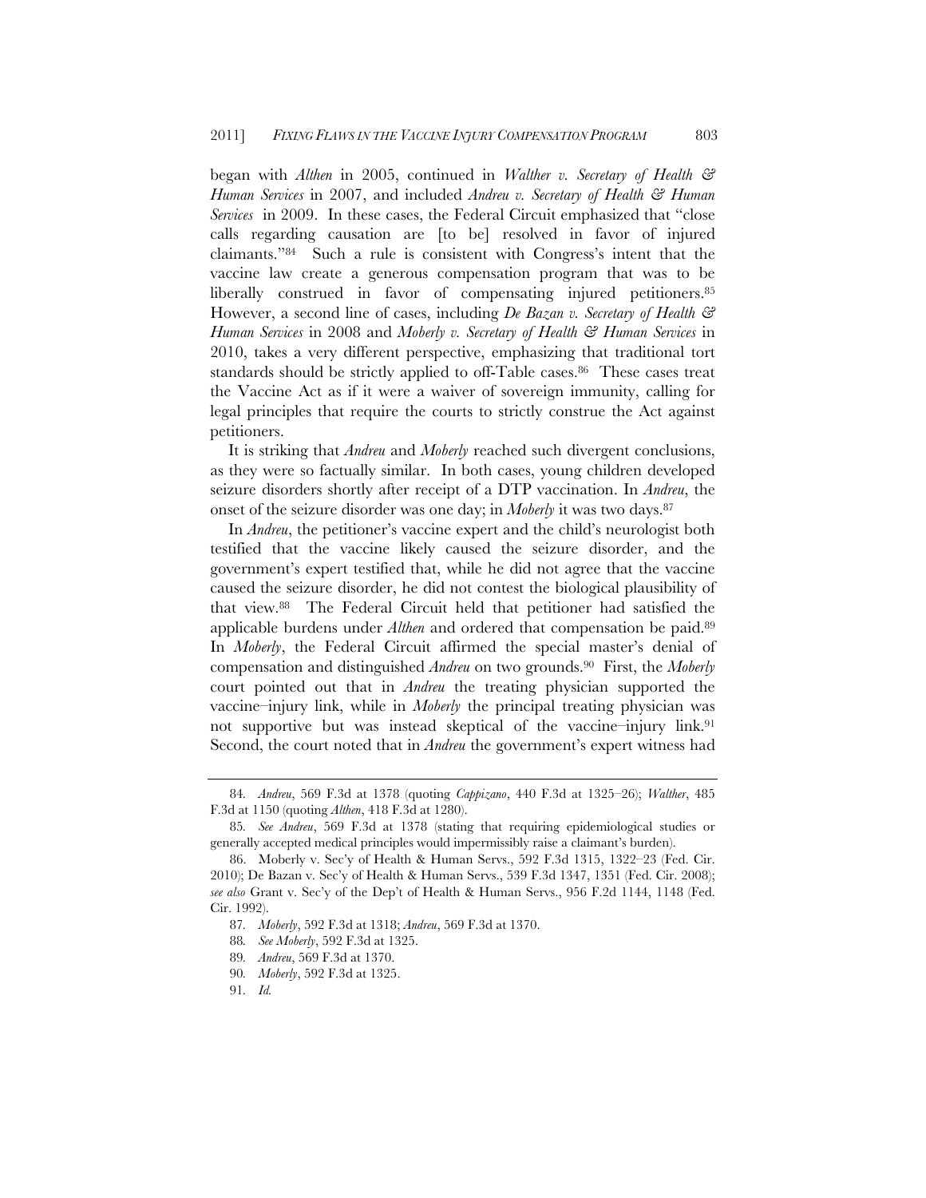began with *Althen* in 2005, continued in *Walther v. Secretary of Health & Human Services* in 2007, and included *Andreu v. Secretary of Health & Human Services* in 2009. In these cases, the Federal Circuit emphasized that "close calls regarding causation are [to be] resolved in favor of injured claimants."[84] Such a rule is consistent with Congress's intent that the vaccine law create a generous compensation program that was to be liberally construed in favor of compensating injured petitioners.[85] However, a second line of cases, including *De Bazan v. Secretary of Health & Human Services* in 2008 and *Moberly v. Secretary of Health & Human Services* in 2010, takes a very different perspective, emphasizing that traditional tort standards should be strictly applied to off-Table cases.[86] These cases treat the Vaccine Act as if it were a waiver of sovereign immunity, calling for legal principles that require the courts to strictly construe the Act against petitioners.

It is striking that *Andreu* and *Moberly* reached such divergent conclusions, as they were so factually similar. In both cases, young children developed seizure disorders shortly after receipt of a DTP vaccination. In *Andreu*, the onset of the seizure disorder was one day; in *Moberly* it was two days.[87]

In *Andreu*, the petitioner's vaccine expert and the child's neurologist both testified that the vaccine likely caused the seizure disorder, and the government's expert testified that, while he did not agree that the vaccine caused the seizure disorder, he did not contest the biological plausibility of that view.[88] The Federal Circuit held that petitioner had satisfied the applicable burdens under *Althen* and ordered that compensation be paid.[89] In *Moberly*, the Federal Circuit affirmed the special master's denial of compensation and distinguished *Andreu* on two grounds.[90] First, the *Moberly* court pointed out that in *Andreu* the treating physician supported the vaccine–injury link, while in *Moberly* the principal treating physician was not supportive but was instead skeptical of the vaccine–injury link.[91] Second, the court noted that in *Andreu* the government's expert witness had

---

84. *Andreu*, 569 F.3d at 1378 (quoting *Cappizano*, 440 F.3d at 1325–26); *Walther*, 485 F.3d at 1150 (quoting *Althen*, 418 F.3d at 1280).

85. *See Andreu*, 569 F.3d at 1378 (stating that requiring epidemiological studies or generally accepted medical principles would impermissibly raise a claimant's burden).

86. Moberly v. Sec'y of Health & Human Servs., 592 F.3d 1315, 1322–23 (Fed. Cir. 2010); De Bazan v. Sec'y of Health & Human Servs., 539 F.3d 1347, 1351 (Fed. Cir. 2008); *see also* Grant v. Sec'y of the Dep't of Health & Human Servs., 956 F.2d 1144, 1148 (Fed. Cir. 1992).

87. *Moberly*, 592 F.3d at 1318; *Andreu*, 569 F.3d at 1370.

88. *See Moberly*, 592 F.3d at 1325.

89. *Andreu*, 569 F.3d at 1370.

90. *Moberly*, 592 F.3d at 1325.

91. *Id.*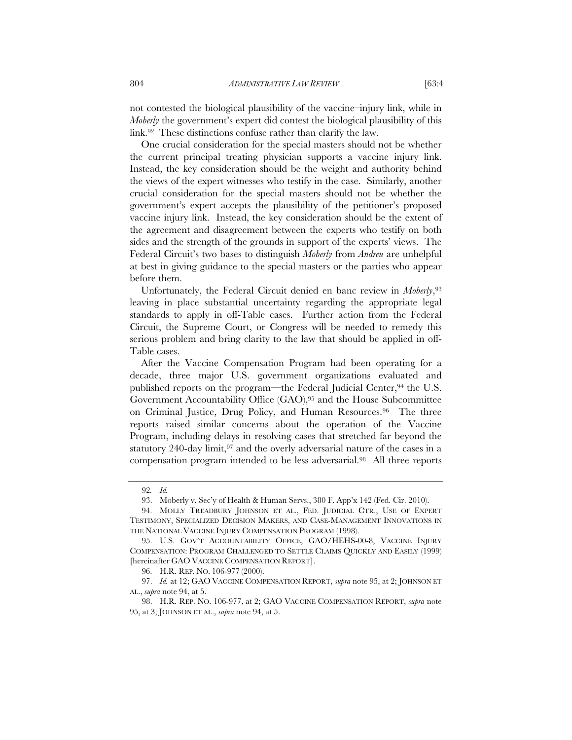not contested the biological plausibility of the vaccine–injury link, while in *Moberly* the government's expert did contest the biological plausibility of this link.[92] These distinctions confuse rather than clarify the law.

One crucial consideration for the special masters should not be whether the current principal treating physician supports a vaccine injury link. Instead, the key consideration should be the weight and authority behind the views of the expert witnesses who testify in the case. Similarly, another crucial consideration for the special masters should not be whether the government's expert accepts the plausibility of the petitioner's proposed vaccine injury link. Instead, the key consideration should be the extent of the agreement and disagreement between the experts who testify on both sides and the strength of the grounds in support of the experts' views. The Federal Circuit's two bases to distinguish *Moberly* from *Andreu* are unhelpful at best in giving guidance to the special masters or the parties who appear before them.

Unfortunately, the Federal Circuit denied en banc review in *Moberly*,[93] leaving in place substantial uncertainty regarding the appropriate legal standards to apply in off-Table cases. Further action from the Federal Circuit, the Supreme Court, or Congress will be needed to remedy this serious problem and bring clarity to the law that should be applied in off-Table cases.

After the Vaccine Compensation Program had been operating for a decade, three major U.S. government organizations evaluated and published reports on the program—the Federal Judicial Center,[94] the U.S. Government Accountability Office (GAO),[95] and the House Subcommittee on Criminal Justice, Drug Policy, and Human Resources.[96] The three reports raised similar concerns about the operation of the Vaccine Program, including delays in resolving cases that stretched far beyond the statutory 240-day limit,[97] and the overly adversarial nature of the cases in a compensation program intended to be less adversarial.[98] All three reports

---

92. *Id.*

93. Moberly v. Sec'y of Health & Human Servs., 380 F. App'x 142 (Fed. Cir. 2010).

94. MOLLY TREADBURY JOHNSON ET AL., FED. JUDICIAL CTR., USE OF EXPERT TESTIMONY, SPECIALIZED DECISION MAKERS, AND CASE-MANAGEMENT INNOVATIONS IN THE NATIONAL VACCINE INJURY COMPENSATION PROGRAM (1998).

95. U.S. GOV'T ACCOUNTABILITY OFFICE, GAO/HEHS-00-8, VACCINE INJURY COMPENSATION: PROGRAM CHALLENGED TO SETTLE CLAIMS QUICKLY AND EASILY (1999) [hereinafter GAO VACCINE COMPENSATION REPORT].

96. H.R. REP. NO. 106-977 (2000).

97. *Id.* at 12; GAO VACCINE COMPENSATION REPORT, *supra* note 95, at 2; JOHNSON ET AL., *supra* note 94, at 5.

98. H.R. REP. NO. 106-977, at 2; GAO VACCINE COMPENSATION REPORT, *supra* note 95, at 3; JOHNSON ET AL., *supra* note 94, at 5.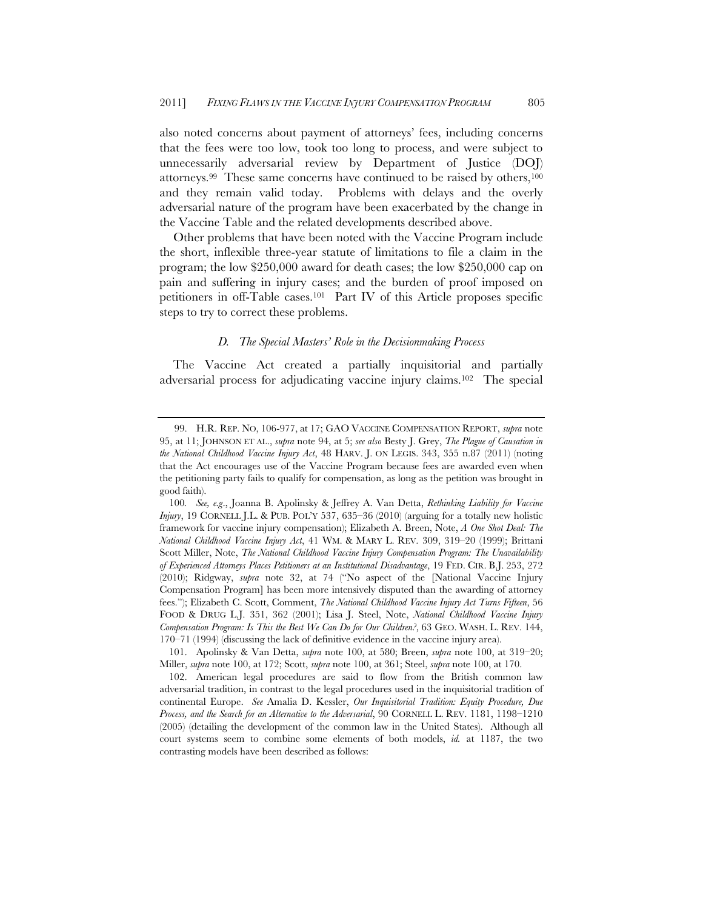also noted concerns about payment of attorneys' fees, including concerns that the fees were too low, took too long to process, and were subject to unnecessarily adversarial review by Department of Justice (DOJ) attorneys.[99] These same concerns have continued to be raised by others,[100] and they remain valid today. Problems with delays and the overly adversarial nature of the program have been exacerbated by the change in the Vaccine Table and the related developments described above.

Other problems that have been noted with the Vaccine Program include the short, inflexible three-year statute of limitations to file a claim in the program; the low $250,000 award for death cases; the low $250,000 cap on pain and suffering in injury cases; and the burden of proof imposed on petitioners in off-Table cases.[101] Part IV of this Article proposes specific steps to try to correct these problems.

### *D. The Special Masters' Role in the Decisionmaking Process*

The Vaccine Act created a partially inquisitorial and partially adversarial process for adjudicating vaccine injury claims.[102] The special

---

99. H.R. REP. NO, 106-977, at 17; GAO VACCINE COMPENSATION REPORT, *supra* note 95, at 11; JOHNSON ET AL., *supra* note 94, at 5; *see also* Besty J. Grey, *The Plague of Causation in the National Childhood Vaccine Injury Act*, 48 HARV. J. ON LEGIS. 343, 355 n.87 (2011) (noting that the Act encourages use of the Vaccine Program because fees are awarded even when the petitioning party fails to qualify for compensation, as long as the petition was brought in good faith).

100. *See, e.g.*, Joanna B. Apolinsky & Jeffrey A. Van Detta, *Rethinking Liability for Vaccine Injury*, 19 CORNELL J.L. & PUB. POL'Y 537, 635–36 (2010) (arguing for a totally new holistic framework for vaccine injury compensation); Elizabeth A. Breen, Note, *A One Shot Deal: The National Childhood Vaccine Injury Act*, 41 WM. & MARY L. REV. 309, 319–20 (1999); Brittani Scott Miller, Note, *The National Childhood Vaccine Injury Compensation Program: The Unavailability of Experienced Attorneys Places Petitioners at an Institutional Disadvantage*, 19 FED. CIR. B.J. 253, 272 (2010); Ridgway, *supra* note 32, at 74 ("No aspect of the [National Vaccine Injury Compensation Program] has been more intensively disputed than the awarding of attorney fees."); Elizabeth C. Scott, Comment, *The National Childhood Vaccine Injury Act Turns Fifteen*, 56 FOOD & DRUG L.J. 351, 362 (2001); Lisa J. Steel, Note, *National Childhood Vaccine Injury Compensation Program: Is This the Best We Can Do for Our Children?*, 63 GEO. WASH. L. REV. 144, 170–71 (1994) (discussing the lack of definitive evidence in the vaccine injury area).

101. Apolinsky & Van Detta, *supra* note 100, at 580; Breen, *supra* note 100, at 319–20; Miller, *supra* note 100, at 172; Scott, *supra* note 100, at 361; Steel, *supra* note 100, at 170.

102. American legal procedures are said to flow from the British common law adversarial tradition, in contrast to the legal procedures used in the inquisitorial tradition of continental Europe. *See* Amalia D. Kessler, *Our Inquisitorial Tradition: Equity Procedure, Due Process, and the Search for an Alternative to the Adversarial*, 90 CORNELL L. REV. 1181, 1198–1210 (2005) (detailing the development of the common law in the United States). Although all court systems seem to combine some elements of both models, *id.* at 1187, the two contrasting models have been described as follows: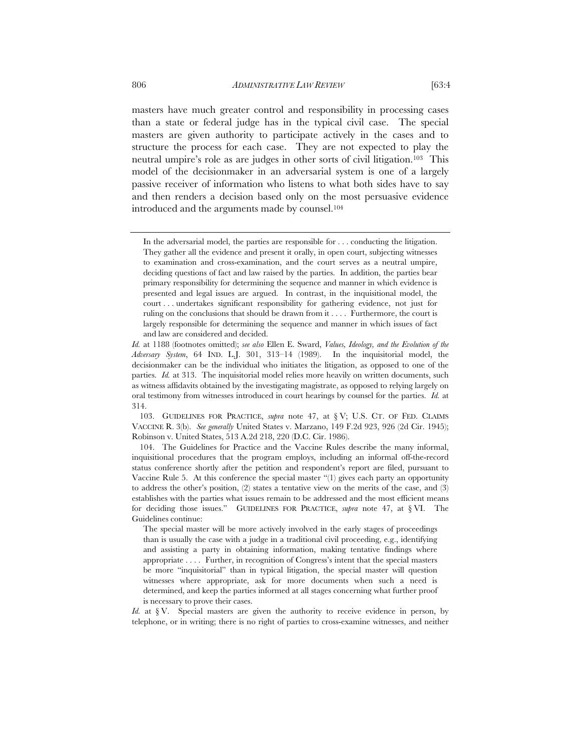masters have much greater control and responsibility in processing cases than a state or federal judge has in the typical civil case. The special masters are given authority to participate actively in the cases and to structure the process for each case. They are not expected to play the neutral umpire's role as are judges in other sorts of civil litigation.[103] This model of the decisionmaker in an adversarial system is one of a largely passive receiver of information who listens to what both sides have to say and then renders a decision based only on the most persuasive evidence introduced and the arguments made by counsel.[104]

---

> In the adversarial model, the parties are responsible for . . . conducting the litigation. They gather all the evidence and present it orally, in open court, subjecting witnesses to examination and cross-examination, and the court serves as a neutral umpire, deciding questions of fact and law raised by the parties. In addition, the parties bear primary responsibility for determining the sequence and manner in which evidence is presented and legal issues are argued. In contrast, in the inquisitional model, the court . . . undertakes significant responsibility for gathering evidence, not just for ruling on the conclusions that should be drawn from it . . . . Furthermore, the court is largely responsible for determining the sequence and manner in which issues of fact and law are considered and decided.

*Id.* at 1188 (footnotes omitted); *see also* Ellen E. Sward, *Values, Ideology, and the Evolution of the Adversary System*, 64 IND. L.J. 301, 313–14 (1989). In the inquisitorial model, the decisionmaker can be the individual who initiates the litigation, as opposed to one of the parties. *Id.* at 313. The inquisitorial model relies more heavily on written documents, such as witness affidavits obtained by the investigating magistrate, as opposed to relying largely on oral testimony from witnesses introduced in court hearings by counsel for the parties. *Id.* at 314.

103. GUIDELINES FOR PRACTICE, *supra* note 47, at § V; U.S. CT. OF FED. CLAIMS VACCINE R. 3(b). *See generally* United States v. Marzano, 149 F.2d 923, 926 (2d Cir. 1945); Robinson v. United States, 513 A.2d 218, 220 (D.C. Cir. 1986).

104. The Guidelines for Practice and the Vaccine Rules describe the many informal, inquisitional procedures that the program employs, including an informal off-the-record status conference shortly after the petition and respondent's report are filed, pursuant to Vaccine Rule 5. At this conference the special master "(1) gives each party an opportunity to address the other's position, (2) states a tentative view on the merits of the case, and (3) establishes with the parties what issues remain to be addressed and the most efficient means for deciding those issues." GUIDELINES FOR PRACTICE, *supra* note 47, at § VI. The Guidelines continue:

> The special master will be more actively involved in the early stages of proceedings than is usually the case with a judge in a traditional civil proceeding, e.g., identifying and assisting a party in obtaining information, making tentative findings where appropriate . . . . Further, in recognition of Congress's intent that the special masters be more "inquisitorial" than in typical litigation, the special master will question witnesses where appropriate, ask for more documents when such a need is determined, and keep the parties informed at all stages concerning what further proof is necessary to prove their cases.

*Id.* at § V. Special masters are given the authority to receive evidence in person, by telephone, or in writing; there is no right of parties to cross-examine witnesses, and neither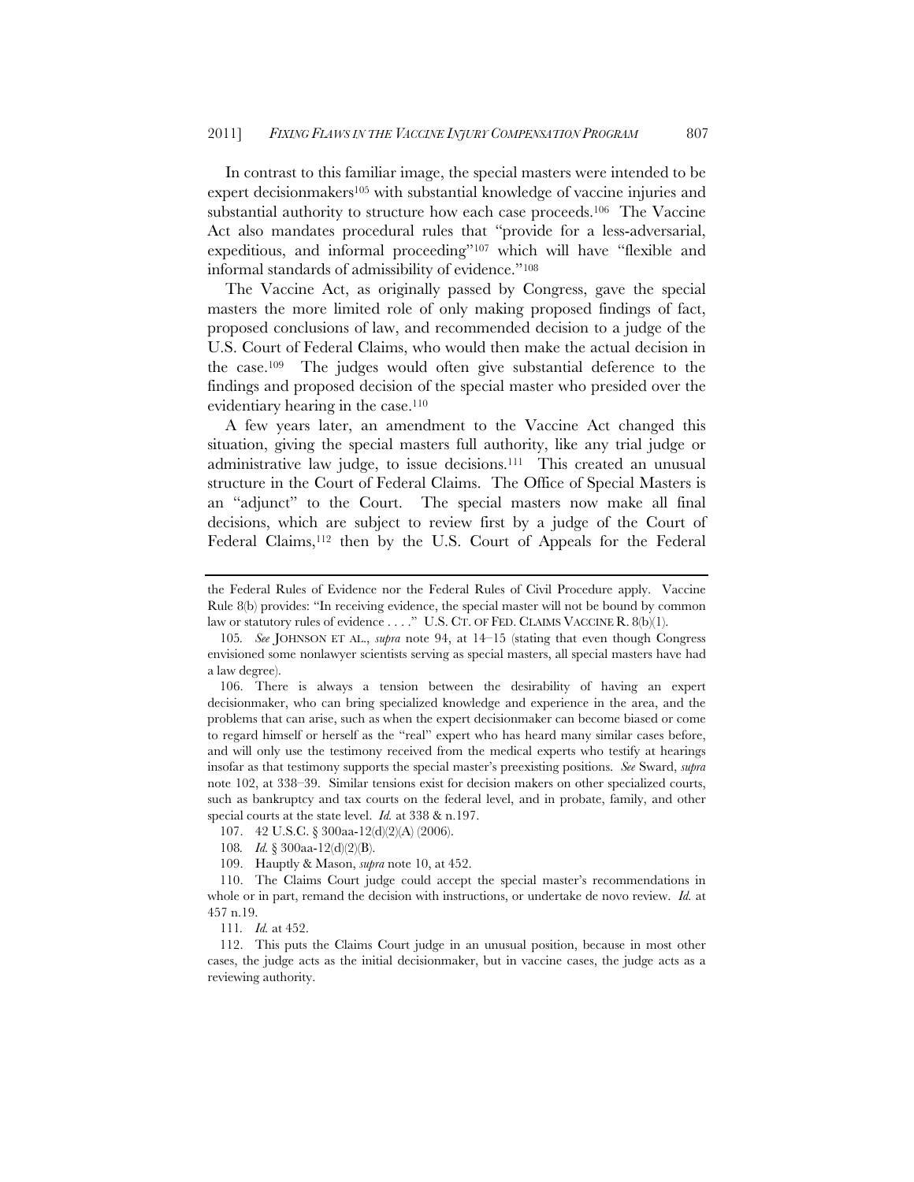In contrast to this familiar image, the special masters were intended to be expert decisionmakers[105] with substantial knowledge of vaccine injuries and substantial authority to structure how each case proceeds.[106] The Vaccine Act also mandates procedural rules that "provide for a less-adversarial, expeditious, and informal proceeding"[107] which will have "flexible and informal standards of admissibility of evidence."[108]

The Vaccine Act, as originally passed by Congress, gave the special masters the more limited role of only making proposed findings of fact, proposed conclusions of law, and recommended decision to a judge of the U.S. Court of Federal Claims, who would then make the actual decision in the case.[109] The judges would often give substantial deference to the findings and proposed decision of the special master who presided over the evidentiary hearing in the case.[110]

A few years later, an amendment to the Vaccine Act changed this situation, giving the special masters full authority, like any trial judge or administrative law judge, to issue decisions.[111] This created an unusual structure in the Court of Federal Claims. The Office of Special Masters is an "adjunct" to the Court. The special masters now make all final decisions, which are subject to review first by a judge of the Court of Federal Claims,[112] then by the U.S. Court of Appeals for the Federal

---

the Federal Rules of Evidence nor the Federal Rules of Civil Procedure apply. Vaccine Rule 8(b) provides: "In receiving evidence, the special master will not be bound by common law or statutory rules of evidence . . . ." U.S. CT. OF FED. CLAIMS VACCINE R. 8(b)(1).

105. *See* JOHNSON ET AL., *supra* note 94, at 14–15 (stating that even though Congress envisioned some nonlawyer scientists serving as special masters, all special masters have had a law degree).

106. There is always a tension between the desirability of having an expert decisionmaker, who can bring specialized knowledge and experience in the area, and the problems that can arise, such as when the expert decisionmaker can become biased or come to regard himself or herself as the "real" expert who has heard many similar cases before, and will only use the testimony received from the medical experts who testify at hearings insofar as that testimony supports the special master's preexisting positions. *See* Sward, *supra* note 102, at 338–39. Similar tensions exist for decision makers on other specialized courts, such as bankruptcy and tax courts on the federal level, and in probate, family, and other special courts at the state level. *Id.* at 338 & n.197.

107. 42 U.S.C. § 300aa-12(d)(2)(A) (2006).

108. *Id.* § 300aa-12(d)(2)(B).

109. Hauptly & Mason, *supra* note 10, at 452.

110. The Claims Court judge could accept the special master's recommendations in whole or in part, remand the decision with instructions, or undertake de novo review. *Id.* at 457 n.19.

111. *Id.* at 452.

112. This puts the Claims Court judge in an unusual position, because in most other cases, the judge acts as the initial decisionmaker, but in vaccine cases, the judge acts as a reviewing authority.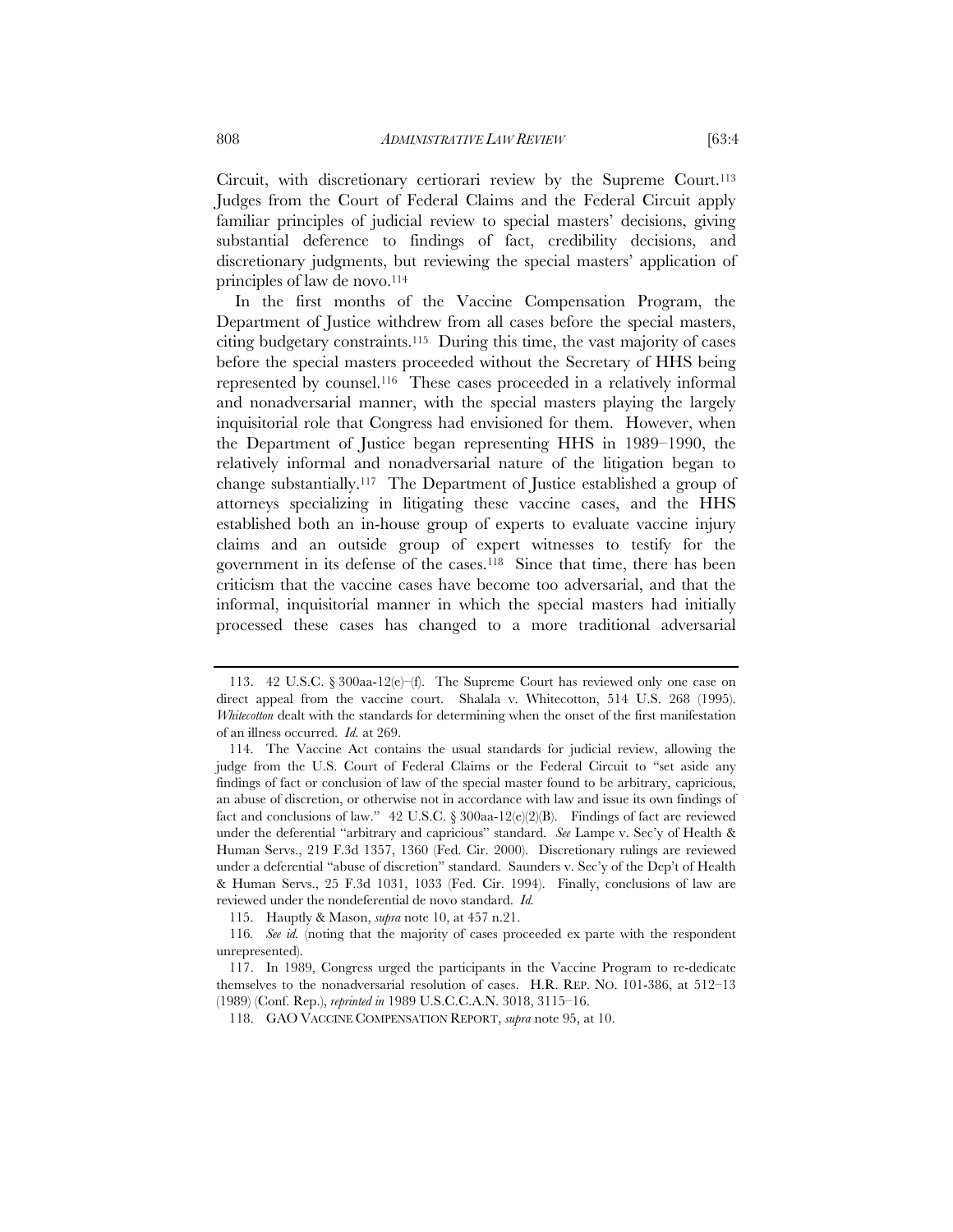Circuit, with discretionary certiorari review by the Supreme Court.[113] Judges from the Court of Federal Claims and the Federal Circuit apply familiar principles of judicial review to special masters' decisions, giving substantial deference to findings of fact, credibility decisions, and discretionary judgments, but reviewing the special masters' application of principles of law de novo.[114]

In the first months of the Vaccine Compensation Program, the Department of Justice withdrew from all cases before the special masters, citing budgetary constraints.[115] During this time, the vast majority of cases before the special masters proceeded without the Secretary of HHS being represented by counsel.[116] These cases proceeded in a relatively informal and nonadversarial manner, with the special masters playing the largely inquisitorial role that Congress had envisioned for them. However, when the Department of Justice began representing HHS in 1989–1990, the relatively informal and nonadversarial nature of the litigation began to change substantially.[117] The Department of Justice established a group of attorneys specializing in litigating these vaccine cases, and the HHS established both an in-house group of experts to evaluate vaccine injury claims and an outside group of expert witnesses to testify for the government in its defense of the cases.[118] Since that time, there has been criticism that the vaccine cases have become too adversarial, and that the informal, inquisitorial manner in which the special masters had initially processed these cases has changed to a more traditional adversarial

---

113. 42 U.S.C. § 300aa-12(e)–(f). The Supreme Court has reviewed only one case on direct appeal from the vaccine court. Shalala v. Whitecotton, 514 U.S. 268 (1995). *Whitecotton* dealt with the standards for determining when the onset of the first manifestation of an illness occurred. *Id.* at 269.

114. The Vaccine Act contains the usual standards for judicial review, allowing the judge from the U.S. Court of Federal Claims or the Federal Circuit to "set aside any findings of fact or conclusion of law of the special master found to be arbitrary, capricious, an abuse of discretion, or otherwise not in accordance with law and issue its own findings of fact and conclusions of law." 42 U.S.C. § 300aa-12(e)(2)(B). Findings of fact are reviewed under the deferential "arbitrary and capricious" standard. *See* Lampe v. Sec'y of Health & Human Servs., 219 F.3d 1357, 1360 (Fed. Cir. 2000). Discretionary rulings are reviewed under a deferential "abuse of discretion" standard. Saunders v. Sec'y of the Dep't of Health & Human Servs., 25 F.3d 1031, 1033 (Fed. Cir. 1994). Finally, conclusions of law are reviewed under the nondeferential de novo standard. *Id.*

115. Hauptly & Mason, *supra* note 10, at 457 n.21.

116. *See id.* (noting that the majority of cases proceeded ex parte with the respondent unrepresented).

117. In 1989, Congress urged the participants in the Vaccine Program to re-dedicate themselves to the nonadversarial resolution of cases. H.R. REP. NO. 101-386, at 512–13 (1989) (Conf. Rep.), *reprinted in* 1989 U.S.C.C.A.N. 3018, 3115–16.

118. GAO VACCINE COMPENSATION REPORT, *supra* note 95, at 10.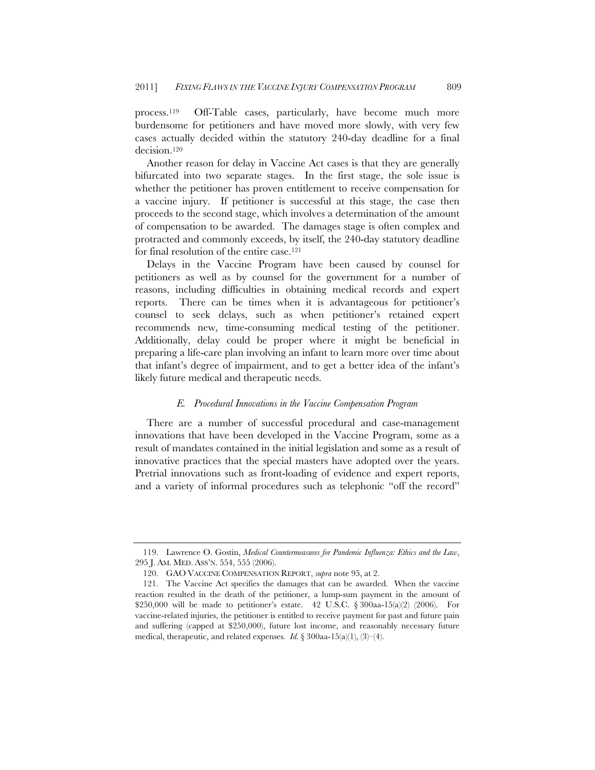process.[119] Off-Table cases, particularly, have become much more burdensome for petitioners and have moved more slowly, with very few cases actually decided within the statutory 240-day deadline for a final decision.[120]

Another reason for delay in Vaccine Act cases is that they are generally bifurcated into two separate stages. In the first stage, the sole issue is whether the petitioner has proven entitlement to receive compensation for a vaccine injury. If petitioner is successful at this stage, the case then proceeds to the second stage, which involves a determination of the amount of compensation to be awarded. The damages stage is often complex and protracted and commonly exceeds, by itself, the 240-day statutory deadline for final resolution of the entire case.[121]

Delays in the Vaccine Program have been caused by counsel for petitioners as well as by counsel for the government for a number of reasons, including difficulties in obtaining medical records and expert reports. There can be times when it is advantageous for petitioner's counsel to seek delays, such as when petitioner's retained expert recommends new, time-consuming medical testing of the petitioner. Additionally, delay could be proper where it might be beneficial in preparing a life-care plan involving an infant to learn more over time about that infant's degree of impairment, and to get a better idea of the infant's likely future medical and therapeutic needs.

### *E. Procedural Innovations in the Vaccine Compensation Program*

There are a number of successful procedural and case-management innovations that have been developed in the Vaccine Program, some as a result of mandates contained in the initial legislation and some as a result of innovative practices that the special masters have adopted over the years. Pretrial innovations such as front-loading of evidence and expert reports, and a variety of informal procedures such as telephonic "off the record"

---

119. Lawrence O. Gostin, *Medical Countermeasures for Pandemic Influenza: Ethics and the Law*, 295 J. AM. MED. ASS'N. 554, 555 (2006).

120. GAO VACCINE COMPENSATION REPORT, *supra* note 95, at 2.

121. The Vaccine Act specifies the damages that can be awarded. When the vaccine reaction resulted in the death of the petitioner, a lump-sum payment in the amount of $250,000 will be made to petitioner's estate. 42 U.S.C. § 300aa-15(a)(2) (2006). For vaccine-related injuries, the petitioner is entitled to receive payment for past and future pain and suffering (capped at $250,000), future lost income, and reasonably necessary future medical, therapeutic, and related expenses. *Id.* § 300aa-15(a)(1), (3)–(4).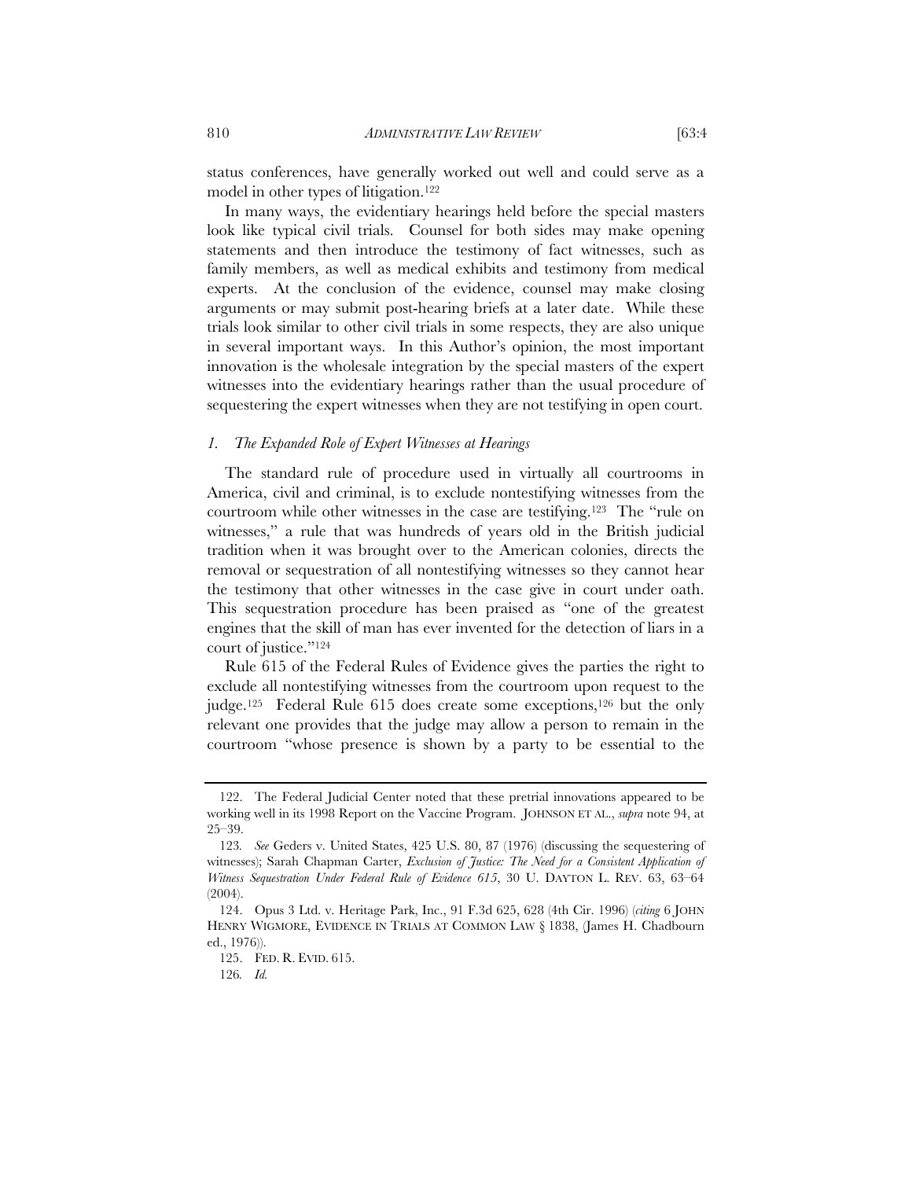status conferences, have generally worked out well and could serve as a model in other types of litigation.[122]

In many ways, the evidentiary hearings held before the special masters look like typical civil trials. Counsel for both sides may make opening statements and then introduce the testimony of fact witnesses, such as family members, as well as medical exhibits and testimony from medical experts. At the conclusion of the evidence, counsel may make closing arguments or may submit post-hearing briefs at a later date. While these trials look similar to other civil trials in some respects, they are also unique in several important ways. In this Author's opinion, the most important innovation is the wholesale integration by the special masters of the expert witnesses into the evidentiary hearings rather than the usual procedure of sequestering the expert witnesses when they are not testifying in open court.

### *1. The Expanded Role of Expert Witnesses at Hearings*

The standard rule of procedure used in virtually all courtrooms in America, civil and criminal, is to exclude nontestifying witnesses from the courtroom while other witnesses in the case are testifying.[123] The "rule on witnesses," a rule that was hundreds of years old in the British judicial tradition when it was brought over to the American colonies, directs the removal or sequestration of all nontestifying witnesses so they cannot hear the testimony that other witnesses in the case give in court under oath. This sequestration procedure has been praised as "one of the greatest engines that the skill of man has ever invented for the detection of liars in a court of justice."[124]

Rule 615 of the Federal Rules of Evidence gives the parties the right to exclude all nontestifying witnesses from the courtroom upon request to the judge.[125] Federal Rule 615 does create some exceptions,[126] but the only relevant one provides that the judge may allow a person to remain in the courtroom "whose presence is shown by a party to be essential to the

---

122. The Federal Judicial Center noted that these pretrial innovations appeared to be working well in its 1998 Report on the Vaccine Program. JOHNSON ET AL., *supra* note 94, at 25–39.

123. *See* Geders v. United States, 425 U.S. 80, 87 (1976) (discussing the sequestering of witnesses); Sarah Chapman Carter, *Exclusion of Justice: The Need for a Consistent Application of Witness Sequestration Under Federal Rule of Evidence 615*, 30 U. DAYTON L. REV. 63, 63–64 (2004).

124. Opus 3 Ltd. v. Heritage Park, Inc., 91 F.3d 625, 628 (4th Cir. 1996) (*citing* 6 JOHN HENRY WIGMORE, EVIDENCE IN TRIALS AT COMMON LAW § 1838, (James H. Chadbourn ed., 1976)).

125. FED. R. EVID. 615.

126. *Id.*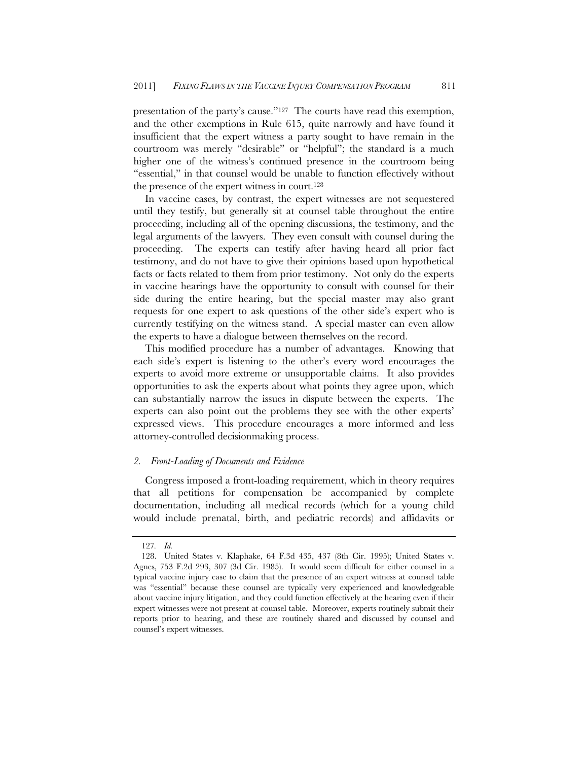presentation of the party's cause."[127] The courts have read this exemption, and the other exemptions in Rule 615, quite narrowly and have found it insufficient that the expert witness a party sought to have remain in the courtroom was merely "desirable" or "helpful"; the standard is a much higher one of the witness's continued presence in the courtroom being "essential," in that counsel would be unable to function effectively without the presence of the expert witness in court.[128]

In vaccine cases, by contrast, the expert witnesses are not sequestered until they testify, but generally sit at counsel table throughout the entire proceeding, including all of the opening discussions, the testimony, and the legal arguments of the lawyers. They even consult with counsel during the proceeding. The experts can testify after having heard all prior fact testimony, and do not have to give their opinions based upon hypothetical facts or facts related to them from prior testimony. Not only do the experts in vaccine hearings have the opportunity to consult with counsel for their side during the entire hearing, but the special master may also grant requests for one expert to ask questions of the other side's expert who is currently testifying on the witness stand. A special master can even allow the experts to have a dialogue between themselves on the record.

This modified procedure has a number of advantages. Knowing that each side's expert is listening to the other's every word encourages the experts to avoid more extreme or unsupportable claims. It also provides opportunities to ask the experts about what points they agree upon, which can substantially narrow the issues in dispute between the experts. The experts can also point out the problems they see with the other experts' expressed views. This procedure encourages a more informed and less attorney-controlled decisionmaking process.

### 2. *Front-Loading of Documents and Evidence*

Congress imposed a front-loading requirement, which in theory requires that all petitions for compensation be accompanied by complete documentation, including all medical records (which for a young child would include prenatal, birth, and pediatric records) and affidavits or

---

127. *Id.*

128. United States v. Klaphake, 64 F.3d 435, 437 (8th Cir. 1995); United States v. Agnes, 753 F.2d 293, 307 (3d Cir. 1985). It would seem difficult for either counsel in a typical vaccine injury case to claim that the presence of an expert witness at counsel table was "essential" because these counsel are typically very experienced and knowledgeable about vaccine injury litigation, and they could function effectively at the hearing even if their expert witnesses were not present at counsel table. Moreover, experts routinely submit their reports prior to hearing, and these are routinely shared and discussed by counsel and counsel's expert witnesses.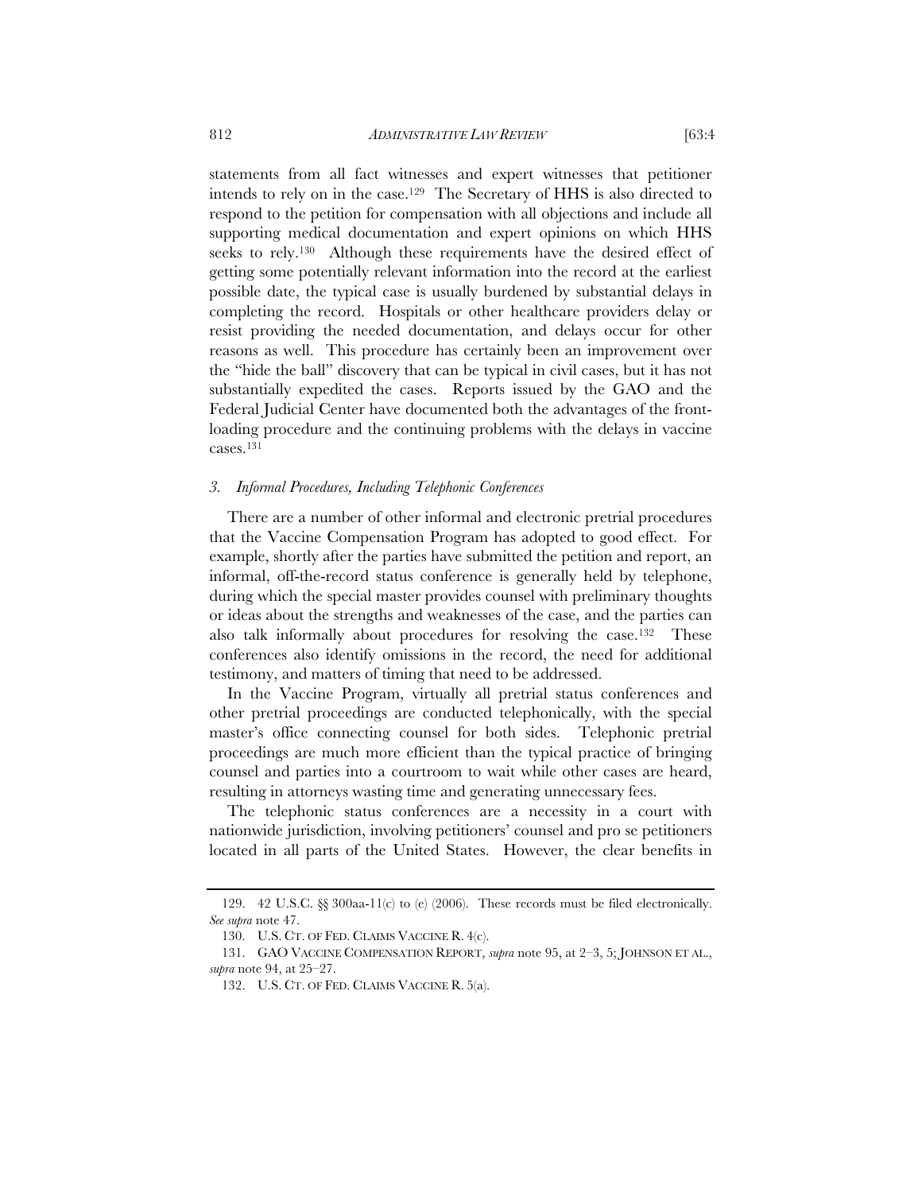statements from all fact witnesses and expert witnesses that petitioner intends to rely on in the case.[129] The Secretary of HHS is also directed to respond to the petition for compensation with all objections and include all supporting medical documentation and expert opinions on which HHS seeks to rely.[130] Although these requirements have the desired effect of getting some potentially relevant information into the record at the earliest possible date, the typical case is usually burdened by substantial delays in completing the record. Hospitals or other healthcare providers delay or resist providing the needed documentation, and delays occur for other reasons as well. This procedure has certainly been an improvement over the "hide the ball" discovery that can be typical in civil cases, but it has not substantially expedited the cases. Reports issued by the GAO and the Federal Judicial Center have documented both the advantages of the front-loading procedure and the continuing problems with the delays in vaccine cases.[131]

### *3. Informal Procedures, Including Telephonic Conferences*

There are a number of other informal and electronic pretrial procedures that the Vaccine Compensation Program has adopted to good effect. For example, shortly after the parties have submitted the petition and report, an informal, off-the-record status conference is generally held by telephone, during which the special master provides counsel with preliminary thoughts or ideas about the strengths and weaknesses of the case, and the parties can also talk informally about procedures for resolving the case.[132] These conferences also identify omissions in the record, the need for additional testimony, and matters of timing that need to be addressed.

In the Vaccine Program, virtually all pretrial status conferences and other pretrial proceedings are conducted telephonically, with the special master's office connecting counsel for both sides. Telephonic pretrial proceedings are much more efficient than the typical practice of bringing counsel and parties into a courtroom to wait while other cases are heard, resulting in attorneys wasting time and generating unnecessary fees.

The telephonic status conferences are a necessity in a court with nationwide jurisdiction, involving petitioners' counsel and pro se petitioners located in all parts of the United States. However, the clear benefits in

---

129. 42 U.S.C. §§ 300aa-11(c) to (e) (2006). These records must be filed electronically. *See supra* note 47.

130. U.S. CT. OF FED. CLAIMS VACCINE R. 4(c).

131. GAO VACCINE COMPENSATION REPORT, *supra* note 95, at 2–3, 5; JOHNSON ET AL., *supra* note 94, at 25–27.

132. U.S. CT. OF FED. CLAIMS VACCINE R. 5(a).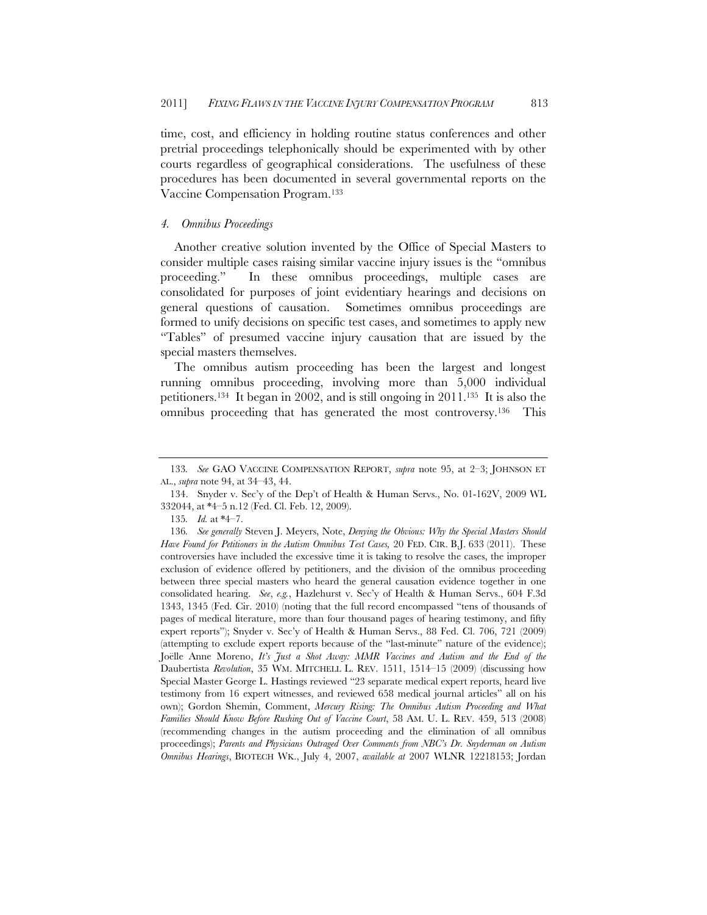time, cost, and efficiency in holding routine status conferences and other pretrial proceedings telephonically should be experimented with by other courts regardless of geographical considerations. The usefulness of these procedures has been documented in several governmental reports on the Vaccine Compensation Program.[133]

#### *4. Omnibus Proceedings*

Another creative solution invented by the Office of Special Masters to consider multiple cases raising similar vaccine injury issues is the "omnibus proceeding." In these omnibus proceedings, multiple cases are consolidated for purposes of joint evidentiary hearings and decisions on general questions of causation. Sometimes omnibus proceedings are formed to unify decisions on specific test cases, and sometimes to apply new "Tables" of presumed vaccine injury causation that are issued by the special masters themselves.

The omnibus autism proceeding has been the largest and longest running omnibus proceeding, involving more than 5,000 individual petitioners.[134] It began in 2002, and is still ongoing in 2011.[135] It is also the omnibus proceeding that has generated the most controversy.[136] This

---

133. *See* GAO VACCINE COMPENSATION REPORT, *supra* note 95, at 2–3; JOHNSON ET AL., *supra* note 94, at 34–43, 44.

134. Snyder v. Sec'y of the Dep't of Health & Human Servs., No. 01-162V, 2009 WL 332044, at *4–5 n.12 (Fed. Cl. Feb. 12, 2009).

135. *Id.* at *4–7.

136. *See generally* Steven J. Meyers, Note, *Denying the Obvious: Why the Special Masters Should Have Found for Petitioners in the Autism Omnibus Test Cases,* 20 FED. CIR. B.J. 633 (2011). These controversies have included the excessive time it is taking to resolve the cases, the improper exclusion of evidence offered by petitioners, and the division of the omnibus proceeding between three special masters who heard the general causation evidence together in one consolidated hearing. *See*, *e.g.*, Hazlehurst v. Sec'y of Health & Human Servs., 604 F.3d 1343, 1345 (Fed. Cir. 2010) (noting that the full record encompassed "tens of thousands of pages of medical literature, more than four thousand pages of hearing testimony, and fifty expert reports"); Snyder v. Sec'y of Health & Human Servs., 88 Fed. Cl. 706, 721 (2009) (attempting to exclude expert reports because of the "last-minute" nature of the evidence); Joëlle Anne Moreno, *It's Just a Shot Away: MMR Vaccines and Autism and the End of the* Daubertista *Revolution*, 35 WM. MITCHELL L. REV. 1511, 1514–15 (2009) (discussing how Special Master George L. Hastings reviewed "23 separate medical expert reports, heard live testimony from 16 expert witnesses, and reviewed 658 medical journal articles" all on his own); Gordon Shemin, Comment, *Mercury Rising: The Omnibus Autism Proceeding and What Families Should Know Before Rushing Out of Vaccine Court*, 58 AM. U. L. REV. 459, 513 (2008) (recommending changes in the autism proceeding and the elimination of all omnibus proceedings); *Parents and Physicians Outraged Over Comments from NBC's Dr. Snyderman on Autism Omnibus Hearings*, BIOTECH WK., July 4, 2007, *available at* 2007 WLNR 12218153; Jordan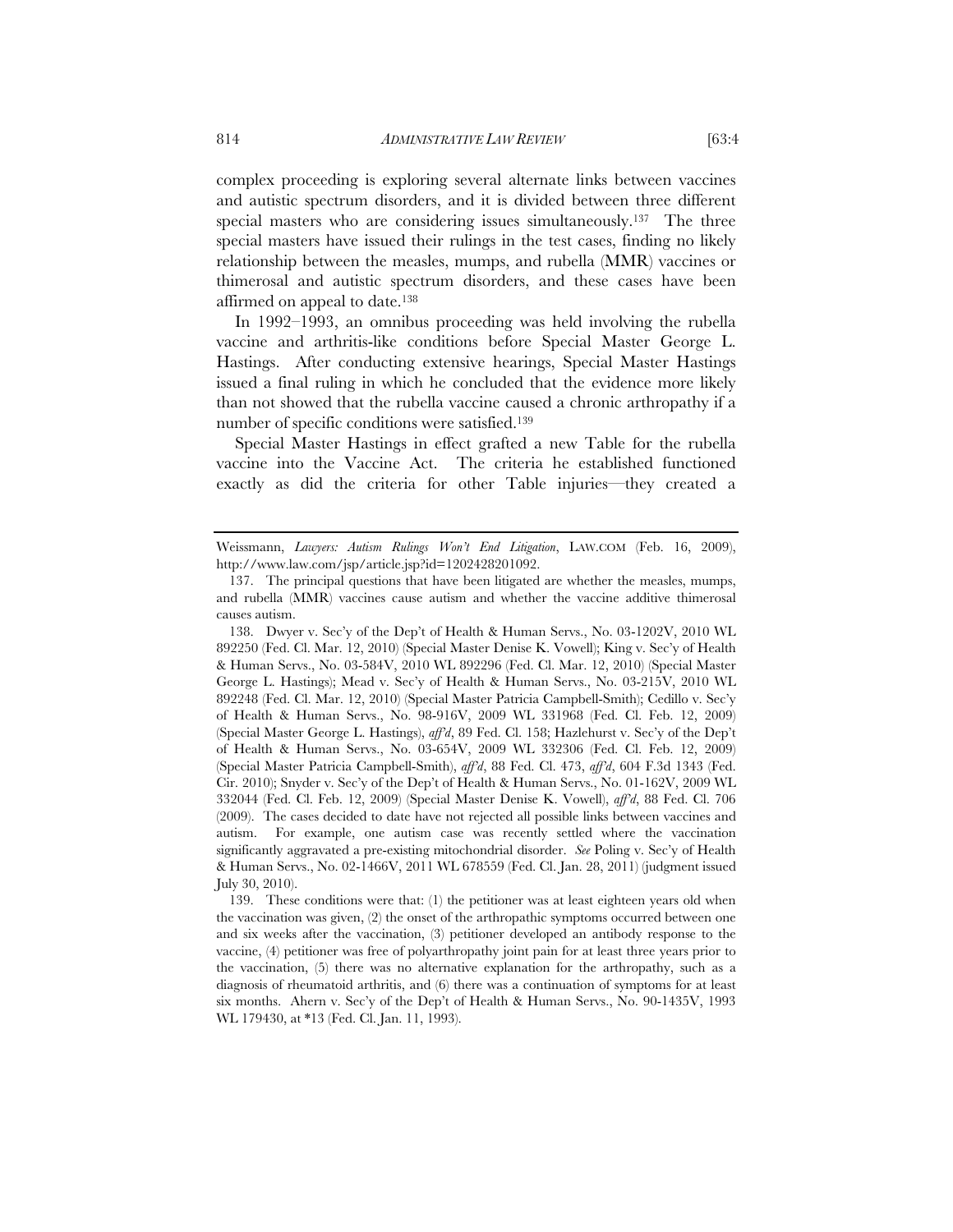complex proceeding is exploring several alternate links between vaccines and autistic spectrum disorders, and it is divided between three different special masters who are considering issues simultaneously.[137] The three special masters have issued their rulings in the test cases, finding no likely relationship between the measles, mumps, and rubella (MMR) vaccines or thimerosal and autistic spectrum disorders, and these cases have been affirmed on appeal to date.[138]

In 1992–1993, an omnibus proceeding was held involving the rubella vaccine and arthritis-like conditions before Special Master George L. Hastings. After conducting extensive hearings, Special Master Hastings issued a final ruling in which he concluded that the evidence more likely than not showed that the rubella vaccine caused a chronic arthropathy if a number of specific conditions were satisfied.[139]

Special Master Hastings in effect grafted a new Table for the rubella vaccine into the Vaccine Act. The criteria he established functioned exactly as did the criteria for other Table injuries—they created a

---

Weissmann, *Lawyers: Autism Rulings Won't End Litigation*, LAW.COM (Feb. 16, 2009), http://www.law.com/jsp/article.jsp?id=1202428201092.

137. The principal questions that have been litigated are whether the measles, mumps, and rubella (MMR) vaccines cause autism and whether the vaccine additive thimerosal causes autism.

138. Dwyer v. Sec'y of the Dep't of Health & Human Servs., No. 03-1202V, 2010 WL 892250 (Fed. Cl. Mar. 12, 2010) (Special Master Denise K. Vowell); King v. Sec'y of Health & Human Servs., No. 03-584V, 2010 WL 892296 (Fed. Cl. Mar. 12, 2010) (Special Master George L. Hastings); Mead v. Sec'y of Health & Human Servs., No. 03-215V, 2010 WL 892248 (Fed. Cl. Mar. 12, 2010) (Special Master Patricia Campbell-Smith); Cedillo v. Sec'y of Health & Human Servs., No. 98-916V, 2009 WL 331968 (Fed. Cl. Feb. 12, 2009) (Special Master George L. Hastings), *aff'd*, 89 Fed. Cl. 158; Hazlehurst v. Sec'y of the Dep't of Health & Human Servs., No. 03-654V, 2009 WL 332306 (Fed. Cl. Feb. 12, 2009) (Special Master Patricia Campbell-Smith), *aff'd*, 88 Fed. Cl. 473, *aff'd*, 604 F.3d 1343 (Fed. Cir. 2010); Snyder v. Sec'y of the Dep't of Health & Human Servs., No. 01-162V, 2009 WL 332044 (Fed. Cl. Feb. 12, 2009) (Special Master Denise K. Vowell), *aff'd*, 88 Fed. Cl. 706 (2009). The cases decided to date have not rejected all possible links between vaccines and autism. For example, one autism case was recently settled where the vaccination significantly aggravated a pre-existing mitochondrial disorder. *See* Poling v. Sec'y of Health & Human Servs., No. 02-1466V, 2011 WL 678559 (Fed. Cl. Jan. 28, 2011) (judgment issued July 30, 2010).

139. These conditions were that: (1) the petitioner was at least eighteen years old when the vaccination was given, (2) the onset of the arthropathic symptoms occurred between one and six weeks after the vaccination, (3) petitioner developed an antibody response to the vaccine, (4) petitioner was free of polyarthropathy joint pain for at least three years prior to the vaccination, (5) there was no alternative explanation for the arthropathy, such as a diagnosis of rheumatoid arthritis, and (6) there was a continuation of symptoms for at least six months. Ahern v. Sec'y of the Dep't of Health & Human Servs., No. 90-1435V, 1993 WL 179430, at *13 (Fed. Cl. Jan. 11, 1993).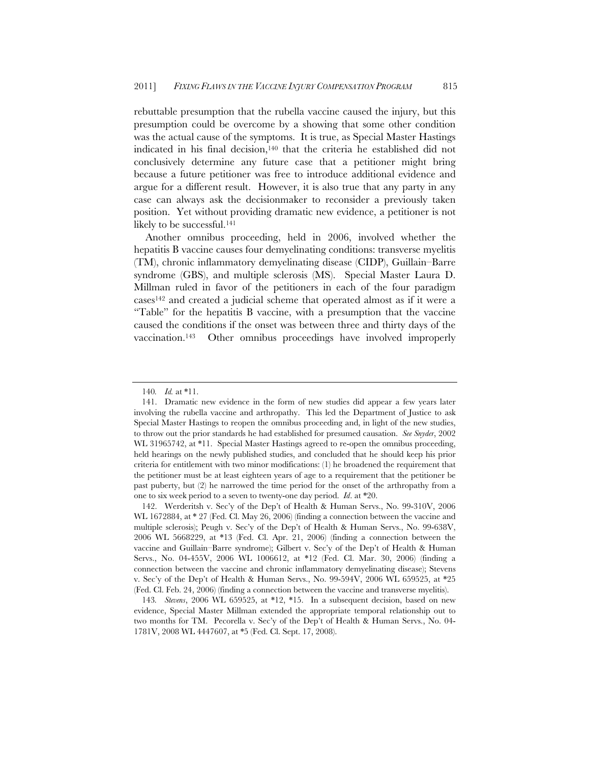rebuttable presumption that the rubella vaccine caused the injury, but this presumption could be overcome by a showing that some other condition was the actual cause of the symptoms. It is true, as Special Master Hastings indicated in his final decision,[140] that the criteria he established did not conclusively determine any future case that a petitioner might bring because a future petitioner was free to introduce additional evidence and argue for a different result. However, it is also true that any party in any case can always ask the decisionmaker to reconsider a previously taken position. Yet without providing dramatic new evidence, a petitioner is not likely to be successful.[141]

Another omnibus proceeding, held in 2006, involved whether the hepatitis B vaccine causes four demyelinating conditions: transverse myelitis (TM), chronic inflammatory demyelinating disease (CIDP), Guillain–Barre syndrome (GBS), and multiple sclerosis (MS). Special Master Laura D. Millman ruled in favor of the petitioners in each of the four paradigm cases[142] and created a judicial scheme that operated almost as if it were a "Table" for the hepatitis B vaccine, with a presumption that the vaccine caused the conditions if the onset was between three and thirty days of the vaccination.[143] Other omnibus proceedings have involved improperly

---

140. *Id.* at \*11.

141. Dramatic new evidence in the form of new studies did appear a few years later involving the rubella vaccine and arthropathy. This led the Department of Justice to ask Special Master Hastings to reopen the omnibus proceeding and, in light of the new studies, to throw out the prior standards he had established for presumed causation. *See Snyder*, 2002 WL 31965742, at \*11. Special Master Hastings agreed to re-open the omnibus proceeding, held hearings on the newly published studies, and concluded that he should keep his prior criteria for entitlement with two minor modifications: (1) he broadened the requirement that the petitioner must be at least eighteen years of age to a requirement that the petitioner be past puberty, but (2) he narrowed the time period for the onset of the arthropathy from a one to six week period to a seven to twenty-one day period. *Id*. at \*20.

142. Werderitsh v. Sec'y of the Dep't of Health & Human Servs., No. 99-310V, 2006 WL 1672884, at \* 27 (Fed. Cl. May 26, 2006) (finding a connection between the vaccine and multiple sclerosis); Peugh v. Sec'y of the Dep't of Health & Human Servs., No. 99-638V, 2006 WL 5668229, at \*13 (Fed. Cl. Apr. 21, 2006) (finding a connection between the vaccine and Guillain–Barre syndrome); Gilbert v. Sec'y of the Dep't of Health & Human Servs., No. 04-455V, 2006 WL 1006612, at \*12 (Fed. Cl. Mar. 30, 2006) (finding a connection between the vaccine and chronic inflammatory demyelinating disease); Stevens v. Sec'y of the Dep't of Health & Human Servs., No. 99-594V, 2006 WL 659525, at \*25 (Fed. Cl. Feb. 24, 2006) (finding a connection between the vaccine and transverse myelitis).

143. *Stevens*, 2006 WL 659525, at \*12, \*15. In a subsequent decision, based on new evidence, Special Master Millman extended the appropriate temporal relationship out to two months for TM. Pecorella v. Sec'y of the Dep't of Health & Human Servs., No. 04-1781V, 2008 WL 4447607, at \*5 (Fed. Cl. Sept. 17, 2008).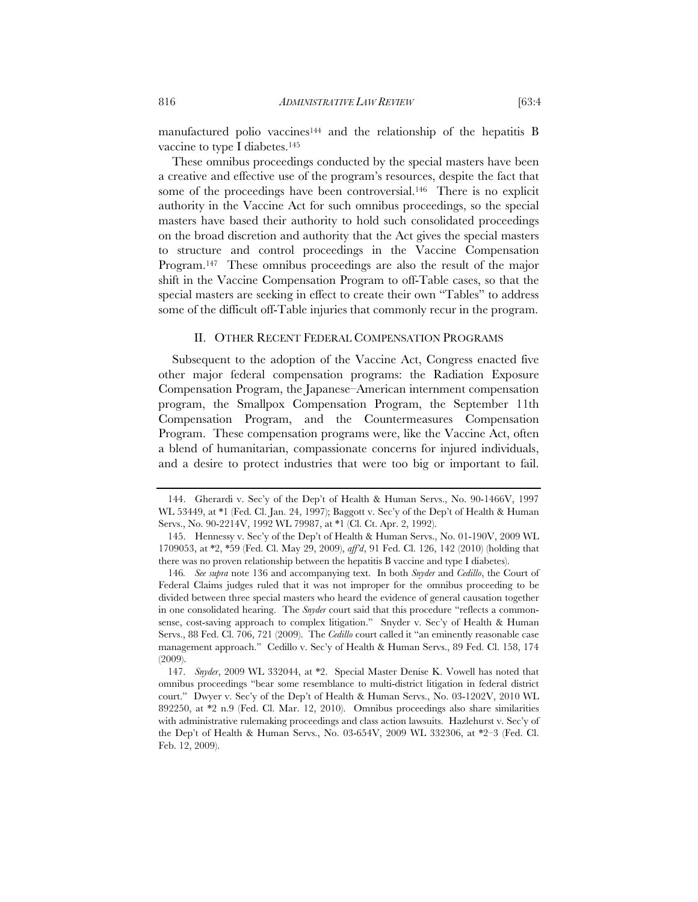manufactured polio vaccines[144] and the relationship of the hepatitis B vaccine to type I diabetes.[145]

These omnibus proceedings conducted by the special masters have been a creative and effective use of the program's resources, despite the fact that some of the proceedings have been controversial.[146] There is no explicit authority in the Vaccine Act for such omnibus proceedings, so the special masters have based their authority to hold such consolidated proceedings on the broad discretion and authority that the Act gives the special masters to structure and control proceedings in the Vaccine Compensation Program.[147] These omnibus proceedings are also the result of the major shift in the Vaccine Compensation Program to off-Table cases, so that the special masters are seeking in effect to create their own "Tables" to address some of the difficult off-Table injuries that commonly recur in the program.

## II. OTHER RECENT FEDERAL COMPENSATION PROGRAMS

Subsequent to the adoption of the Vaccine Act, Congress enacted five other major federal compensation programs: the Radiation Exposure Compensation Program, the Japanese–American internment compensation program, the Smallpox Compensation Program, the September 11th Compensation Program, and the Countermeasures Compensation Program. These compensation programs were, like the Vaccine Act, often a blend of humanitarian, compassionate concerns for injured individuals, and a desire to protect industries that were too big or important to fail.

---

144. Gherardi v. Sec'y of the Dep't of Health & Human Servs., No. 90-1466V, 1997 WL 53449, at *1 (Fed. Cl. Jan. 24, 1997); Baggott v. Sec'y of the Dep't of Health & Human Servs., No. 90-2214V, 1992 WL 79987, at *1 (Cl. Ct. Apr. 2, 1992).

145. Hennessy v. Sec'y of the Dep't of Health & Human Servs., No. 01-190V, 2009 WL 1709053, at *2, *59 (Fed. Cl. May 29, 2009), *aff'd*, 91 Fed. Cl. 126, 142 (2010) (holding that there was no proven relationship between the hepatitis B vaccine and type I diabetes).

146. *See supra* note 136 and accompanying text. In both *Snyder* and *Cedillo*, the Court of Federal Claims judges ruled that it was not improper for the omnibus proceeding to be divided between three special masters who heard the evidence of general causation together in one consolidated hearing. The *Snyder* court said that this procedure "reflects a common-sense, cost-saving approach to complex litigation." Snyder v. Sec'y of Health & Human Servs., 88 Fed. Cl. 706, 721 (2009). The *Cedillo* court called it "an eminently reasonable case management approach." Cedillo v. Sec'y of Health & Human Servs., 89 Fed. Cl. 158, 174 (2009).

147. *Snyder*, 2009 WL 332044, at *2. Special Master Denise K. Vowell has noted that omnibus proceedings "bear some resemblance to multi-district litigation in federal district court." Dwyer v. Sec'y of the Dep't of Health & Human Servs., No. 03-1202V, 2010 WL 892250, at *2 n.9 (Fed. Cl. Mar. 12, 2010). Omnibus proceedings also share similarities with administrative rulemaking proceedings and class action lawsuits. Hazlehurst v. Sec'y of the Dep't of Health & Human Servs., No. 03-654V, 2009 WL 332306, at *2–3 (Fed. Cl. Feb. 12, 2009).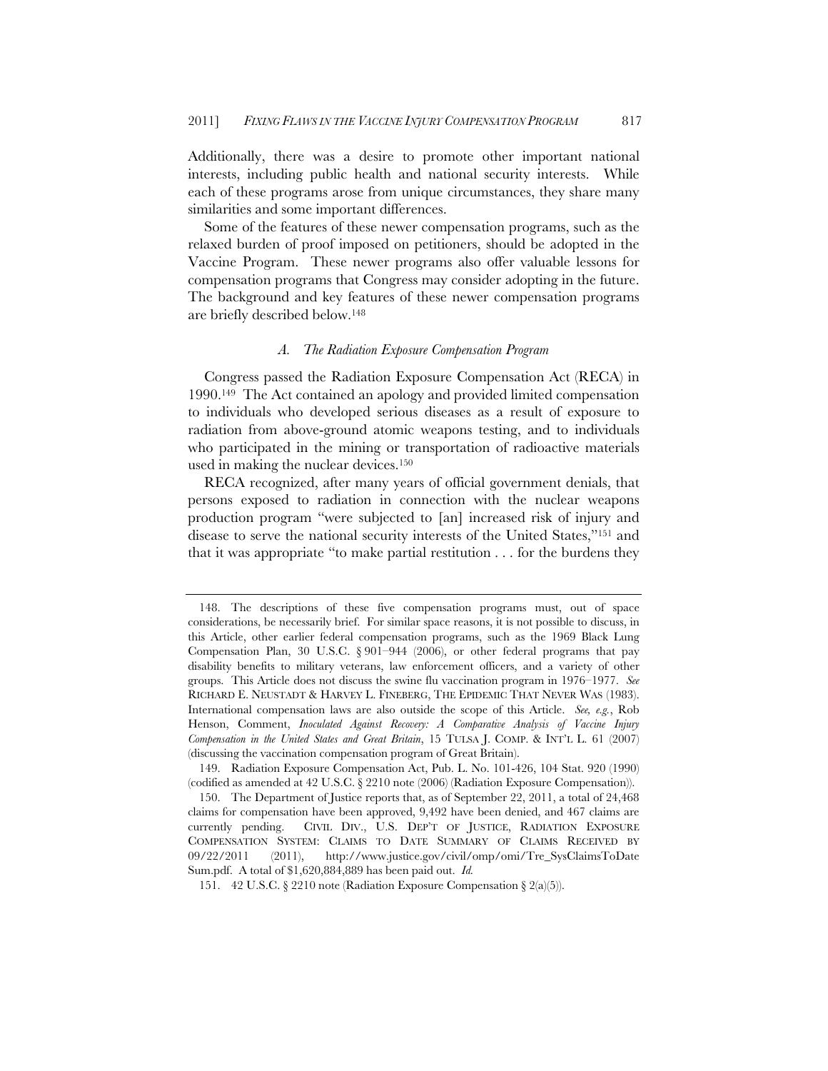Additionally, there was a desire to promote other important national interests, including public health and national security interests. While each of these programs arose from unique circumstances, they share many similarities and some important differences.

Some of the features of these newer compensation programs, such as the relaxed burden of proof imposed on petitioners, should be adopted in the Vaccine Program. These newer programs also offer valuable lessons for compensation programs that Congress may consider adopting in the future. The background and key features of these newer compensation programs are briefly described below.[148]

### *A. The Radiation Exposure Compensation Program*

Congress passed the Radiation Exposure Compensation Act (RECA) in 1990.[149] The Act contained an apology and provided limited compensation to individuals who developed serious diseases as a result of exposure to radiation from above-ground atomic weapons testing, and to individuals who participated in the mining or transportation of radioactive materials used in making the nuclear devices.[150]

RECA recognized, after many years of official government denials, that persons exposed to radiation in connection with the nuclear weapons production program "were subjected to [an] increased risk of injury and disease to serve the national security interests of the United States,"[151] and that it was appropriate "to make partial restitution . . . for the burdens they

---

148. The descriptions of these five compensation programs must, out of space considerations, be necessarily brief. For similar space reasons, it is not possible to discuss, in this Article, other earlier federal compensation programs, such as the 1969 Black Lung Compensation Plan, 30 U.S.C. § 901–944 (2006), or other federal programs that pay disability benefits to military veterans, law enforcement officers, and a variety of other groups. This Article does not discuss the swine flu vaccination program in 1976–1977. *See* RICHARD E. NEUSTADT & HARVEY L. FINEBERG, THE EPIDEMIC THAT NEVER WAS (1983). International compensation laws are also outside the scope of this Article. *See, e.g.*, Rob Henson, Comment, *Inoculated Against Recovery: A Comparative Analysis of Vaccine Injury Compensation in the United States and Great Britain*, 15 TULSA J. COMP. & INT'L L. 61 (2007) (discussing the vaccination compensation program of Great Britain).

149. Radiation Exposure Compensation Act, Pub. L. No. 101-426, 104 Stat. 920 (1990) (codified as amended at 42 U.S.C. § 2210 note (2006) (Radiation Exposure Compensation)).

150. The Department of Justice reports that, as of September 22, 2011, a total of 24,468 claims for compensation have been approved, 9,492 have been denied, and 467 claims are currently pending. CIVIL DIV., U.S. DEP'T OF JUSTICE, RADIATION EXPOSURE COMPENSATION SYSTEM: CLAIMS TO DATE SUMMARY OF CLAIMS RECEIVED BY 09/22/2011 (2011), http://www.justice.gov/civil/omp/omi/Tre_SysClaimsToDateSum.pdf. A total of $1,620,884,889 has been paid out. *Id.*

151. 42 U.S.C. § 2210 note (Radiation Exposure Compensation § 2(a)(5)).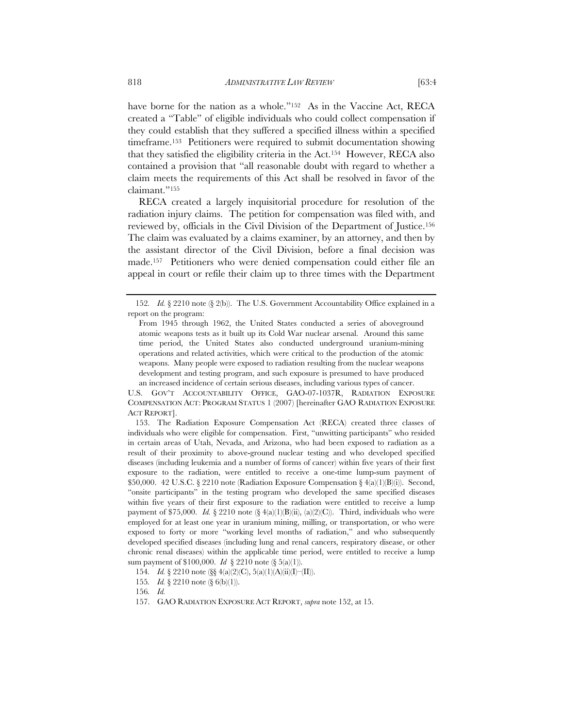have borne for the nation as a whole."[152] As in the Vaccine Act, RECA created a "Table" of eligible individuals who could collect compensation if they could establish that they suffered a specified illness within a specified timeframe.[153] Petitioners were required to submit documentation showing that they satisfied the eligibility criteria in the Act.[154] However, RECA also contained a provision that "all reasonable doubt with regard to whether a claim meets the requirements of this Act shall be resolved in favor of the claimant."[155]

RECA created a largely inquisitorial procedure for resolution of the radiation injury claims. The petition for compensation was filed with, and reviewed by, officials in the Civil Division of the Department of Justice.[156] The claim was evaluated by a claims examiner, by an attorney, and then by the assistant director of the Civil Division, before a final decision was made.[157] Petitioners who were denied compensation could either file an appeal in court or refile their claim up to three times with the Department

---

152. *Id.* § 2210 note (§ 2(b)). The U.S. Government Accountability Office explained in a report on the program:

> From 1945 through 1962, the United States conducted a series of aboveground atomic weapons tests as it built up its Cold War nuclear arsenal. Around this same time period, the United States also conducted underground uranium-mining operations and related activities, which were critical to the production of the atomic weapons. Many people were exposed to radiation resulting from the nuclear weapons development and testing program, and such exposure is presumed to have produced an increased incidence of certain serious diseases, including various types of cancer.

U.S. GOV'T ACCOUNTABILITY OFFICE, GAO-07-1037R, RADIATION EXPOSURE COMPENSATION ACT: PROGRAM STATUS 1 (2007) [hereinafter GAO RADIATION EXPOSURE ACT REPORT].

153. The Radiation Exposure Compensation Act (RECA) created three classes of individuals who were eligible for compensation. First, "unwitting participants" who resided in certain areas of Utah, Nevada, and Arizona, who had been exposed to radiation as a result of their proximity to above-ground nuclear testing and who developed specified diseases (including leukemia and a number of forms of cancer) within five years of their first exposure to the radiation, were entitled to receive a one-time lump-sum payment of $50,000. 42 U.S.C. § 2210 note (Radiation Exposure Compensation § 4(a)(1)(B)(i)). Second, "onsite participants" in the testing program who developed the same specified diseases within five years of their first exposure to the radiation were entitled to receive a lump payment of $75,000. *Id.* § 2210 note (§ 4(a)(1)(B)(ii), (a)(2)(C)). Third, individuals who were employed for at least one year in uranium mining, milling, or transportation, or who were exposed to forty or more "working level months of radiation," and who subsequently developed specified diseases (including lung and renal cancers, respiratory disease, or other chronic renal diseases) within the applicable time period, were entitled to receive a lump sum payment of $100,000. *Id* § 2210 note (§ 5(a)(1)).

154. *Id.* § 2210 note (§§ 4(a)(2)(C), 5(a)(1)(A)(ii)(I)–(II)).

155. *Id.* § 2210 note (§ 6(b)(1)).

156. *Id.*

157. GAO RADIATION EXPOSURE ACT REPORT, *supra* note 152, at 15.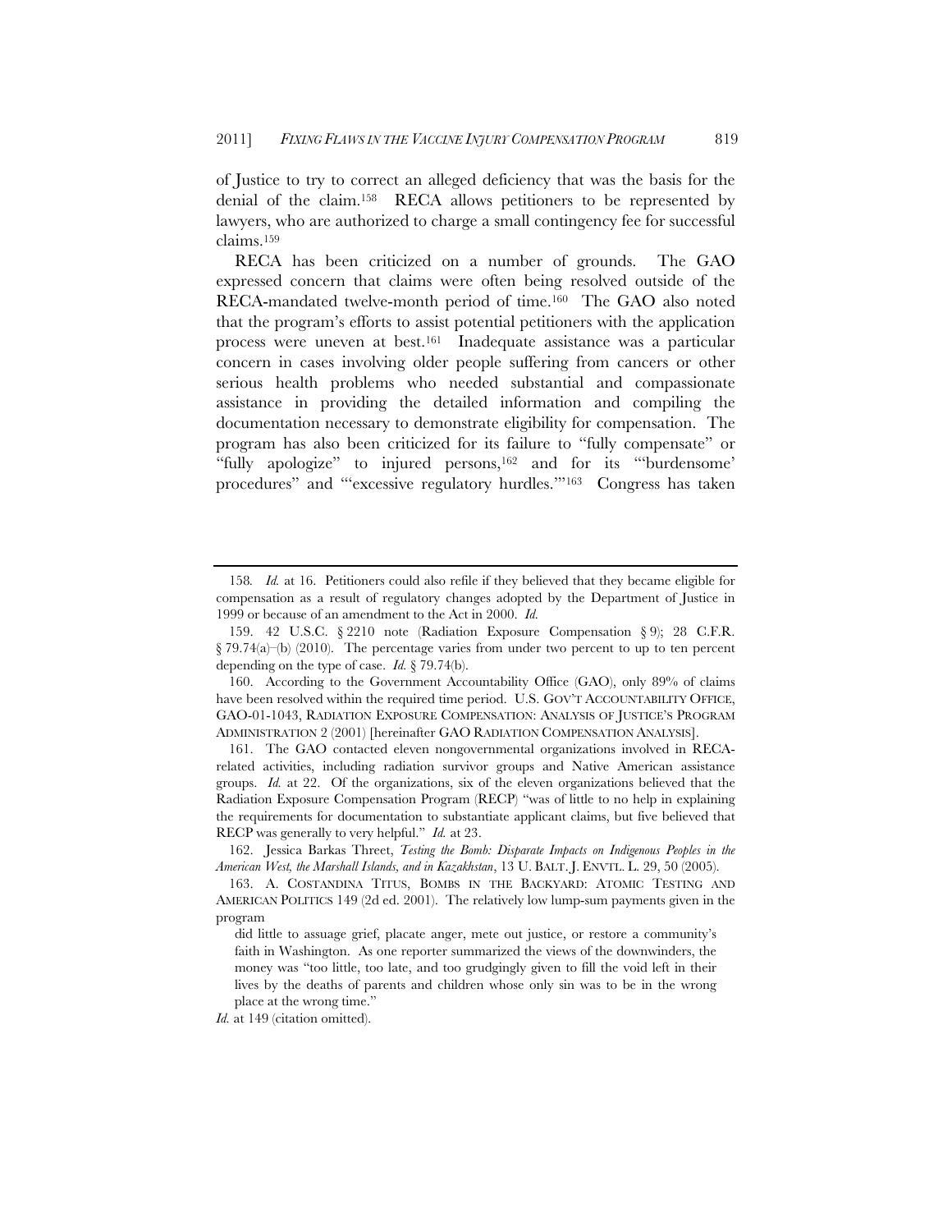of Justice to try to correct an alleged deficiency that was the basis for the denial of the claim.[158] RECA allows petitioners to be represented by lawyers, who are authorized to charge a small contingency fee for successful claims.[159]

RECA has been criticized on a number of grounds. The GAO expressed concern that claims were often being resolved outside of the RECA-mandated twelve-month period of time.[160] The GAO also noted that the program's efforts to assist potential petitioners with the application process were uneven at best.[161] Inadequate assistance was a particular concern in cases involving older people suffering from cancers or other serious health problems who needed substantial and compassionate assistance in providing the detailed information and compiling the documentation necessary to demonstrate eligibility for compensation. The program has also been criticized for its failure to "fully compensate" or "fully apologize" to injured persons,[162] and for its "'burdensome' procedures" and "'excessive regulatory hurdles.'"[163] Congress has taken

---

158. *Id.* at 16. Petitioners could also refile if they believed that they became eligible for compensation as a result of regulatory changes adopted by the Department of Justice in 1999 or because of an amendment to the Act in 2000. *Id.*

159. 42 U.S.C. § 2210 note (Radiation Exposure Compensation § 9); 28 C.F.R. § 79.74(a)–(b) (2010). The percentage varies from under two percent to up to ten percent depending on the type of case. *Id.* § 79.74(b).

160. According to the Government Accountability Office (GAO), only 89% of claims have been resolved within the required time period. U.S. GOV'T ACCOUNTABILITY OFFICE, GAO-01-1043, RADIATION EXPOSURE COMPENSATION: ANALYSIS OF JUSTICE'S PROGRAM ADMINISTRATION 2 (2001) [hereinafter GAO RADIATION COMPENSATION ANALYSIS].

161. The GAO contacted eleven nongovernmental organizations involved in RECA-related activities, including radiation survivor groups and Native American assistance groups. *Id.* at 22. Of the organizations, six of the eleven organizations believed that the Radiation Exposure Compensation Program (RECP) "was of little to no help in explaining the requirements for documentation to substantiate applicant claims, but five believed that RECP was generally to very helpful." *Id.* at 23.

162. Jessica Barkas Threet, *Testing the Bomb: Disparate Impacts on Indigenous Peoples in the American West, the Marshall Islands, and in Kazakhstan*, 13 U. BALT. J. ENVTL. L. 29, 50 (2005).

163. A. COSTANDINA TITUS, BOMBS IN THE BACKYARD: ATOMIC TESTING AND AMERICAN POLITICS 149 (2d ed. 2001). The relatively low lump-sum payments given in the program

> did little to assuage grief, placate anger, mete out justice, or restore a community's faith in Washington. As one reporter summarized the views of the downwinders, the money was "too little, too late, and too grudgingly given to fill the void left in their lives by the deaths of parents and children whose only sin was to be in the wrong place at the wrong time."

*Id.* at 149 (citation omitted).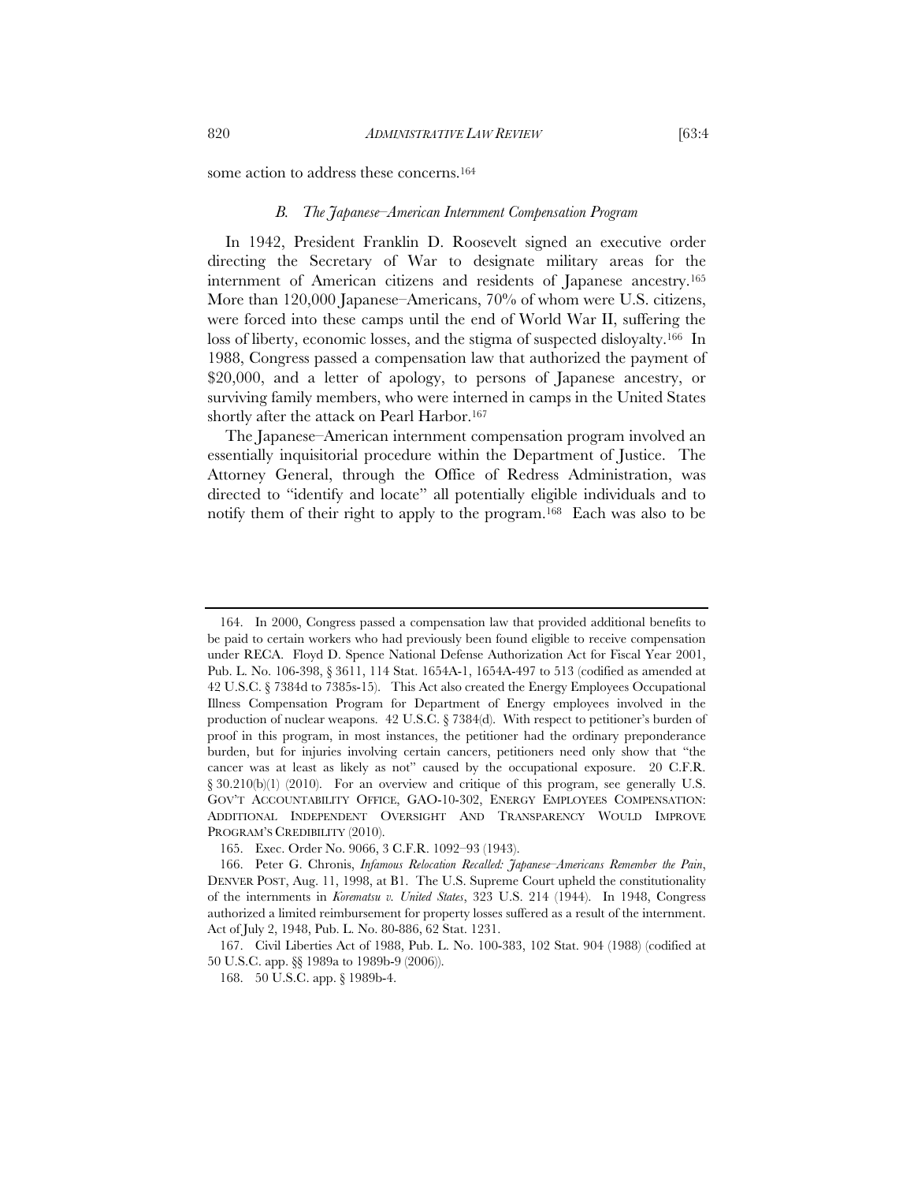some action to address these concerns.[164]

### B. *The Japanese–American Internment Compensation Program*

In 1942, President Franklin D. Roosevelt signed an executive order directing the Secretary of War to designate military areas for the internment of American citizens and residents of Japanese ancestry.[165] More than 120,000 Japanese–Americans, 70% of whom were U.S. citizens, were forced into these camps until the end of World War II, suffering the loss of liberty, economic losses, and the stigma of suspected disloyalty.[166] In 1988, Congress passed a compensation law that authorized the payment of \$20,000, and a letter of apology, to persons of Japanese ancestry, or surviving family members, who were interned in camps in the United States shortly after the attack on Pearl Harbor.[167]

The Japanese–American internment compensation program involved an essentially inquisitorial procedure within the Department of Justice. The Attorney General, through the Office of Redress Administration, was directed to "identify and locate" all potentially eligible individuals and to notify them of their right to apply to the program.[168] Each was also to be

---

164. In 2000, Congress passed a compensation law that provided additional benefits to be paid to certain workers who had previously been found eligible to receive compensation under RECA. Floyd D. Spence National Defense Authorization Act for Fiscal Year 2001, Pub. L. No. 106-398, § 3611, 114 Stat. 1654A-1, 1654A-497 to 513 (codified as amended at 42 U.S.C. § 7384d to 7385s-15). This Act also created the Energy Employees Occupational Illness Compensation Program for Department of Energy employees involved in the production of nuclear weapons. 42 U.S.C. § 7384(d). With respect to petitioner's burden of proof in this program, in most instances, the petitioner had the ordinary preponderance burden, but for injuries involving certain cancers, petitioners need only show that "the cancer was at least as likely as not" caused by the occupational exposure. 20 C.F.R. § 30.210(b)(1) (2010). For an overview and critique of this program, see generally U.S. GOV'T ACCOUNTABILITY OFFICE, GAO-10-302, ENERGY EMPLOYEES COMPENSATION: ADDITIONAL INDEPENDENT OVERSIGHT AND TRANSPARENCY WOULD IMPROVE PROGRAM'S CREDIBILITY (2010).

165. Exec. Order No. 9066, 3 C.F.R. 1092–93 (1943).

166. Peter G. Chronis, *Infamous Relocation Recalled: Japanese–Americans Remember the Pain*, DENVER POST, Aug. 11, 1998, at B1. The U.S. Supreme Court upheld the constitutionality of the internments in *Korematsu v. United States*, 323 U.S. 214 (1944). In 1948, Congress authorized a limited reimbursement for property losses suffered as a result of the internment. Act of July 2, 1948, Pub. L. No. 80-886, 62 Stat. 1231.

167. Civil Liberties Act of 1988, Pub. L. No. 100-383, 102 Stat. 904 (1988) (codified at 50 U.S.C. app. §§ 1989a to 1989b-9 (2006)).

168. 50 U.S.C. app. § 1989b-4.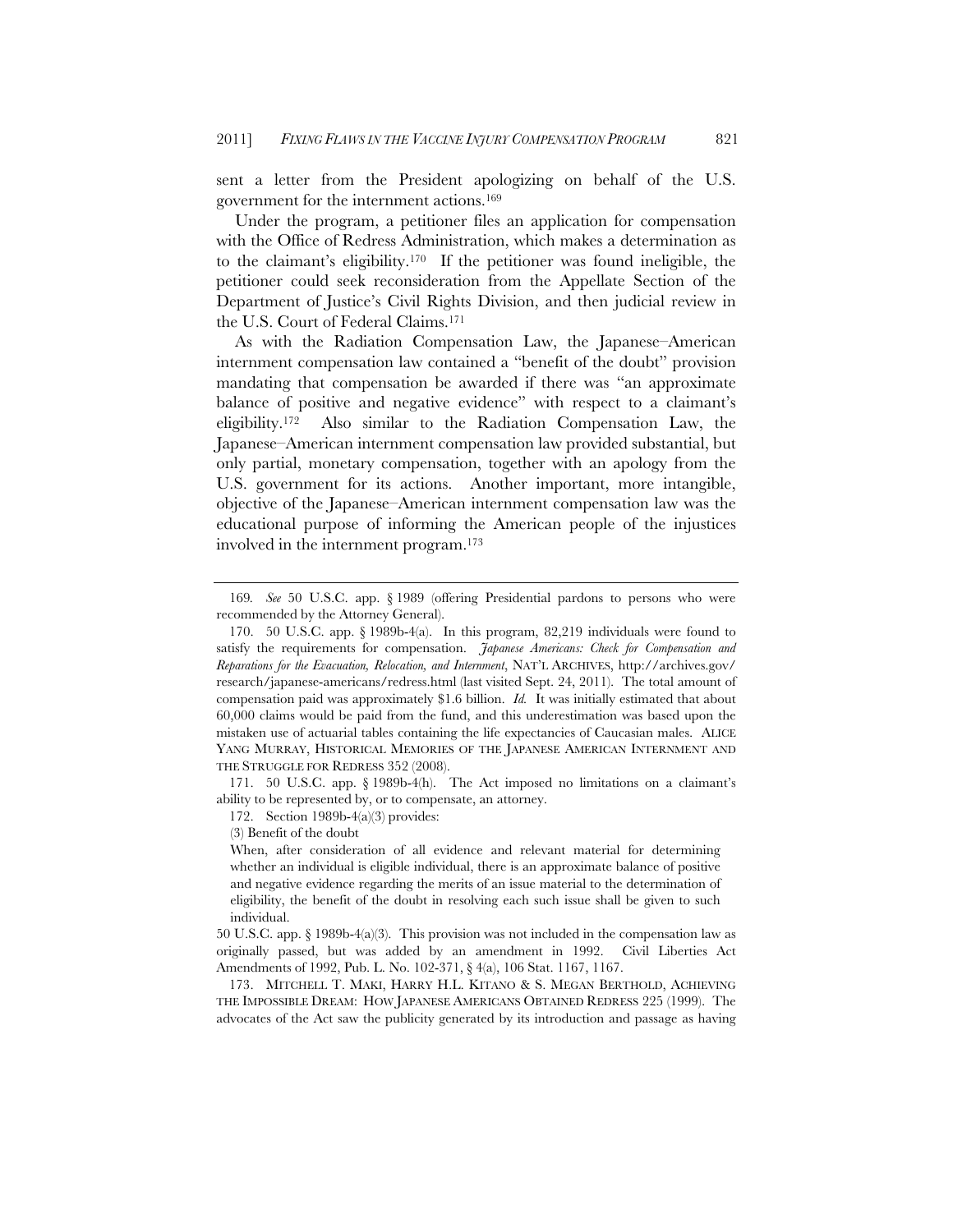sent a letter from the President apologizing on behalf of the U.S. government for the internment actions.[169]

Under the program, a petitioner files an application for compensation with the Office of Redress Administration, which makes a determination as to the claimant's eligibility.[170] If the petitioner was found ineligible, the petitioner could seek reconsideration from the Appellate Section of the Department of Justice's Civil Rights Division, and then judicial review in the U.S. Court of Federal Claims.[171]

As with the Radiation Compensation Law, the Japanese–American internment compensation law contained a "benefit of the doubt" provision mandating that compensation be awarded if there was "an approximate balance of positive and negative evidence" with respect to a claimant's eligibility.[172] Also similar to the Radiation Compensation Law, the Japanese–American internment compensation law provided substantial, but only partial, monetary compensation, together with an apology from the U.S. government for its actions. Another important, more intangible, objective of the Japanese–American internment compensation law was the educational purpose of informing the American people of the injustices involved in the internment program.[173]

---

169. *See* 50 U.S.C. app. § 1989 (offering Presidential pardons to persons who were recommended by the Attorney General).

170. 50 U.S.C. app. § 1989b-4(a). In this program, 82,219 individuals were found to satisfy the requirements for compensation. *Japanese Americans: Check for Compensation and Reparations for the Evacuation, Relocation, and Internment*, NAT'L ARCHIVES, http://archives.gov/research/japanese-americans/redress.html (last visited Sept. 24, 2011). The total amount of compensation paid was approximately $1.6 billion. *Id.* It was initially estimated that about 60,000 claims would be paid from the fund, and this underestimation was based upon the mistaken use of actuarial tables containing the life expectancies of Caucasian males. ALICE YANG MURRAY, HISTORICAL MEMORIES OF THE JAPANESE AMERICAN INTERNMENT AND THE STRUGGLE FOR REDRESS 352 (2008).

171. 50 U.S.C. app. § 1989b-4(h). The Act imposed no limitations on a claimant's ability to be represented by, or to compensate, an attorney.

172. Section 1989b-4(a)(3) provides:

(3) Benefit of the doubt

> When, after consideration of all evidence and relevant material for determining whether an individual is eligible individual, there is an approximate balance of positive and negative evidence regarding the merits of an issue material to the determination of eligibility, the benefit of the doubt in resolving each such issue shall be given to such individual.

50 U.S.C. app. § 1989b-4(a)(3). This provision was not included in the compensation law as originally passed, but was added by an amendment in 1992. Civil Liberties Act Amendments of 1992, Pub. L. No. 102-371, § 4(a), 106 Stat. 1167, 1167.

173. MITCHELL T. MAKI, HARRY H.L. KITANO & S. MEGAN BERTHOLD, ACHIEVING THE IMPOSSIBLE DREAM: HOW JAPANESE AMERICANS OBTAINED REDRESS 225 (1999). The advocates of the Act saw the publicity generated by its introduction and passage as having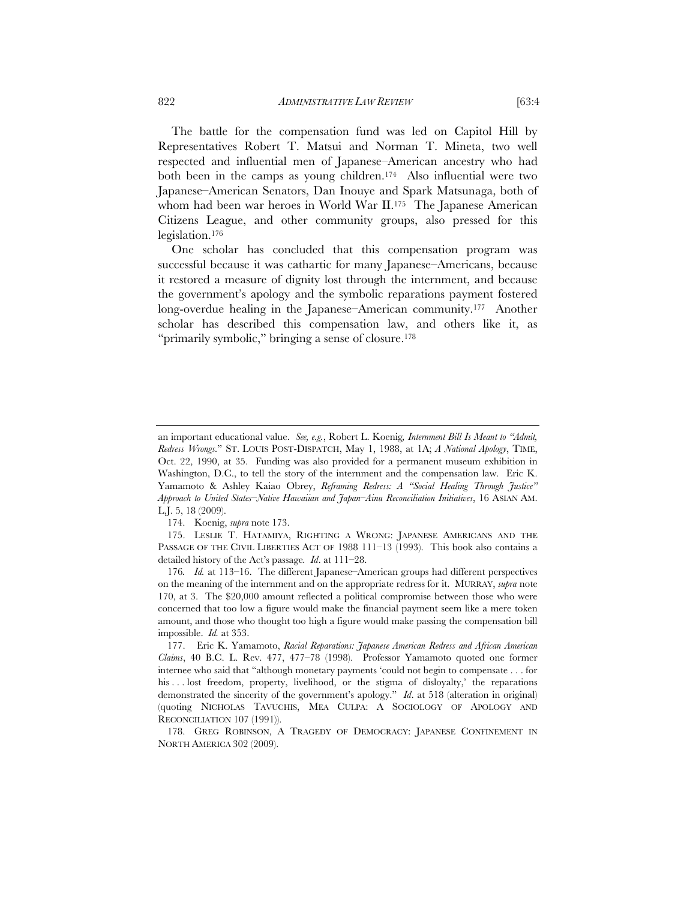The battle for the compensation fund was led on Capitol Hill by Representatives Robert T. Matsui and Norman T. Mineta, two well respected and influential men of Japanese–American ancestry who had both been in the camps as young children.[174] Also influential were two Japanese–American Senators, Dan Inouye and Spark Matsunaga, both of whom had been war heroes in World War II.[175] The Japanese American Citizens League, and other community groups, also pressed for this legislation.[176]

One scholar has concluded that this compensation program was successful because it was cathartic for many Japanese–Americans, because it restored a measure of dignity lost through the internment, and because the government's apology and the symbolic reparations payment fostered long-overdue healing in the Japanese–American community.[177] Another scholar has described this compensation law, and others like it, as "primarily symbolic," bringing a sense of closure.[178]

---

an important educational value. *See, e.g.*, Robert L. Koenig, *Internment Bill Is Meant to "Admit, Redress Wrongs."* ST. LOUIS POST-DISPATCH, May 1, 1988, at 1A; *A National Apology*, TIME, Oct. 22, 1990, at 35. Funding was also provided for a permanent museum exhibition in Washington, D.C., to tell the story of the internment and the compensation law. Eric K. Yamamoto & Ashley Kaiao Obrey, *Reframing Redress: A "Social Healing Through Justice" Approach to United States–Native Hawaiian and Japan–Ainu Reconciliation Initiatives*, 16 ASIAN AM. L.J. 5, 18 (2009).

174. Koenig, *supra* note 173.

175. LESLIE T. HATAMIYA, RIGHTING A WRONG: JAPANESE AMERICANS AND THE PASSAGE OF THE CIVIL LIBERTIES ACT OF 1988 111–13 (1993). This book also contains a detailed history of the Act's passage. *Id*. at 111–28.

176. *Id.* at 113–16. The different Japanese–American groups had different perspectives on the meaning of the internment and on the appropriate redress for it. MURRAY, *supra* note 170, at 3. The $20,000 amount reflected a political compromise between those who were concerned that too low a figure would make the financial payment seem like a mere token amount, and those who thought too high a figure would make passing the compensation bill impossible. *Id.* at 353.

177. Eric K. Yamamoto, *Racial Reparations: Japanese American Redress and African American Claims*, 40 B.C. L. Rev. 477, 477–78 (1998). Professor Yamamoto quoted one former internee who said that "although monetary payments 'could not begin to compensate . . . for his . . . lost freedom, property, livelihood, or the stigma of disloyalty,' the reparations demonstrated the sincerity of the government's apology." *Id*. at 518 (alteration in original) (quoting NICHOLAS TAVUCHIS, MEA CULPA: A SOCIOLOGY OF APOLOGY AND RECONCILIATION 107 (1991)).

178. GREG ROBINSON, A TRAGEDY OF DEMOCRACY: JAPANESE CONFINEMENT IN NORTH AMERICA 302 (2009).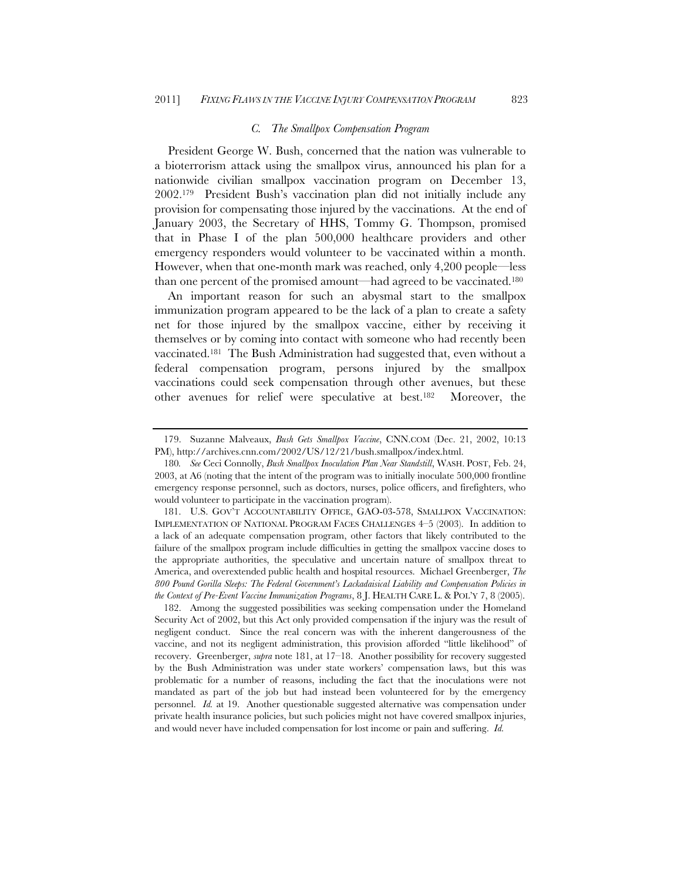### *C. The Smallpox Compensation Program*

President George W. Bush, concerned that the nation was vulnerable to a bioterrorism attack using the smallpox virus, announced his plan for a nationwide civilian smallpox vaccination program on December 13, 2002.[179] President Bush's vaccination plan did not initially include any provision for compensating those injured by the vaccinations. At the end of January 2003, the Secretary of HHS, Tommy G. Thompson, promised that in Phase I of the plan 500,000 healthcare providers and other emergency responders would volunteer to be vaccinated within a month. However, when that one-month mark was reached, only 4,200 people—less than one percent of the promised amount—had agreed to be vaccinated.[180]

An important reason for such an abysmal start to the smallpox immunization program appeared to be the lack of a plan to create a safety net for those injured by the smallpox vaccine, either by receiving it themselves or by coming into contact with someone who had recently been vaccinated.[181] The Bush Administration had suggested that, even without a federal compensation program, persons injured by the smallpox vaccinations could seek compensation through other avenues, but these other avenues for relief were speculative at best.[182] Moreover, the

---

179. Suzanne Malveaux, *Bush Gets Smallpox Vaccine*, CNN.COM (Dec. 21, 2002, 10:13 PM), http://archives.cnn.com/2002/US/12/21/bush.smallpox/index.html.

180. *See* Ceci Connolly, *Bush Smallpox Inoculation Plan Near Standstill*, WASH. POST, Feb. 24, 2003, at A6 (noting that the intent of the program was to initially inoculate 500,000 frontline emergency response personnel, such as doctors, nurses, police officers, and firefighters, who would volunteer to participate in the vaccination program).

181. U.S. GOV'T ACCOUNTABILITY OFFICE, GAO-03-578, SMALLPOX VACCINATION: IMPLEMENTATION OF NATIONAL PROGRAM FACES CHALLENGES 4–5 (2003). In addition to a lack of an adequate compensation program, other factors that likely contributed to the failure of the smallpox program include difficulties in getting the smallpox vaccine doses to the appropriate authorities, the speculative and uncertain nature of smallpox threat to America, and overextended public health and hospital resources. Michael Greenberger, *The 800 Pound Gorilla Sleeps: The Federal Government's Lackadaisical Liability and Compensation Policies in the Context of Pre-Event Vaccine Immunization Programs*, 8 J. HEALTH CARE L. & POL'Y 7, 8 (2005).

182. Among the suggested possibilities was seeking compensation under the Homeland Security Act of 2002, but this Act only provided compensation if the injury was the result of negligent conduct. Since the real concern was with the inherent dangerousness of the vaccine, and not its negligent administration, this provision afforded "little likelihood" of recovery. Greenberger, *supra* note 181, at 17–18. Another possibility for recovery suggested by the Bush Administration was under state workers' compensation laws, but this was problematic for a number of reasons, including the fact that the inoculations were not mandated as part of the job but had instead been volunteered for by the emergency personnel. *Id.* at 19. Another questionable suggested alternative was compensation under private health insurance policies, but such policies might not have covered smallpox injuries, and would never have included compensation for lost income or pain and suffering. *Id.*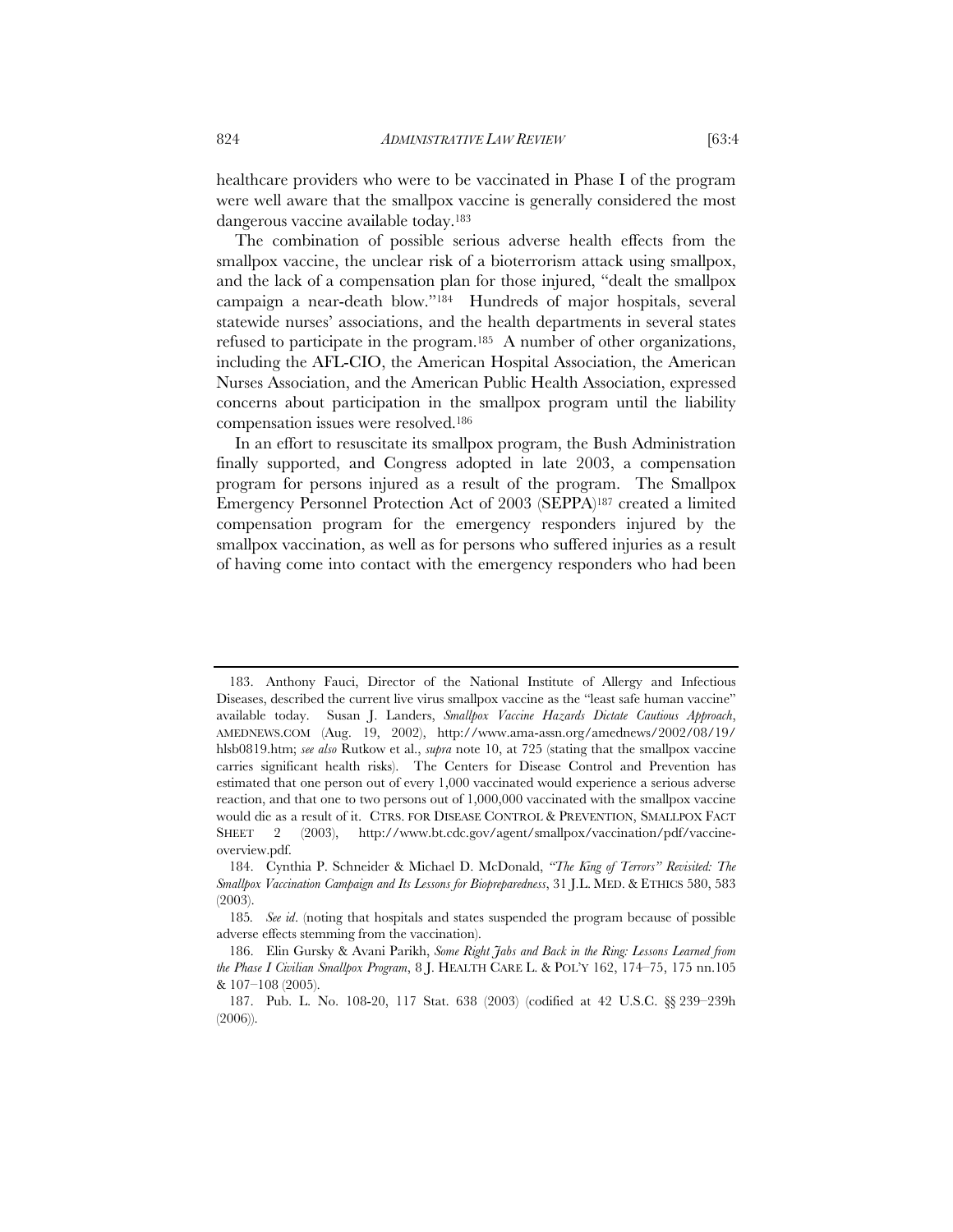healthcare providers who were to be vaccinated in Phase I of the program were well aware that the smallpox vaccine is generally considered the most dangerous vaccine available today.[183]

The combination of possible serious adverse health effects from the smallpox vaccine, the unclear risk of a bioterrorism attack using smallpox, and the lack of a compensation plan for those injured, "dealt the smallpox campaign a near-death blow."[184] Hundreds of major hospitals, several statewide nurses' associations, and the health departments in several states refused to participate in the program.[185] A number of other organizations, including the AFL-CIO, the American Hospital Association, the American Nurses Association, and the American Public Health Association, expressed concerns about participation in the smallpox program until the liability compensation issues were resolved.[186]

In an effort to resuscitate its smallpox program, the Bush Administration finally supported, and Congress adopted in late 2003, a compensation program for persons injured as a result of the program. The Smallpox Emergency Personnel Protection Act of 2003 (SEPPA)[187] created a limited compensation program for the emergency responders injured by the smallpox vaccination, as well as for persons who suffered injuries as a result of having come into contact with the emergency responders who had been

---

183. Anthony Fauci, Director of the National Institute of Allergy and Infectious Diseases, described the current live virus smallpox vaccine as the "least safe human vaccine" available today. Susan J. Landers, *Smallpox Vaccine Hazards Dictate Cautious Approach*, AMEDNEWS.COM (Aug. 19, 2002), http://www.ama-assn.org/amednews/2002/08/19/hlsb0819.htm; *see also* Rutkow et al., *supra* note 10, at 725 (stating that the smallpox vaccine carries significant health risks). The Centers for Disease Control and Prevention has estimated that one person out of every 1,000 vaccinated would experience a serious adverse reaction, and that one to two persons out of 1,000,000 vaccinated with the smallpox vaccine would die as a result of it. CTRS. FOR DISEASE CONTROL & PREVENTION, SMALLPOX FACT SHEET 2 (2003), http://www.bt.cdc.gov/agent/smallpox/vaccination/pdf/vaccine-overview.pdf.

184. Cynthia P. Schneider & Michael D. McDonald, *"The King of Terrors" Revisited: The Smallpox Vaccination Campaign and Its Lessons for Biopreparedness*, 31 J.L. MED. & ETHICS 580, 583 (2003).

185. *See id*. (noting that hospitals and states suspended the program because of possible adverse effects stemming from the vaccination).

186. Elin Gursky & Avani Parikh, *Some Right Jabs and Back in the Ring: Lessons Learned from the Phase I Civilian Smallpox Program*, 8 J. HEALTH CARE L. & POL'Y 162, 174–75, 175 nn.105 & 107–108 (2005).

187. Pub. L. No. 108-20, 117 Stat. 638 (2003) (codified at 42 U.S.C. §§ 239–239h (2006)).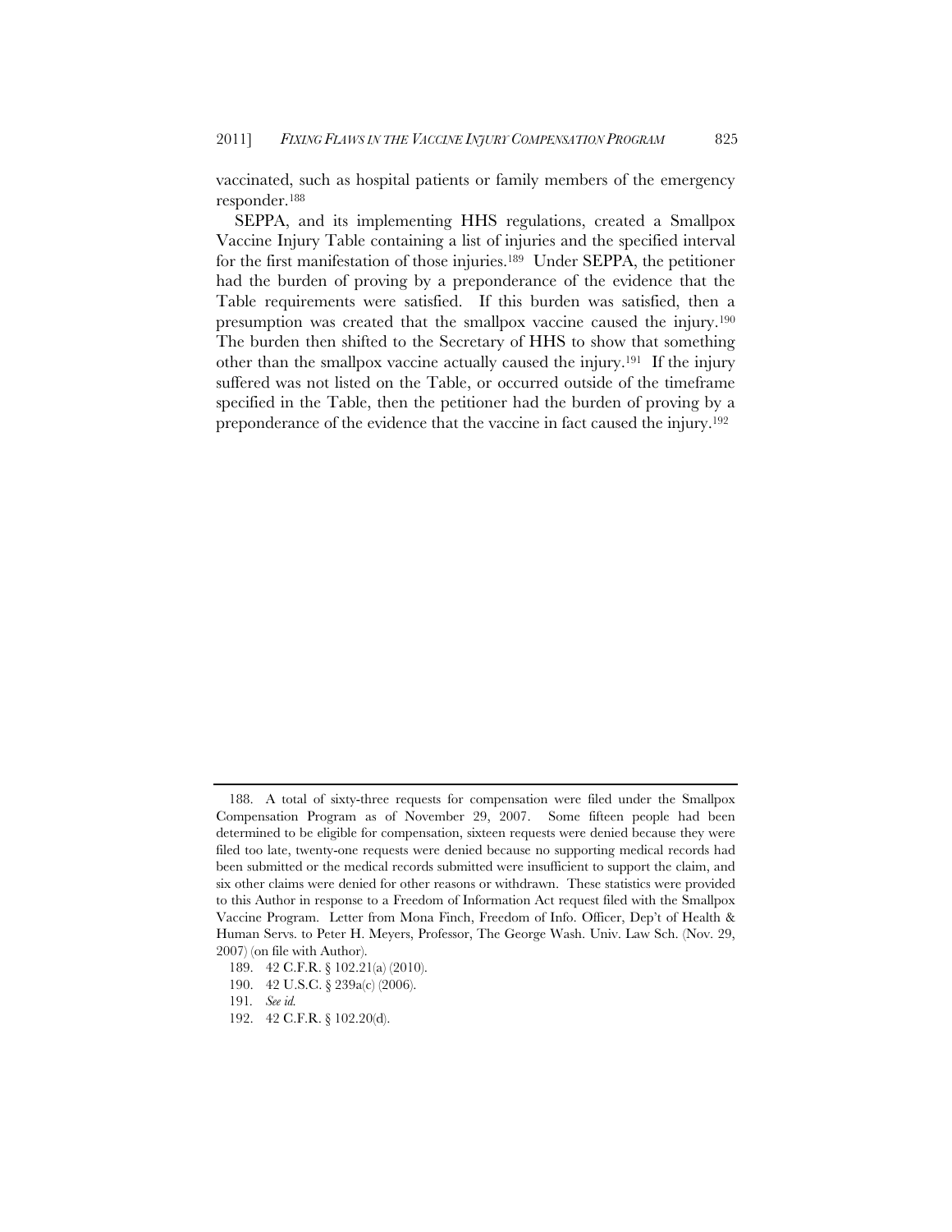vaccinated, such as hospital patients or family members of the emergency responder.[188]

SEPPA, and its implementing HHS regulations, created a Smallpox Vaccine Injury Table containing a list of injuries and the specified interval for the first manifestation of those injuries.[189] Under SEPPA, the petitioner had the burden of proving by a preponderance of the evidence that the Table requirements were satisfied. If this burden was satisfied, then a presumption was created that the smallpox vaccine caused the injury.[190] The burden then shifted to the Secretary of HHS to show that something other than the smallpox vaccine actually caused the injury.[191] If the injury suffered was not listed on the Table, or occurred outside of the timeframe specified in the Table, then the petitioner had the burden of proving by a preponderance of the evidence that the vaccine in fact caused the injury.[192]

---

188. A total of sixty-three requests for compensation were filed under the Smallpox Compensation Program as of November 29, 2007. Some fifteen people had been determined to be eligible for compensation, sixteen requests were denied because they were filed too late, twenty-one requests were denied because no supporting medical records had been submitted or the medical records submitted were insufficient to support the claim, and six other claims were denied for other reasons or withdrawn. These statistics were provided to this Author in response to a Freedom of Information Act request filed with the Smallpox Vaccine Program. Letter from Mona Finch, Freedom of Info. Officer, Dep't of Health & Human Servs. to Peter H. Meyers, Professor, The George Wash. Univ. Law Sch. (Nov. 29, 2007) (on file with Author).

189. 42 C.F.R. § 102.21(a) (2010).

190. 42 U.S.C. § 239a(c) (2006).

191. *See id.*

192. 42 C.F.R. § 102.20(d).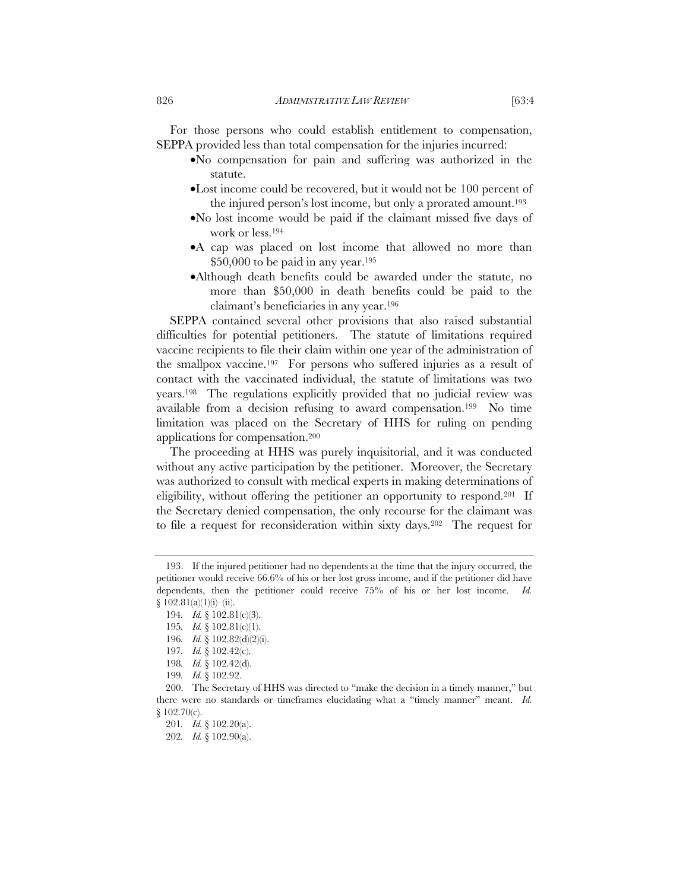For those persons who could establish entitlement to compensation, SEPPA provided less than total compensation for the injuries incurred:

- No compensation for pain and suffering was authorized in the statute.
- Lost income could be recovered, but it would not be 100 percent of the injured person's lost income, but only a prorated amount.[193]
- No lost income would be paid if the claimant missed five days of work or less.[194]
- A cap was placed on lost income that allowed no more than \$50,000 to be paid in any year.[195]
- Although death benefits could be awarded under the statute, no more than \$50,000 in death benefits could be paid to the claimant's beneficiaries in any year.[196]

SEPPA contained several other provisions that also raised substantial difficulties for potential petitioners. The statute of limitations required vaccine recipients to file their claim within one year of the administration of the smallpox vaccine.[197] For persons who suffered injuries as a result of contact with the vaccinated individual, the statute of limitations was two years.[198] The regulations explicitly provided that no judicial review was available from a decision refusing to award compensation.[199] No time limitation was placed on the Secretary of HHS for ruling on pending applications for compensation.[200]

The proceeding at HHS was purely inquisitorial, and it was conducted without any active participation by the petitioner. Moreover, the Secretary was authorized to consult with medical experts in making determinations of eligibility, without offering the petitioner an opportunity to respond.[201] If the Secretary denied compensation, the only recourse for the claimant was to file a request for reconsideration within sixty days.[202] The request for

---

193. If the injured petitioner had no dependents at the time that the injury occurred, the petitioner would receive 66.6% of his or her lost gross income, and if the petitioner did have dependents, then the petitioner could receive 75% of his or her lost income. *Id.* § 102.81(a)(1)(i)–(ii).

194. *Id.* § 102.81(c)(3).

195. *Id.* § 102.81(c)(1).

196. *Id.* § 102.82(d)(2)(i).

197. *Id.* § 102.42(c).

198. *Id.* § 102.42(d).

199. *Id.* § 102.92.

200. The Secretary of HHS was directed to "make the decision in a timely manner," but there were no standards or timeframes elucidating what a "timely manner" meant. *Id.* § 102.70(c).

201. *Id.* § 102.20(a).

202. *Id.* § 102.90(a).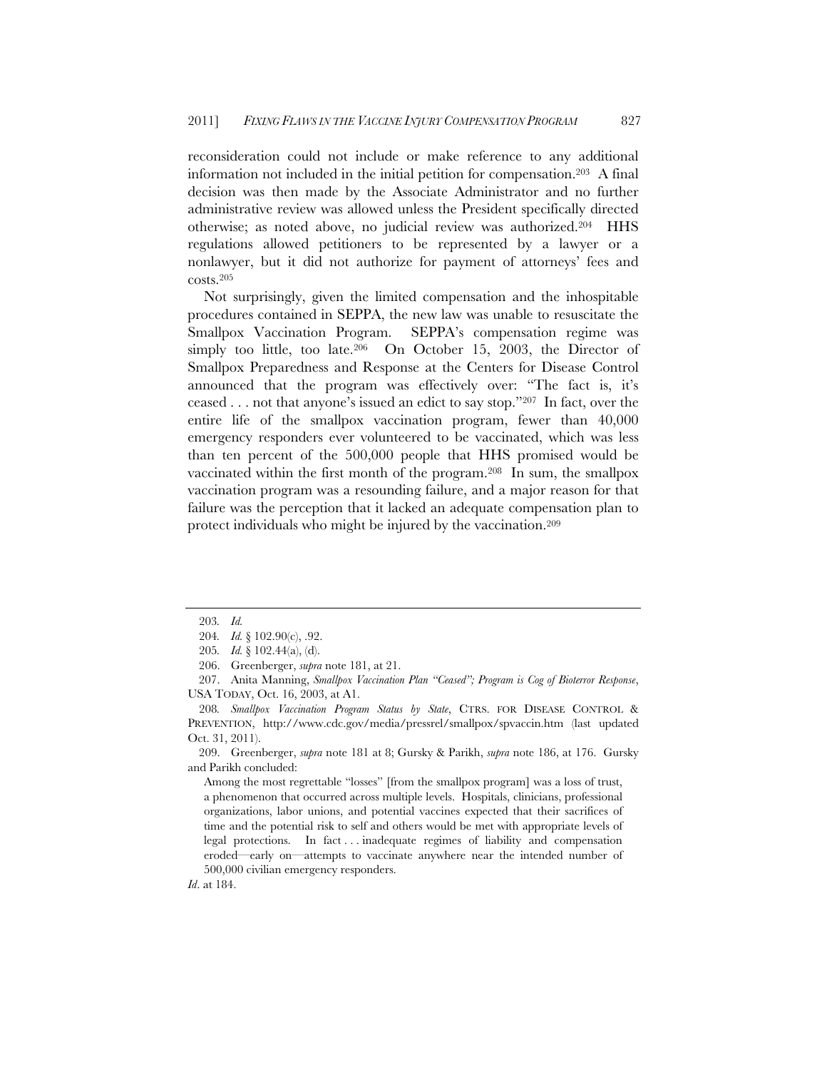reconsideration could not include or make reference to any additional information not included in the initial petition for compensation.[203] A final decision was then made by the Associate Administrator and no further administrative review was allowed unless the President specifically directed otherwise; as noted above, no judicial review was authorized.[204] HHS regulations allowed petitioners to be represented by a lawyer or a nonlawyer, but it did not authorize for payment of attorneys' fees and costs.[205]

Not surprisingly, given the limited compensation and the inhospitable procedures contained in SEPPA, the new law was unable to resuscitate the Smallpox Vaccination Program. SEPPA's compensation regime was simply too little, too late.[206] On October 15, 2003, the Director of Smallpox Preparedness and Response at the Centers for Disease Control announced that the program was effectively over: "The fact is, it's ceased . . . not that anyone's issued an edict to say stop."[207] In fact, over the entire life of the smallpox vaccination program, fewer than 40,000 emergency responders ever volunteered to be vaccinated, which was less than ten percent of the 500,000 people that HHS promised would be vaccinated within the first month of the program.[208] In sum, the smallpox vaccination program was a resounding failure, and a major reason for that failure was the perception that it lacked an adequate compensation plan to protect individuals who might be injured by the vaccination.[209]

---

203. *Id.*

204. *Id.* § 102.90(c), .92.

205. *Id.* § 102.44(a), (d).

206. Greenberger, *supra* note 181, at 21.

207. Anita Manning, *Smallpox Vaccination Plan "Ceased"; Program is Cog of Bioterror Response*, USA TODAY, Oct. 16, 2003, at A1.

208. *Smallpox Vaccination Program Status by State*, CTRS. FOR DISEASE CONTROL & PREVENTION, http://www.cdc.gov/media/pressrel/smallpox/spvaccin.htm (last updated Oct. 31, 2011).

209. Greenberger, *supra* note 181 at 8; Gursky & Parikh, *supra* note 186, at 176. Gursky and Parikh concluded:

> Among the most regrettable "losses" [from the smallpox program] was a loss of trust, a phenomenon that occurred across multiple levels. Hospitals, clinicians, professional organizations, labor unions, and potential vaccines expected that their sacrifices of time and the potential risk to self and others would be met with appropriate levels of legal protections. In fact . . . inadequate regimes of liability and compensation eroded—early on—attempts to vaccinate anywhere near the intended number of 500,000 civilian emergency responders.

*Id*. at 184.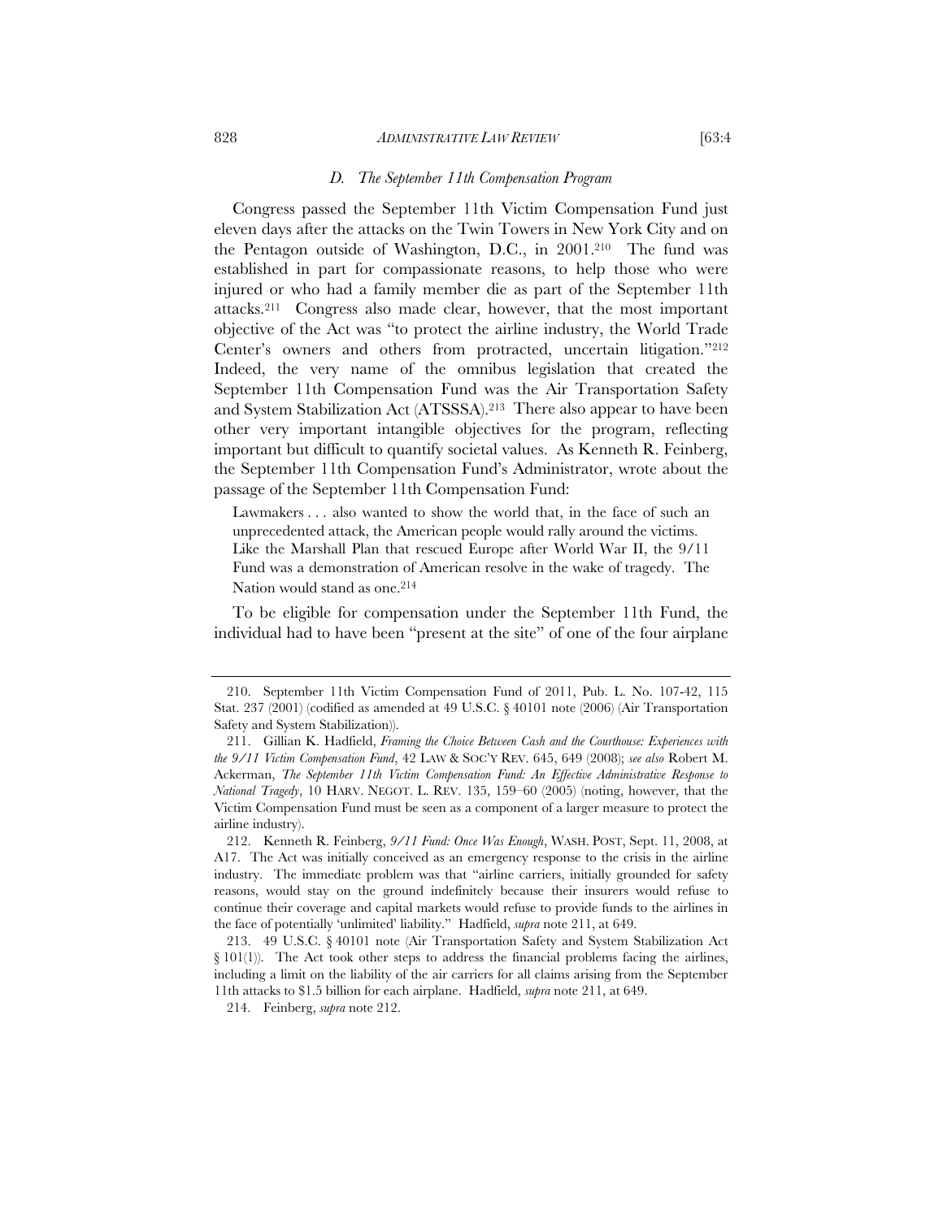### *D. The September 11th Compensation Program*

Congress passed the September 11th Victim Compensation Fund just eleven days after the attacks on the Twin Towers in New York City and on the Pentagon outside of Washington, D.C., in 2001.[210] The fund was established in part for compassionate reasons, to help those who were injured or who had a family member die as part of the September 11th attacks.[211] Congress also made clear, however, that the most important objective of the Act was "to protect the airline industry, the World Trade Center's owners and others from protracted, uncertain litigation."[212] Indeed, the very name of the omnibus legislation that created the September 11th Compensation Fund was the Air Transportation Safety and System Stabilization Act (ATSSSA).[213] There also appear to have been other very important intangible objectives for the program, reflecting important but difficult to quantify societal values. As Kenneth R. Feinberg, the September 11th Compensation Fund's Administrator, wrote about the passage of the September 11th Compensation Fund:

> Lawmakers . . . also wanted to show the world that, in the face of such an unprecedented attack, the American people would rally around the victims. Like the Marshall Plan that rescued Europe after World War II, the 9/11 Fund was a demonstration of American resolve in the wake of tragedy. The Nation would stand as one.[214]

To be eligible for compensation under the September 11th Fund, the individual had to have been "present at the site" of one of the four airplane

---

210. September 11th Victim Compensation Fund of 2011, Pub. L. No. 107-42, 115 Stat. 237 (2001) (codified as amended at 49 U.S.C. § 40101 note (2006) (Air Transportation Safety and System Stabilization)).

211. Gillian K. Hadfield, *Framing the Choice Between Cash and the Courthouse: Experiences with the 9/11 Victim Compensation Fund*, 42 LAW & SOC'Y REV. 645, 649 (2008); *see also* Robert M. Ackerman, *The September 11th Victim Compensation Fund: An Effective Administrative Response to National Tragedy*, 10 HARV. NEGOT. L. REV. 135, 159–60 (2005) (noting, however, that the Victim Compensation Fund must be seen as a component of a larger measure to protect the airline industry).

212. Kenneth R. Feinberg, *9/11 Fund: Once Was Enough*, WASH. POST, Sept. 11, 2008, at A17. The Act was initially conceived as an emergency response to the crisis in the airline industry. The immediate problem was that "airline carriers, initially grounded for safety reasons, would stay on the ground indefinitely because their insurers would refuse to continue their coverage and capital markets would refuse to provide funds to the airlines in the face of potentially 'unlimited' liability." Hadfield, *supra* note 211, at 649.

213. 49 U.S.C. § 40101 note (Air Transportation Safety and System Stabilization Act § 101(1)). The Act took other steps to address the financial problems facing the airlines, including a limit on the liability of the air carriers for all claims arising from the September 11th attacks to $1.5 billion for each airplane. Hadfield, *supra* note 211, at 649.

214. Feinberg, *supra* note 212.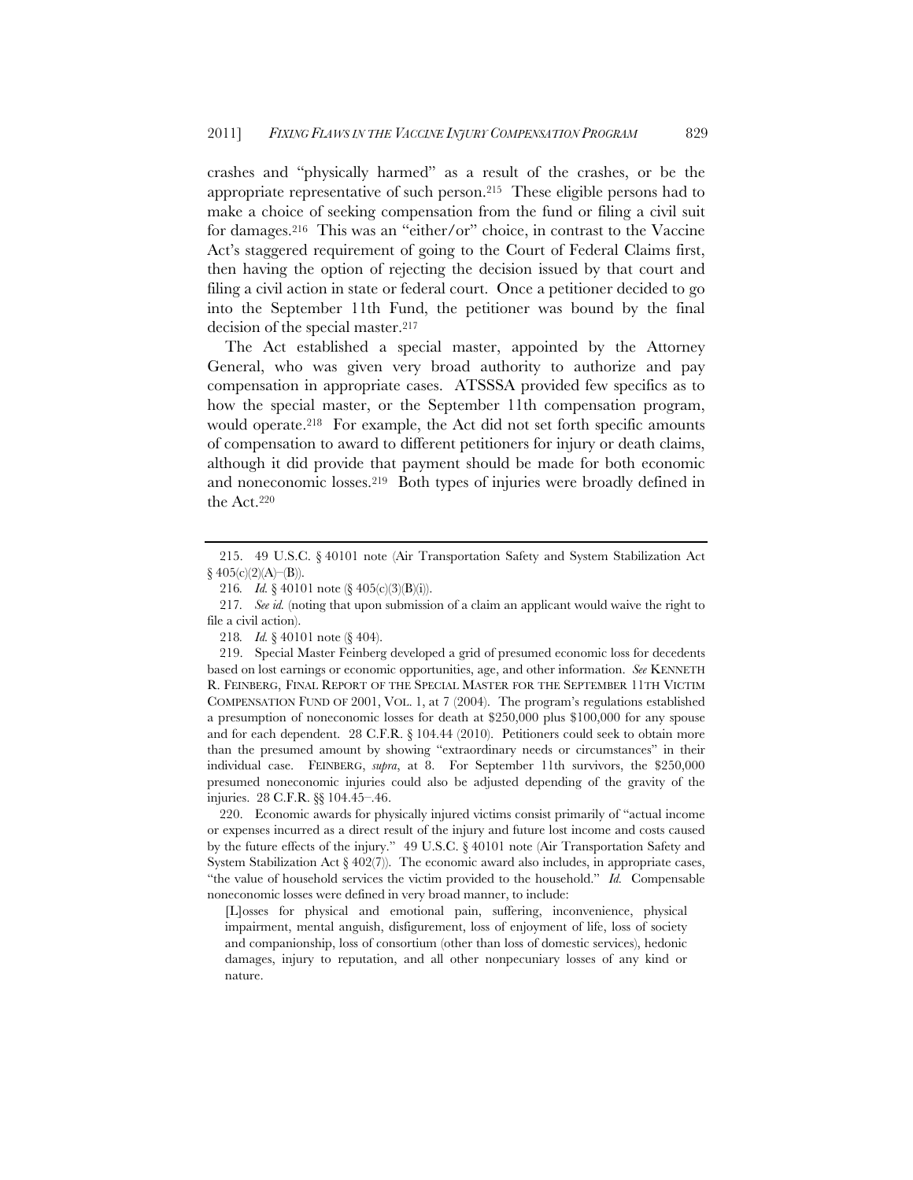crashes and "physically harmed" as a result of the crashes, or be the appropriate representative of such person.[215] These eligible persons had to make a choice of seeking compensation from the fund or filing a civil suit for damages.[216] This was an "either/or" choice, in contrast to the Vaccine Act's staggered requirement of going to the Court of Federal Claims first, then having the option of rejecting the decision issued by that court and filing a civil action in state or federal court. Once a petitioner decided to go into the September 11th Fund, the petitioner was bound by the final decision of the special master.[217]

The Act established a special master, appointed by the Attorney General, who was given very broad authority to authorize and pay compensation in appropriate cases. ATSSSA provided few specifics as to how the special master, or the September 11th compensation program, would operate.[218] For example, the Act did not set forth specific amounts of compensation to award to different petitioners for injury or death claims, although it did provide that payment should be made for both economic and noneconomic losses.[219] Both types of injuries were broadly defined in the Act.[220]

---

215. 49 U.S.C. § 40101 note (Air Transportation Safety and System Stabilization Act § 405(c)(2)(A)–(B)).

216. *Id.* § 40101 note (§ 405(c)(3)(B)(i)).

217. *See id.* (noting that upon submission of a claim an applicant would waive the right to file a civil action).

218. *Id.* § 40101 note (§ 404).

219. Special Master Feinberg developed a grid of presumed economic loss for decedents based on lost earnings or economic opportunities, age, and other information. *See* KENNETH R. FEINBERG, FINAL REPORT OF THE SPECIAL MASTER FOR THE SEPTEMBER 11TH VICTIM COMPENSATION FUND OF 2001, VOL. 1, at 7 (2004). The program's regulations established a presumption of noneconomic losses for death at $250,000 plus $100,000 for any spouse and for each dependent. 28 C.F.R. § 104.44 (2010). Petitioners could seek to obtain more than the presumed amount by showing "extraordinary needs or circumstances" in their individual case. FEINBERG, *supra*, at 8. For September 11th survivors, the $250,000 presumed noneconomic injuries could also be adjusted depending of the gravity of the injuries. 28 C.F.R. §§ 104.45–.46.

220. Economic awards for physically injured victims consist primarily of "actual income or expenses incurred as a direct result of the injury and future lost income and costs caused by the future effects of the injury." 49 U.S.C. § 40101 note (Air Transportation Safety and System Stabilization Act § 402(7)). The economic award also includes, in appropriate cases, "the value of household services the victim provided to the household." *Id.* Compensable noneconomic losses were defined in very broad manner, to include:

> [L]osses for physical and emotional pain, suffering, inconvenience, physical impairment, mental anguish, disfigurement, loss of enjoyment of life, loss of society and companionship, loss of consortium (other than loss of domestic services), hedonic damages, injury to reputation, and all other nonpecuniary losses of any kind or nature.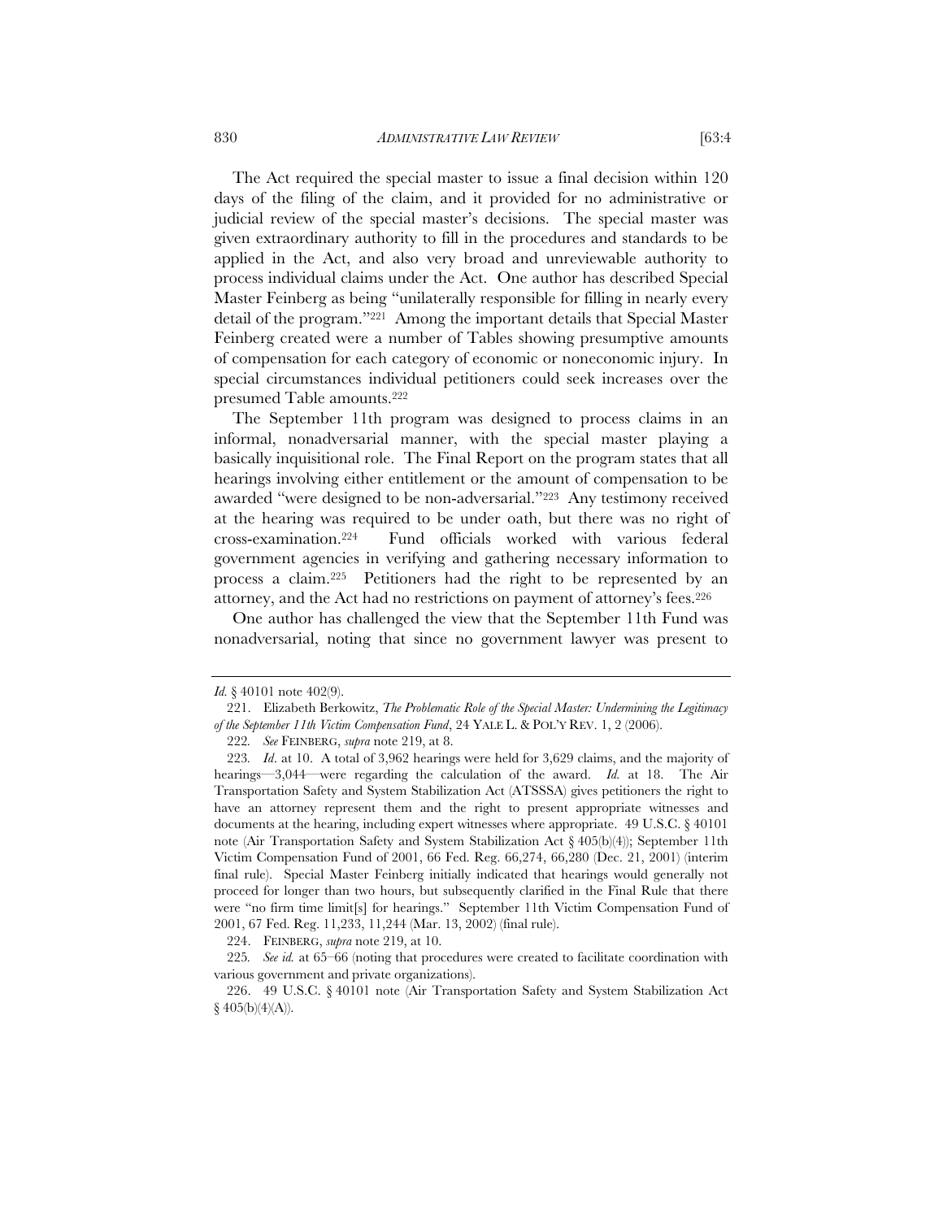The Act required the special master to issue a final decision within 120 days of the filing of the claim, and it provided for no administrative or judicial review of the special master's decisions. The special master was given extraordinary authority to fill in the procedures and standards to be applied in the Act, and also very broad and unreviewable authority to process individual claims under the Act. One author has described Special Master Feinberg as being "unilaterally responsible for filling in nearly every detail of the program."[221] Among the important details that Special Master Feinberg created were a number of Tables showing presumptive amounts of compensation for each category of economic or noneconomic injury. In special circumstances individual petitioners could seek increases over the presumed Table amounts.[222]

The September 11th program was designed to process claims in an informal, nonadversarial manner, with the special master playing a basically inquisitional role. The Final Report on the program states that all hearings involving either entitlement or the amount of compensation to be awarded "were designed to be non-adversarial."[223] Any testimony received at the hearing was required to be under oath, but there was no right of cross-examination.[224] Fund officials worked with various federal government agencies in verifying and gathering necessary information to process a claim.[225] Petitioners had the right to be represented by an attorney, and the Act had no restrictions on payment of attorney's fees.[226]

One author has challenged the view that the September 11th Fund was nonadversarial, noting that since no government lawyer was present to

---

*Id.* § 40101 note 402(9).

221. Elizabeth Berkowitz, *The Problematic Role of the Special Master: Undermining the Legitimacy of the September 11th Victim Compensation Fund*, 24 YALE L. & POL'Y REV. 1, 2 (2006).

222. *See* FEINBERG, *supra* note 219, at 8.

223. *Id*. at 10. A total of 3,962 hearings were held for 3,629 claims, and the majority of hearings—3,044—were regarding the calculation of the award. *Id.* at 18. The Air Transportation Safety and System Stabilization Act (ATSSSA) gives petitioners the right to have an attorney represent them and the right to present appropriate witnesses and documents at the hearing, including expert witnesses where appropriate. 49 U.S.C. § 40101 note (Air Transportation Safety and System Stabilization Act § 405(b)(4)); September 11th Victim Compensation Fund of 2001, 66 Fed. Reg. 66,274, 66,280 (Dec. 21, 2001) (interim final rule). Special Master Feinberg initially indicated that hearings would generally not proceed for longer than two hours, but subsequently clarified in the Final Rule that there were "no firm time limit[s] for hearings." September 11th Victim Compensation Fund of 2001, 67 Fed. Reg. 11,233, 11,244 (Mar. 13, 2002) (final rule).

224. FEINBERG, *supra* note 219, at 10.

225. *See id.* at 65–66 (noting that procedures were created to facilitate coordination with various government and private organizations).

226. 49 U.S.C. § 40101 note (Air Transportation Safety and System Stabilization Act § 405(b)(4)(A)).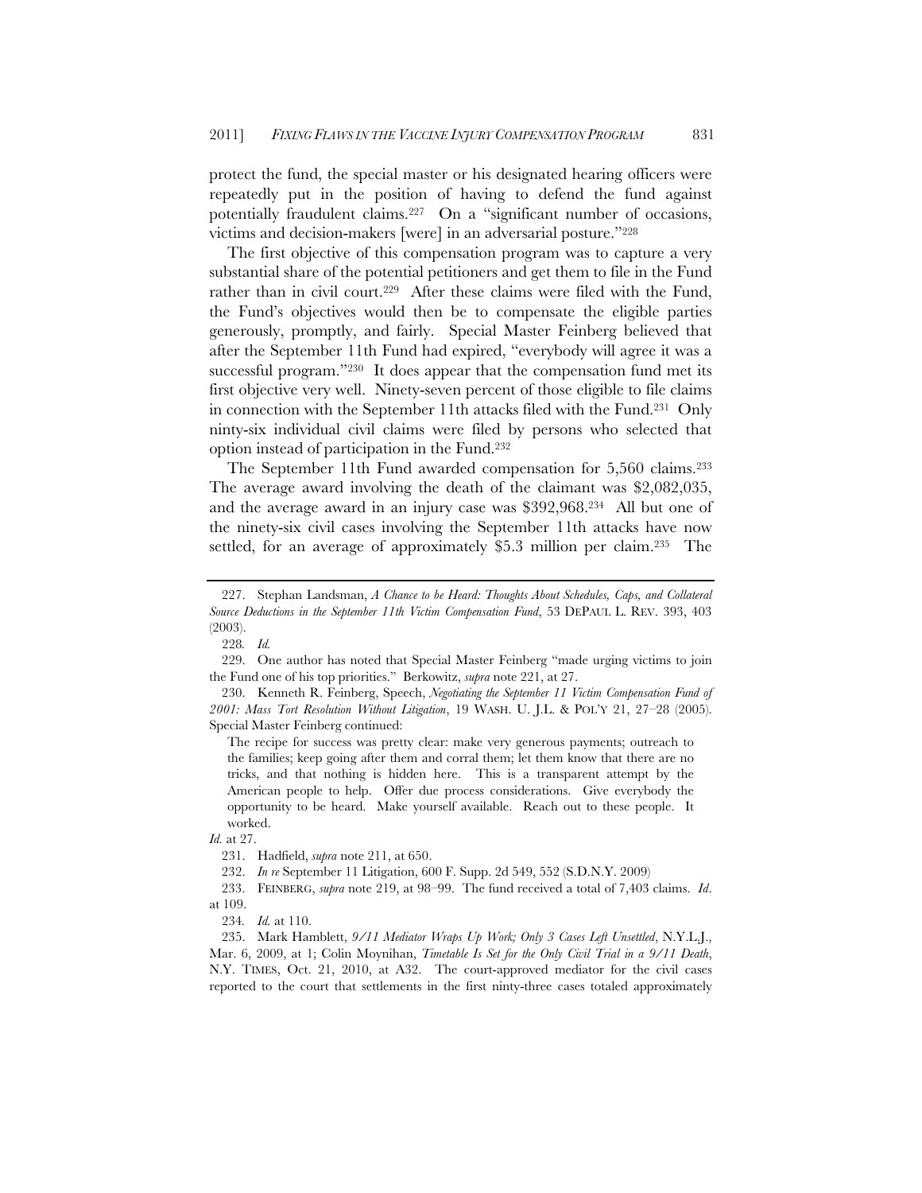protect the fund, the special master or his designated hearing officers were repeatedly put in the position of having to defend the fund against potentially fraudulent claims.[227] On a "significant number of occasions, victims and decision-makers [were] in an adversarial posture."[228]

The first objective of this compensation program was to capture a very substantial share of the potential petitioners and get them to file in the Fund rather than in civil court.[229] After these claims were filed with the Fund, the Fund's objectives would then be to compensate the eligible parties generously, promptly, and fairly. Special Master Feinberg believed that after the September 11th Fund had expired, "everybody will agree it was a successful program."[230] It does appear that the compensation fund met its first objective very well. Ninety-seven percent of those eligible to file claims in connection with the September 11th attacks filed with the Fund.[231] Only ninty-six individual civil claims were filed by persons who selected that option instead of participation in the Fund.[232]

The September 11th Fund awarded compensation for 5,560 claims.[233] The average award involving the death of the claimant was $2,082,035, and the average award in an injury case was $392,968.[234] All but one of the ninety-six civil cases involving the September 11th attacks have now settled, for an average of approximately $5.3 million per claim.[235] The

---

227. Stephan Landsman, *A Chance to be Heard: Thoughts About Schedules, Caps, and Collateral Source Deductions in the September 11th Victim Compensation Fund*, 53 DEPAUL L. REV. 393, 403 (2003).

228. *Id.*

229. One author has noted that Special Master Feinberg "made urging victims to join the Fund one of his top priorities." Berkowitz, *supra* note 221, at 27.

230. Kenneth R. Feinberg, Speech, *Negotiating the September 11 Victim Compensation Fund of 2001: Mass Tort Resolution Without Litigation*, 19 WASH. U. J.L. & POL'Y 21, 27–28 (2005). Special Master Feinberg continued:

> The recipe for success was pretty clear: make very generous payments; outreach to the families; keep going after them and corral them; let them know that there are no tricks, and that nothing is hidden here. This is a transparent attempt by the American people to help. Offer due process considerations. Give everybody the opportunity to be heard. Make yourself available. Reach out to these people. It worked.

*Id.* at 27.

231. Hadfield, *supra* note 211, at 650.

232. *In re* September 11 Litigation, 600 F. Supp. 2d 549, 552 (S.D.N.Y. 2009)

233. FEINBERG, *supra* note 219, at 98–99. The fund received a total of 7,403 claims. *Id*. at 109.

234. *Id.* at 110.

235. Mark Hamblett, *9/11 Mediator Wraps Up Work; Only 3 Cases Left Unsettled*, N.Y.L.J., Mar. 6, 2009, at 1; Colin Moynihan, *Timetable Is Set for the Only Civil Trial in a 9/11 Death*, N.Y. TIMES, Oct. 21, 2010, at A32. The court-approved mediator for the civil cases reported to the court that settlements in the first ninty-three cases totaled approximately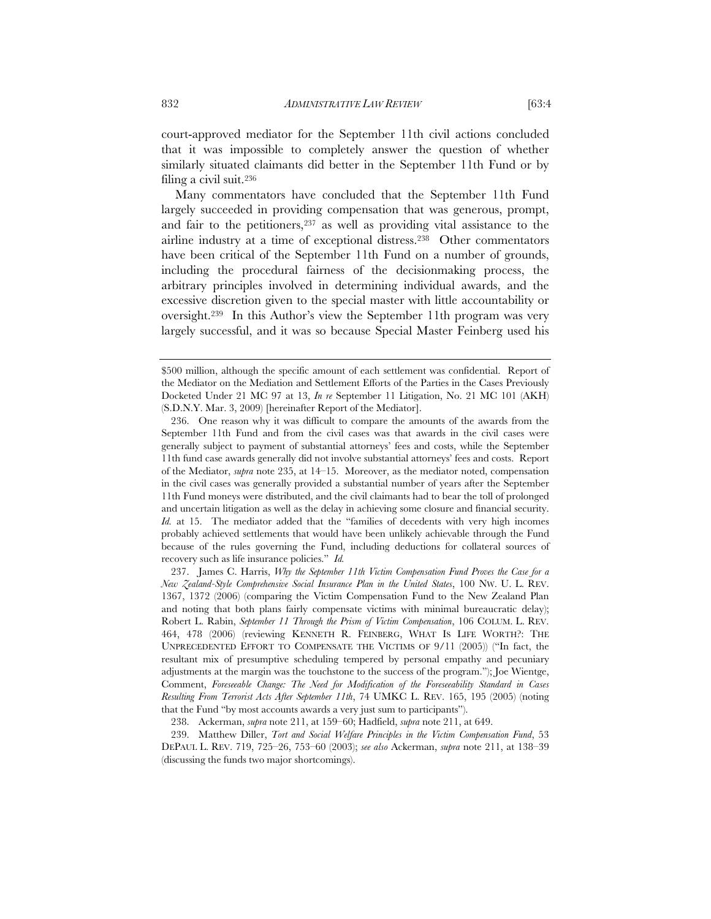court-approved mediator for the September 11th civil actions concluded that it was impossible to completely answer the question of whether similarly situated claimants did better in the September 11th Fund or by filing a civil suit.[236]

Many commentators have concluded that the September 11th Fund largely succeeded in providing compensation that was generous, prompt, and fair to the petitioners,[237] as well as providing vital assistance to the airline industry at a time of exceptional distress.[238] Other commentators have been critical of the September 11th Fund on a number of grounds, including the procedural fairness of the decisionmaking process, the arbitrary principles involved in determining individual awards, and the excessive discretion given to the special master with little accountability or oversight.[239] In this Author's view the September 11th program was very largely successful, and it was so because Special Master Feinberg used his

---

$500 million, although the specific amount of each settlement was confidential. Report of the Mediator on the Mediation and Settlement Efforts of the Parties in the Cases Previously Docketed Under 21 MC 97 at 13, *In re* September 11 Litigation, No. 21 MC 101 (AKH) (S.D.N.Y. Mar. 3, 2009) [hereinafter Report of the Mediator].

236. One reason why it was difficult to compare the amounts of the awards from the September 11th Fund and from the civil cases was that awards in the civil cases were generally subject to payment of substantial attorneys' fees and costs, while the September 11th fund case awards generally did not involve substantial attorneys' fees and costs. Report of the Mediator, *supra* note 235, at 14–15. Moreover, as the mediator noted, compensation in the civil cases was generally provided a substantial number of years after the September 11th Fund moneys were distributed, and the civil claimants had to bear the toll of prolonged and uncertain litigation as well as the delay in achieving some closure and financial security. *Id.* at 15. The mediator added that the "families of decedents with very high incomes probably achieved settlements that would have been unlikely achievable through the Fund because of the rules governing the Fund, including deductions for collateral sources of recovery such as life insurance policies." *Id.*

237. James C. Harris, *Why the September 11th Victim Compensation Fund Proves the Case for a New Zealand-Style Comprehensive Social Insurance Plan in the United States*, 100 NW. U. L. REV. 1367, 1372 (2006) (comparing the Victim Compensation Fund to the New Zealand Plan and noting that both plans fairly compensate victims with minimal bureaucratic delay); Robert L. Rabin, *September 11 Through the Prism of Victim Compensation*, 106 COLUM. L. REV. 464, 478 (2006) (reviewing KENNETH R. FEINBERG, WHAT IS LIFE WORTH?: THE UNPRECEDENTED EFFORT TO COMPENSATE THE VICTIMS OF 9/11 (2005)) ("In fact, the resultant mix of presumptive scheduling tempered by personal empathy and pecuniary adjustments at the margin was the touchstone to the success of the program."); Joe Wientge, Comment, *Foreseeable Change: The Need for Modification of the Foreseeability Standard in Cases Resulting From Terrorist Acts After September 11th*, 74 UMKC L. REV. 165, 195 (2005) (noting that the Fund "by most accounts awards a very just sum to participants").

238. Ackerman, *supra* note 211, at 159–60; Hadfield, *supra* note 211, at 649.

239. Matthew Diller, *Tort and Social Welfare Principles in the Victim Compensation Fund*, 53 DEPAUL L. REV. 719, 725–26, 753–60 (2003); *see also* Ackerman, *supra* note 211, at 138–39 (discussing the funds two major shortcomings).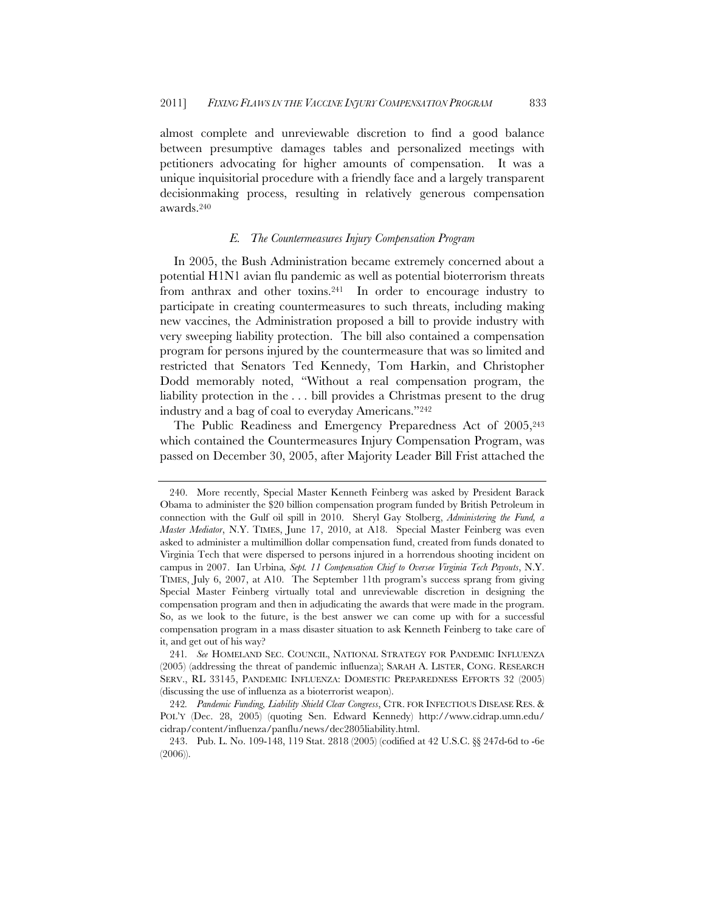almost complete and unreviewable discretion to find a good balance between presumptive damages tables and personalized meetings with petitioners advocating for higher amounts of compensation. It was a unique inquisitorial procedure with a friendly face and a largely transparent decisionmaking process, resulting in relatively generous compensation awards.[240]

### *E. The Countermeasures Injury Compensation Program*

In 2005, the Bush Administration became extremely concerned about a potential H1N1 avian flu pandemic as well as potential bioterrorism threats from anthrax and other toxins.[241] In order to encourage industry to participate in creating countermeasures to such threats, including making new vaccines, the Administration proposed a bill to provide industry with very sweeping liability protection. The bill also contained a compensation program for persons injured by the countermeasure that was so limited and restricted that Senators Ted Kennedy, Tom Harkin, and Christopher Dodd memorably noted, "Without a real compensation program, the liability protection in the . . . bill provides a Christmas present to the drug industry and a bag of coal to everyday Americans."[242]

The Public Readiness and Emergency Preparedness Act of 2005,[243] which contained the Countermeasures Injury Compensation Program, was passed on December 30, 2005, after Majority Leader Bill Frist attached the

---

240. More recently, Special Master Kenneth Feinberg was asked by President Barack Obama to administer the $20 billion compensation program funded by British Petroleum in connection with the Gulf oil spill in 2010. Sheryl Gay Stolberg, *Administering the Fund, a Master Mediator*, N.Y. TIMES, June 17, 2010, at A18. Special Master Feinberg was even asked to administer a multimillion dollar compensation fund, created from funds donated to Virginia Tech that were dispersed to persons injured in a horrendous shooting incident on campus in 2007. Ian Urbina, *Sept. 11 Compensation Chief to Oversee Virginia Tech Payouts*, N.Y. TIMES, July 6, 2007, at A10. The September 11th program's success sprang from giving Special Master Feinberg virtually total and unreviewable discretion in designing the compensation program and then in adjudicating the awards that were made in the program. So, as we look to the future, is the best answer we can come up with for a successful compensation program in a mass disaster situation to ask Kenneth Feinberg to take care of it, and get out of his way?

241. *See* HOMELAND SEC. COUNCIL, NATIONAL STRATEGY FOR PANDEMIC INFLUENZA (2005) (addressing the threat of pandemic influenza); SARAH A. LISTER, CONG. RESEARCH SERV., RL 33145, PANDEMIC INFLUENZA: DOMESTIC PREPAREDNESS EFFORTS 32 (2005) (discussing the use of influenza as a bioterrorist weapon).

242. *Pandemic Funding, Liability Shield Clear Congress*, CTR. FOR INFECTIOUS DISEASE RES. & POL'Y (Dec. 28, 2005) (quoting Sen. Edward Kennedy) http://www.cidrap.umn.edu/cidrap/content/influenza/panflu/news/dec2805liability.html.

243. Pub. L. No. 109-148, 119 Stat. 2818 (2005) (codified at 42 U.S.C. §§ 247d-6d to -6e (2006)).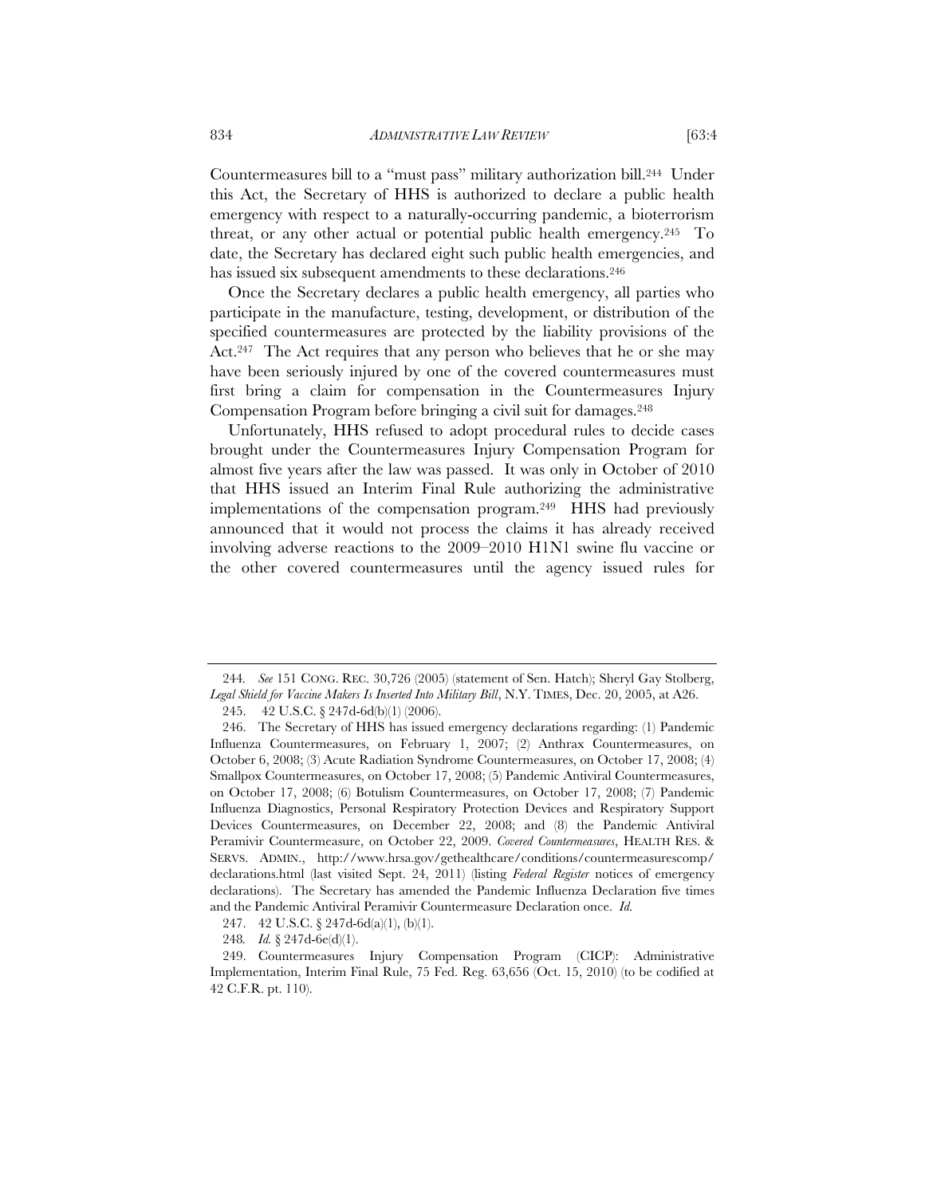Countermeasures bill to a "must pass" military authorization bill.[244] Under this Act, the Secretary of HHS is authorized to declare a public health emergency with respect to a naturally-occurring pandemic, a bioterrorism threat, or any other actual or potential public health emergency.[245] To date, the Secretary has declared eight such public health emergencies, and has issued six subsequent amendments to these declarations.[246]

Once the Secretary declares a public health emergency, all parties who participate in the manufacture, testing, development, or distribution of the specified countermeasures are protected by the liability provisions of the Act.[247] The Act requires that any person who believes that he or she may have been seriously injured by one of the covered countermeasures must first bring a claim for compensation in the Countermeasures Injury Compensation Program before bringing a civil suit for damages.[248]

Unfortunately, HHS refused to adopt procedural rules to decide cases brought under the Countermeasures Injury Compensation Program for almost five years after the law was passed. It was only in October of 2010 that HHS issued an Interim Final Rule authorizing the administrative implementations of the compensation program.[249] HHS had previously announced that it would not process the claims it has already received involving adverse reactions to the 2009–2010 H1N1 swine flu vaccine or the other covered countermeasures until the agency issued rules for

---

244. *See* 151 CONG. REC. 30,726 (2005) (statement of Sen. Hatch); Sheryl Gay Stolberg, *Legal Shield for Vaccine Makers Is Inserted Into Military Bill*, N.Y. TIMES, Dec. 20, 2005, at A26.

245. 42 U.S.C. § 247d-6d(b)(1) (2006).

246. The Secretary of HHS has issued emergency declarations regarding: (1) Pandemic Influenza Countermeasures, on February 1, 2007; (2) Anthrax Countermeasures, on October 6, 2008; (3) Acute Radiation Syndrome Countermeasures, on October 17, 2008; (4) Smallpox Countermeasures, on October 17, 2008; (5) Pandemic Antiviral Countermeasures, on October 17, 2008; (6) Botulism Countermeasures, on October 17, 2008; (7) Pandemic Influenza Diagnostics, Personal Respiratory Protection Devices and Respiratory Support Devices Countermeasures, on December 22, 2008; and (8) the Pandemic Antiviral Peramivir Countermeasure, on October 22, 2009. *Covered Countermeasures*, HEALTH RES. & SERVS. ADMIN., http://www.hrsa.gov/gethealthcare/conditions/countermeasurescomp/declarations.html (last visited Sept. 24, 2011) (listing *Federal Register* notices of emergency declarations). The Secretary has amended the Pandemic Influenza Declaration five times and the Pandemic Antiviral Peramivir Countermeasure Declaration once. *Id.*

247. 42 U.S.C. § 247d-6d(a)(1), (b)(1).

248. *Id.* § 247d-6e(d)(1).

249. Countermeasures Injury Compensation Program (CICP): Administrative Implementation, Interim Final Rule, 75 Fed. Reg. 63,656 (Oct. 15, 2010) (to be codified at 42 C.F.R. pt. 110).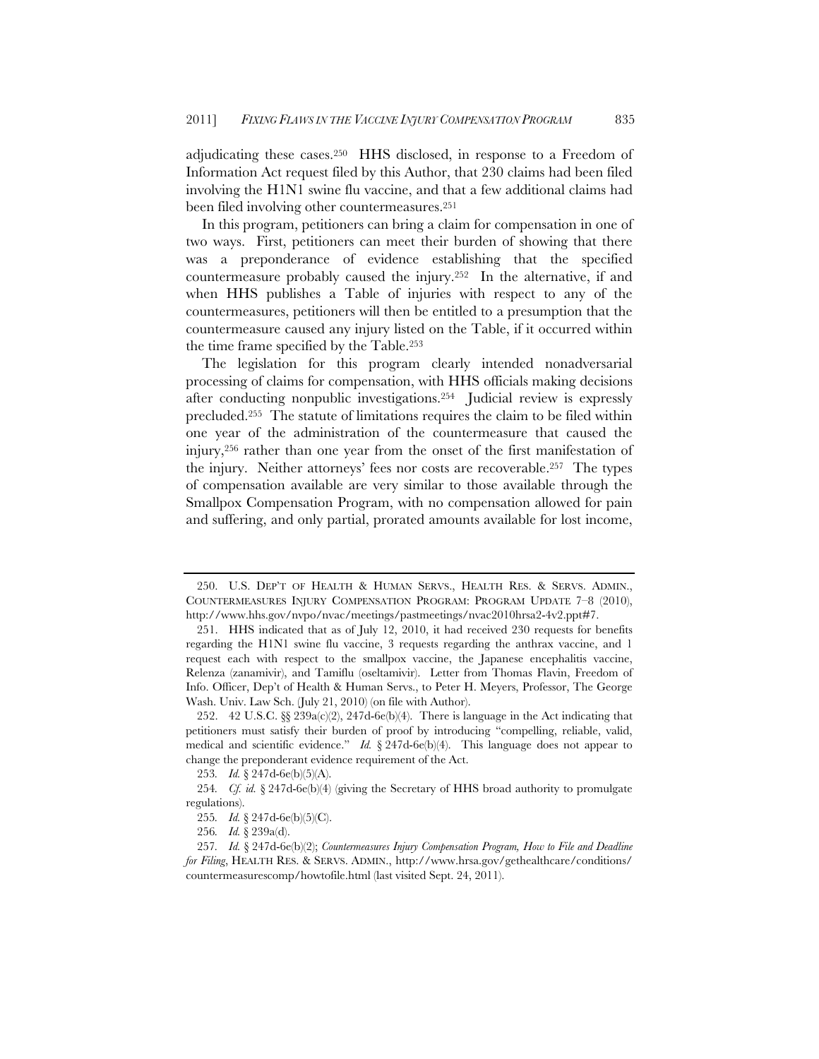adjudicating these cases.[250] HHS disclosed, in response to a Freedom of Information Act request filed by this Author, that 230 claims had been filed involving the H1N1 swine flu vaccine, and that a few additional claims had been filed involving other countermeasures.[251]

In this program, petitioners can bring a claim for compensation in one of two ways. First, petitioners can meet their burden of showing that there was a preponderance of evidence establishing that the specified countermeasure probably caused the injury.[252] In the alternative, if and when HHS publishes a Table of injuries with respect to any of the countermeasures, petitioners will then be entitled to a presumption that the countermeasure caused any injury listed on the Table, if it occurred within the time frame specified by the Table.[253]

The legislation for this program clearly intended nonadversarial processing of claims for compensation, with HHS officials making decisions after conducting nonpublic investigations.[254] Judicial review is expressly precluded.[255] The statute of limitations requires the claim to be filed within one year of the administration of the countermeasure that caused the injury,[256] rather than one year from the onset of the first manifestation of the injury. Neither attorneys' fees nor costs are recoverable.[257] The types of compensation available are very similar to those available through the Smallpox Compensation Program, with no compensation allowed for pain and suffering, and only partial, prorated amounts available for lost income,

---

250. U.S. DEP'T OF HEALTH & HUMAN SERVS., HEALTH RES. & SERVS. ADMIN., COUNTERMEASURES INJURY COMPENSATION PROGRAM: PROGRAM UPDATE 7–8 (2010), http://www.hhs.gov/nvpo/nvac/meetings/pastmeetings/nvac2010hrsa2-4v2.ppt#7.

251. HHS indicated that as of July 12, 2010, it had received 230 requests for benefits regarding the H1N1 swine flu vaccine, 3 requests regarding the anthrax vaccine, and 1 request each with respect to the smallpox vaccine, the Japanese encephalitis vaccine, Relenza (zanamivir), and Tamiflu (oseltamivir). Letter from Thomas Flavin, Freedom of Info. Officer, Dep't of Health & Human Servs., to Peter H. Meyers, Professor, The George Wash. Univ. Law Sch. (July 21, 2010) (on file with Author).

252. 42 U.S.C. §§ 239a(c)(2), 247d-6e(b)(4). There is language in the Act indicating that petitioners must satisfy their burden of proof by introducing "compelling, reliable, valid, medical and scientific evidence." *Id.* § 247d-6e(b)(4). This language does not appear to change the preponderant evidence requirement of the Act.

253. *Id.* § 247d-6e(b)(5)(A).

254. *Cf. id.* § 247d-6e(b)(4) (giving the Secretary of HHS broad authority to promulgate regulations).

255. *Id.* § 247d-6e(b)(5)(C).

256. *Id.* § 239a(d).

257. *Id.* § 247d-6e(b)(2); *Countermeasures Injury Compensation Program, How to File and Deadline for Filing*, HEALTH RES. & SERVS. ADMIN., http://www.hrsa.gov/gethealthcare/conditions/countermeasurescomp/howtofile.html (last visited Sept. 24, 2011).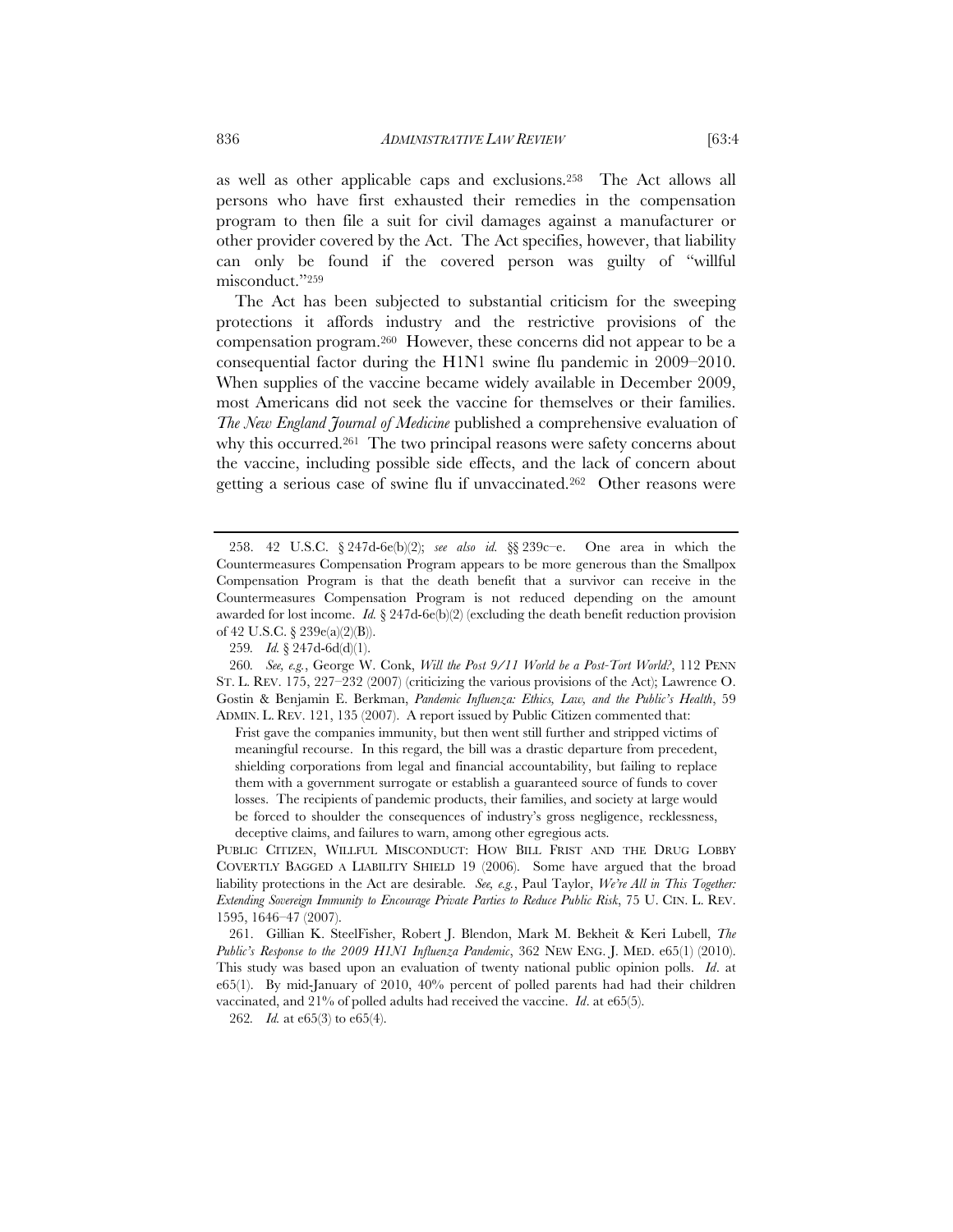as well as other applicable caps and exclusions.[258] The Act allows all persons who have first exhausted their remedies in the compensation program to then file a suit for civil damages against a manufacturer or other provider covered by the Act. The Act specifies, however, that liability can only be found if the covered person was guilty of "willful misconduct."[259]

The Act has been subjected to substantial criticism for the sweeping protections it affords industry and the restrictive provisions of the compensation program.[260] However, these concerns did not appear to be a consequential factor during the H1N1 swine flu pandemic in 2009–2010. When supplies of the vaccine became widely available in December 2009, most Americans did not seek the vaccine for themselves or their families. *The New England Journal of Medicine* published a comprehensive evaluation of why this occurred.[261] The two principal reasons were safety concerns about the vaccine, including possible side effects, and the lack of concern about getting a serious case of swine flu if unvaccinated.[262] Other reasons were

---

258. 42 U.S.C. § 247d-6e(b)(2); *see also id.* §§ 239c–e. One area in which the Countermeasures Compensation Program appears to be more generous than the Smallpox Compensation Program is that the death benefit that a survivor can receive in the Countermeasures Compensation Program is not reduced depending on the amount awarded for lost income. *Id.* § 247d-6e(b)(2) (excluding the death benefit reduction provision of 42 U.S.C. § 239e(a)(2)(B)).

259. *Id.* § 247d-6d(d)(1).

260. *See, e.g.*, George W. Conk, *Will the Post 9/11 World be a Post-Tort World?*, 112 PENN ST. L. REV. 175, 227–232 (2007) (criticizing the various provisions of the Act); Lawrence O. Gostin & Benjamin E. Berkman, *Pandemic Influenza: Ethics, Law, and the Public's Health*, 59 ADMIN. L. REV. 121, 135 (2007). A report issued by Public Citizen commented that:

> Frist gave the companies immunity, but then went still further and stripped victims of meaningful recourse. In this regard, the bill was a drastic departure from precedent, shielding corporations from legal and financial accountability, but failing to replace them with a government surrogate or establish a guaranteed source of funds to cover losses. The recipients of pandemic products, their families, and society at large would be forced to shoulder the consequences of industry's gross negligence, recklessness, deceptive claims, and failures to warn, among other egregious acts.

PUBLIC CITIZEN, WILLFUL MISCONDUCT: HOW BILL FRIST AND THE DRUG LOBBY COVERTLY BAGGED A LIABILITY SHIELD 19 (2006). Some have argued that the broad liability protections in the Act are desirable. *See, e.g.*, Paul Taylor, *We're All in This Together: Extending Sovereign Immunity to Encourage Private Parties to Reduce Public Risk*, 75 U. CIN. L. REV. 1595, 1646–47 (2007).

261. Gillian K. SteelFisher, Robert J. Blendon, Mark M. Bekheit & Keri Lubell, *The Public's Response to the 2009 H1N1 Influenza Pandemic*, 362 NEW ENG. J. MED. e65(1) (2010). This study was based upon an evaluation of twenty national public opinion polls. *Id*. at e65(1). By mid-January of 2010, 40% percent of polled parents had had their children vaccinated, and 21% of polled adults had received the vaccine. *Id*. at e65(5).

262. *Id.* at e65(3) to e65(4).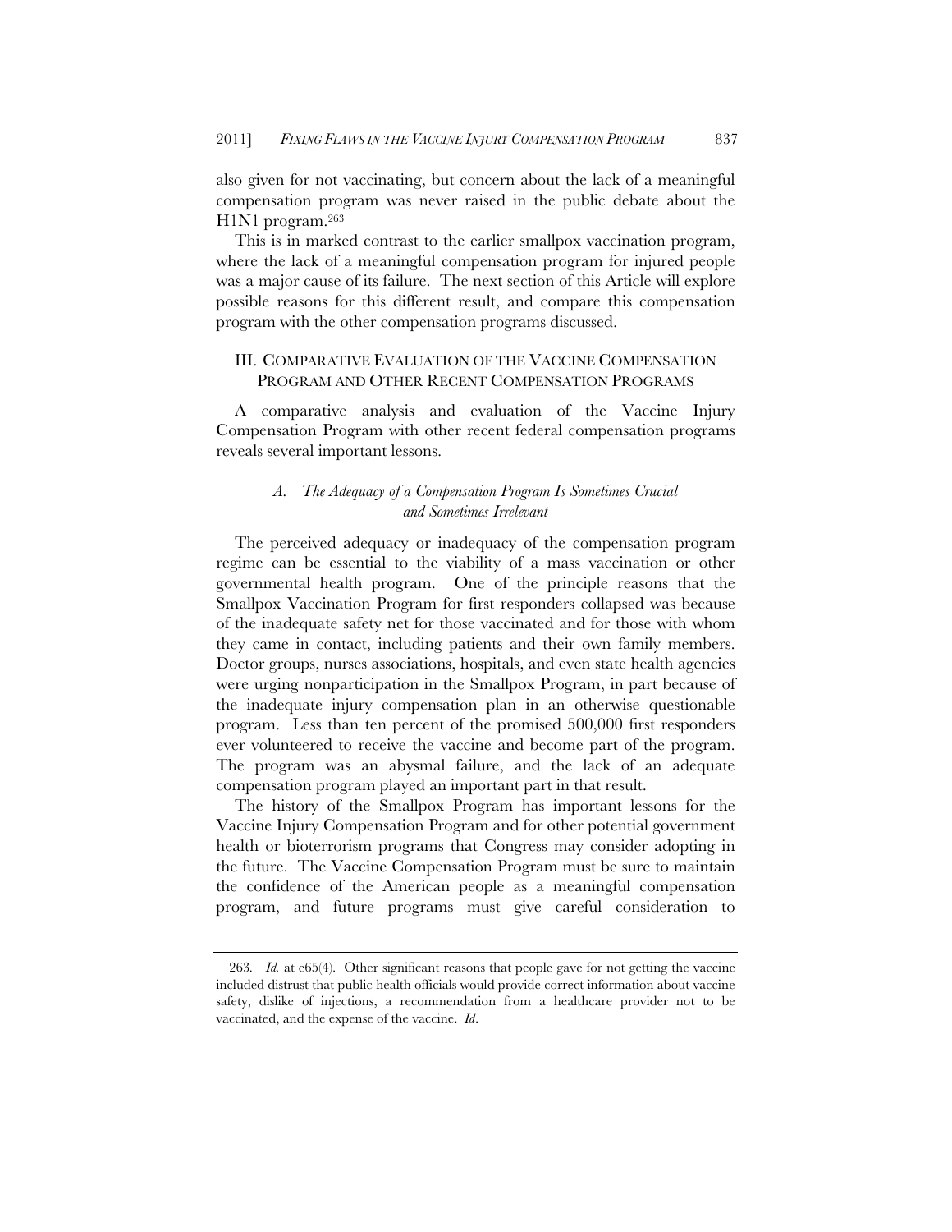also given for not vaccinating, but concern about the lack of a meaningful compensation program was never raised in the public debate about the H1N1 program.[263]

This is in marked contrast to the earlier smallpox vaccination program, where the lack of a meaningful compensation program for injured people was a major cause of its failure. The next section of this Article will explore possible reasons for this different result, and compare this compensation program with the other compensation programs discussed.

## III. COMPARATIVE EVALUATION OF THE VACCINE COMPENSATION PROGRAM AND OTHER RECENT COMPENSATION PROGRAMS

A comparative analysis and evaluation of the Vaccine Injury Compensation Program with other recent federal compensation programs reveals several important lessons.

### *A. The Adequacy of a Compensation Program Is Sometimes Crucial and Sometimes Irrelevant*

The perceived adequacy or inadequacy of the compensation program regime can be essential to the viability of a mass vaccination or other governmental health program. One of the principle reasons that the Smallpox Vaccination Program for first responders collapsed was because of the inadequate safety net for those vaccinated and for those with whom they came in contact, including patients and their own family members. Doctor groups, nurses associations, hospitals, and even state health agencies were urging nonparticipation in the Smallpox Program, in part because of the inadequate injury compensation plan in an otherwise questionable program. Less than ten percent of the promised 500,000 first responders ever volunteered to receive the vaccine and become part of the program. The program was an abysmal failure, and the lack of an adequate compensation program played an important part in that result.

The history of the Smallpox Program has important lessons for the Vaccine Injury Compensation Program and for other potential government health or bioterrorism programs that Congress may consider adopting in the future. The Vaccine Compensation Program must be sure to maintain the confidence of the American people as a meaningful compensation program, and future programs must give careful consideration to

---

263. *Id.* at e65(4). Other significant reasons that people gave for not getting the vaccine included distrust that public health officials would provide correct information about vaccine safety, dislike of injections, a recommendation from a healthcare provider not to be vaccinated, and the expense of the vaccine. *Id*.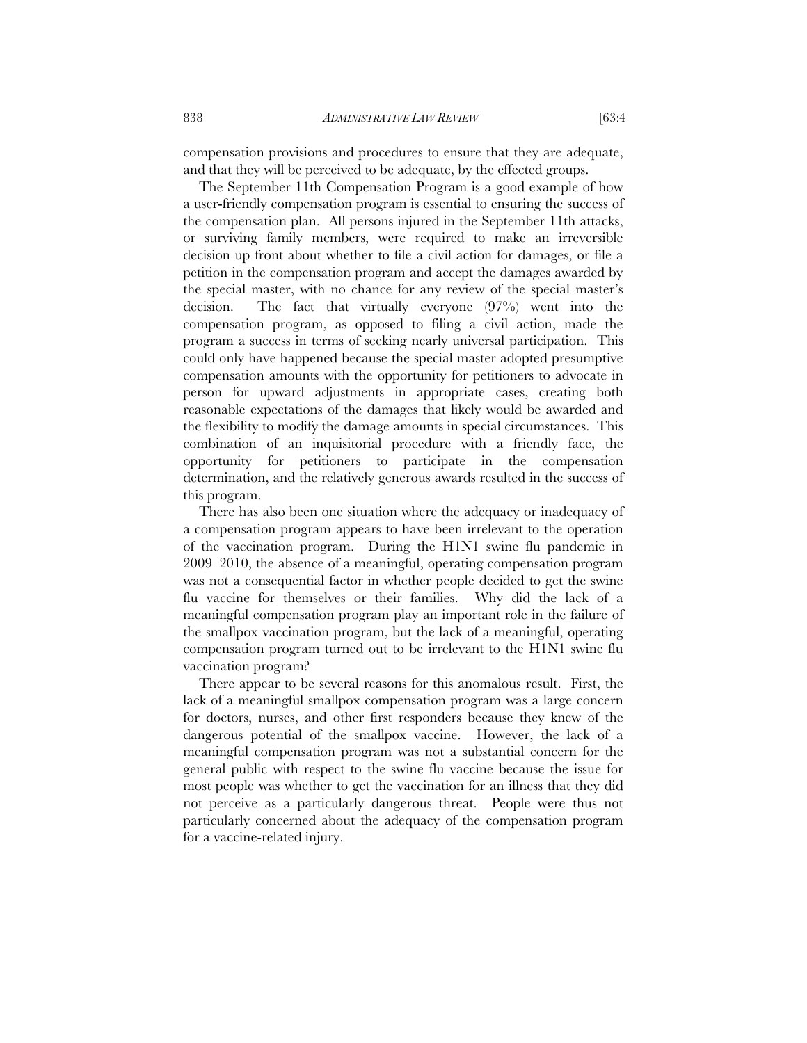compensation provisions and procedures to ensure that they are adequate, and that they will be perceived to be adequate, by the effected groups.

The September 11th Compensation Program is a good example of how a user-friendly compensation program is essential to ensuring the success of the compensation plan. All persons injured in the September 11th attacks, or surviving family members, were required to make an irreversible decision up front about whether to file a civil action for damages, or file a petition in the compensation program and accept the damages awarded by the special master, with no chance for any review of the special master's decision. The fact that virtually everyone (97%) went into the compensation program, as opposed to filing a civil action, made the program a success in terms of seeking nearly universal participation. This could only have happened because the special master adopted presumptive compensation amounts with the opportunity for petitioners to advocate in person for upward adjustments in appropriate cases, creating both reasonable expectations of the damages that likely would be awarded and the flexibility to modify the damage amounts in special circumstances. This combination of an inquisitorial procedure with a friendly face, the opportunity for petitioners to participate in the compensation determination, and the relatively generous awards resulted in the success of this program.

There has also been one situation where the adequacy or inadequacy of a compensation program appears to have been irrelevant to the operation of the vaccination program. During the H1N1 swine flu pandemic in 2009–2010, the absence of a meaningful, operating compensation program was not a consequential factor in whether people decided to get the swine flu vaccine for themselves or their families. Why did the lack of a meaningful compensation program play an important role in the failure of the smallpox vaccination program, but the lack of a meaningful, operating compensation program turned out to be irrelevant to the H1N1 swine flu vaccination program?

There appear to be several reasons for this anomalous result. First, the lack of a meaningful smallpox compensation program was a large concern for doctors, nurses, and other first responders because they knew of the dangerous potential of the smallpox vaccine. However, the lack of a meaningful compensation program was not a substantial concern for the general public with respect to the swine flu vaccine because the issue for most people was whether to get the vaccination for an illness that they did not perceive as a particularly dangerous threat. People were thus not particularly concerned about the adequacy of the compensation program for a vaccine-related injury.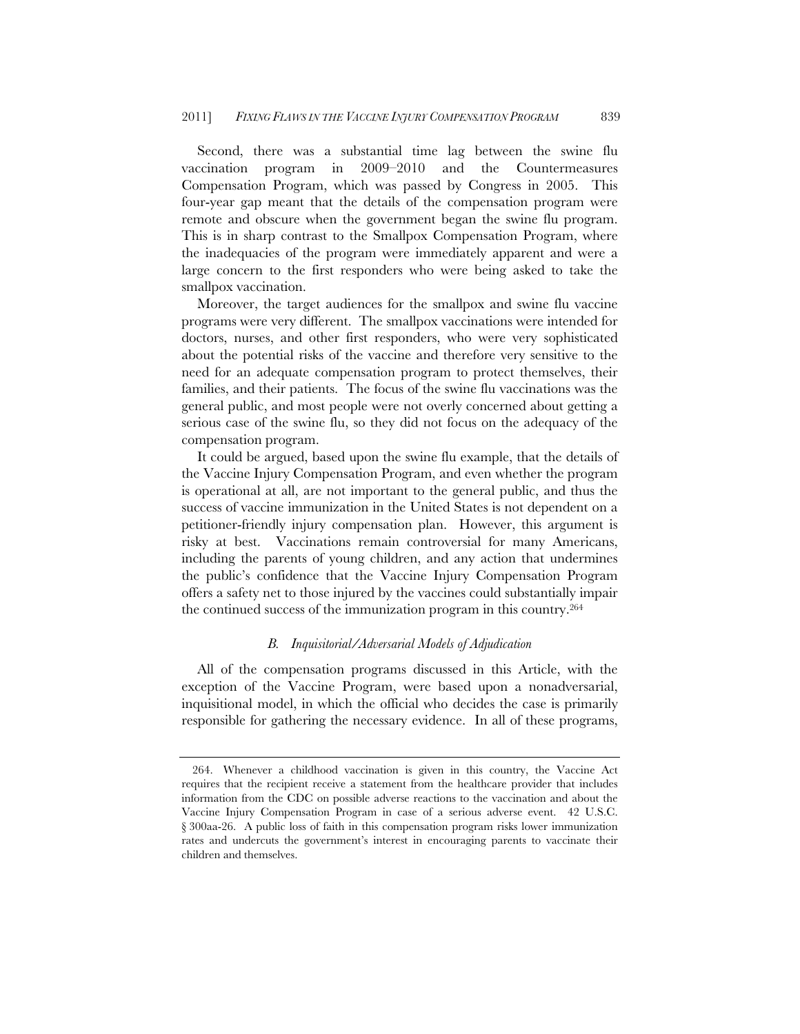Second, there was a substantial time lag between the swine flu vaccination program in 2009–2010 and the Countermeasures Compensation Program, which was passed by Congress in 2005. This four-year gap meant that the details of the compensation program were remote and obscure when the government began the swine flu program. This is in sharp contrast to the Smallpox Compensation Program, where the inadequacies of the program were immediately apparent and were a large concern to the first responders who were being asked to take the smallpox vaccination.

Moreover, the target audiences for the smallpox and swine flu vaccine programs were very different. The smallpox vaccinations were intended for doctors, nurses, and other first responders, who were very sophisticated about the potential risks of the vaccine and therefore very sensitive to the need for an adequate compensation program to protect themselves, their families, and their patients. The focus of the swine flu vaccinations was the general public, and most people were not overly concerned about getting a serious case of the swine flu, so they did not focus on the adequacy of the compensation program.

It could be argued, based upon the swine flu example, that the details of the Vaccine Injury Compensation Program, and even whether the program is operational at all, are not important to the general public, and thus the success of vaccine immunization in the United States is not dependent on a petitioner-friendly injury compensation plan. However, this argument is risky at best. Vaccinations remain controversial for many Americans, including the parents of young children, and any action that undermines the public's confidence that the Vaccine Injury Compensation Program offers a safety net to those injured by the vaccines could substantially impair the continued success of the immunization program in this country.[264]

### *B. Inquisitorial/Adversarial Models of Adjudication*

All of the compensation programs discussed in this Article, with the exception of the Vaccine Program, were based upon a nonadversarial, inquisitional model, in which the official who decides the case is primarily responsible for gathering the necessary evidence. In all of these programs,

---

264. Whenever a childhood vaccination is given in this country, the Vaccine Act requires that the recipient receive a statement from the healthcare provider that includes information from the CDC on possible adverse reactions to the vaccination and about the Vaccine Injury Compensation Program in case of a serious adverse event. 42 U.S.C. § 300aa-26. A public loss of faith in this compensation program risks lower immunization rates and undercuts the government's interest in encouraging parents to vaccinate their children and themselves.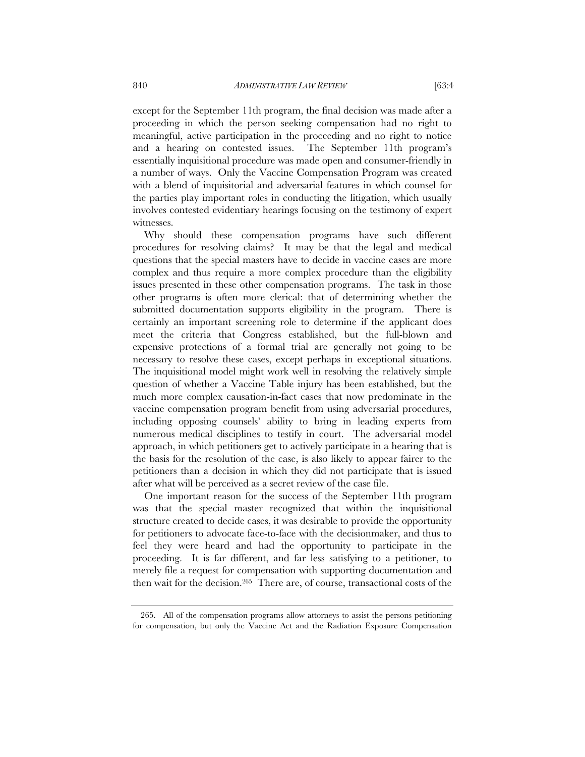except for the September 11th program, the final decision was made after a proceeding in which the person seeking compensation had no right to meaningful, active participation in the proceeding and no right to notice and a hearing on contested issues. The September 11th program's essentially inquisitional procedure was made open and consumer-friendly in a number of ways. Only the Vaccine Compensation Program was created with a blend of inquisitorial and adversarial features in which counsel for the parties play important roles in conducting the litigation, which usually involves contested evidentiary hearings focusing on the testimony of expert witnesses.

Why should these compensation programs have such different procedures for resolving claims? It may be that the legal and medical questions that the special masters have to decide in vaccine cases are more complex and thus require a more complex procedure than the eligibility issues presented in these other compensation programs. The task in those other programs is often more clerical: that of determining whether the submitted documentation supports eligibility in the program. There is certainly an important screening role to determine if the applicant does meet the criteria that Congress established, but the full-blown and expensive protections of a formal trial are generally not going to be necessary to resolve these cases, except perhaps in exceptional situations. The inquisitional model might work well in resolving the relatively simple question of whether a Vaccine Table injury has been established, but the much more complex causation-in-fact cases that now predominate in the vaccine compensation program benefit from using adversarial procedures, including opposing counsels' ability to bring in leading experts from numerous medical disciplines to testify in court. The adversarial model approach, in which petitioners get to actively participate in a hearing that is the basis for the resolution of the case, is also likely to appear fairer to the petitioners than a decision in which they did not participate that is issued after what will be perceived as a secret review of the case file.

One important reason for the success of the September 11th program was that the special master recognized that within the inquisitional structure created to decide cases, it was desirable to provide the opportunity for petitioners to advocate face-to-face with the decisionmaker, and thus to feel they were heard and had the opportunity to participate in the proceeding. It is far different, and far less satisfying to a petitioner, to merely file a request for compensation with supporting documentation and then wait for the decision.[265] There are, of course, transactional costs of the

---

265. All of the compensation programs allow attorneys to assist the persons petitioning for compensation, but only the Vaccine Act and the Radiation Exposure Compensation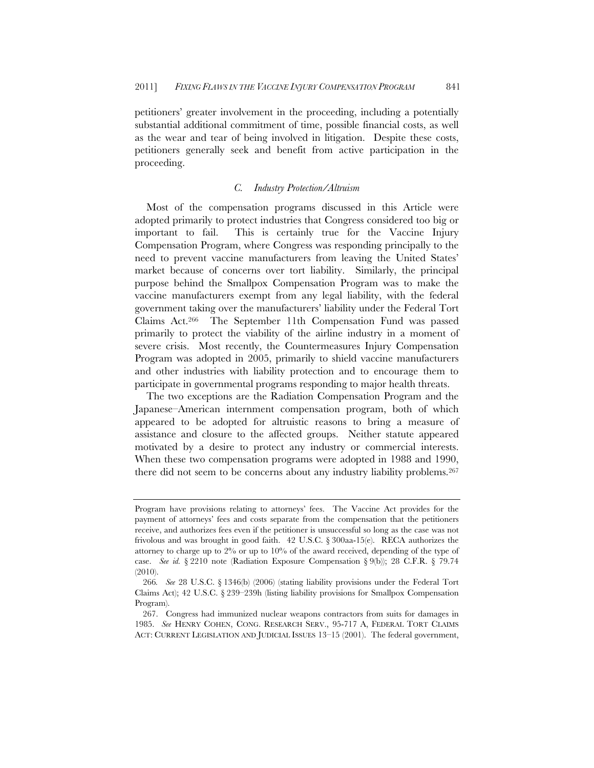petitioners' greater involvement in the proceeding, including a potentially substantial additional commitment of time, possible financial costs, as well as the wear and tear of being involved in litigation. Despite these costs, petitioners generally seek and benefit from active participation in the proceeding.

### C. *Industry Protection/Altruism*

Most of the compensation programs discussed in this Article were adopted primarily to protect industries that Congress considered too big or important to fail. This is certainly true for the Vaccine Injury Compensation Program, where Congress was responding principally to the need to prevent vaccine manufacturers from leaving the United States' market because of concerns over tort liability. Similarly, the principal purpose behind the Smallpox Compensation Program was to make the vaccine manufacturers exempt from any legal liability, with the federal government taking over the manufacturers' liability under the Federal Tort Claims Act.[266] The September 11th Compensation Fund was passed primarily to protect the viability of the airline industry in a moment of severe crisis. Most recently, the Countermeasures Injury Compensation Program was adopted in 2005, primarily to shield vaccine manufacturers and other industries with liability protection and to encourage them to participate in governmental programs responding to major health threats.

The two exceptions are the Radiation Compensation Program and the Japanese–American internment compensation program, both of which appeared to be adopted for altruistic reasons to bring a measure of assistance and closure to the affected groups. Neither statute appeared motivated by a desire to protect any industry or commercial interests. When these two compensation programs were adopted in 1988 and 1990, there did not seem to be concerns about any industry liability problems.[267]

---

Program have provisions relating to attorneys' fees. The Vaccine Act provides for the payment of attorneys' fees and costs separate from the compensation that the petitioners receive, and authorizes fees even if the petitioner is unsuccessful so long as the case was not frivolous and was brought in good faith. 42 U.S.C. § 300aa-15(e). RECA authorizes the attorney to charge up to 2% or up to 10% of the award received, depending of the type of case. *See id.* § 2210 note (Radiation Exposure Compensation § 9(b)); 28 C.F.R. § 79.74 (2010).

266. *See* 28 U.S.C. § 1346(b) (2006) (stating liability provisions under the Federal Tort Claims Act); 42 U.S.C. § 239–239h (listing liability provisions for Smallpox Compensation Program).

267. Congress had immunized nuclear weapons contractors from suits for damages in 1985. *See* HENRY COHEN, CONG. RESEARCH SERV., 95-717 A, FEDERAL TORT CLAIMS ACT: CURRENT LEGISLATION AND JUDICIAL ISSUES 13–15 (2001). The federal government,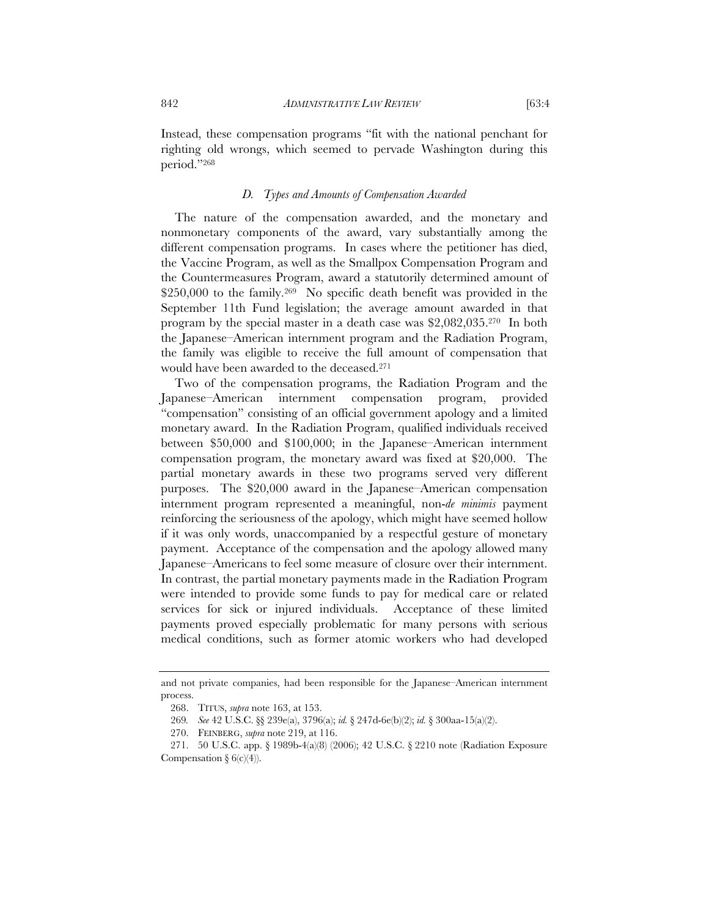Instead, these compensation programs "fit with the national penchant for righting old wrongs, which seemed to pervade Washington during this period."[268]

### *D. Types and Amounts of Compensation Awarded*

The nature of the compensation awarded, and the monetary and nonmonetary components of the award, vary substantially among the different compensation programs. In cases where the petitioner has died, the Vaccine Program, as well as the Smallpox Compensation Program and the Countermeasures Program, award a statutorily determined amount of $250,000 to the family.[269] No specific death benefit was provided in the September 11th Fund legislation; the average amount awarded in that program by the special master in a death case was $2,082,035.[270] In both the Japanese–American internment program and the Radiation Program, the family was eligible to receive the full amount of compensation that would have been awarded to the deceased.[271]

Two of the compensation programs, the Radiation Program and the Japanese–American internment compensation program, provided "compensation" consisting of an official government apology and a limited monetary award. In the Radiation Program, qualified individuals received between $50,000 and $100,000; in the Japanese–American internment compensation program, the monetary award was fixed at $20,000. The partial monetary awards in these two programs served very different purposes. The $20,000 award in the Japanese–American compensation internment program represented a meaningful, non-*de minimis* payment reinforcing the seriousness of the apology, which might have seemed hollow if it was only words, unaccompanied by a respectful gesture of monetary payment. Acceptance of the compensation and the apology allowed many Japanese–Americans to feel some measure of closure over their internment. In contrast, the partial monetary payments made in the Radiation Program were intended to provide some funds to pay for medical care or related services for sick or injured individuals. Acceptance of these limited payments proved especially problematic for many persons with serious medical conditions, such as former atomic workers who had developed

---

and not private companies, had been responsible for the Japanese–American internment process.

268. TITUS, *supra* note 163, at 153.

269. *See* 42 U.S.C. §§ 239e(a), 3796(a); *id.* § 247d-6e(b)(2); *id.* § 300aa-15(a)(2).

270. FEINBERG, *supra* note 219, at 116.

271. 50 U.S.C. app. § 1989b-4(a)(8) (2006); 42 U.S.C. § 2210 note (Radiation Exposure Compensation § 6(c)(4)).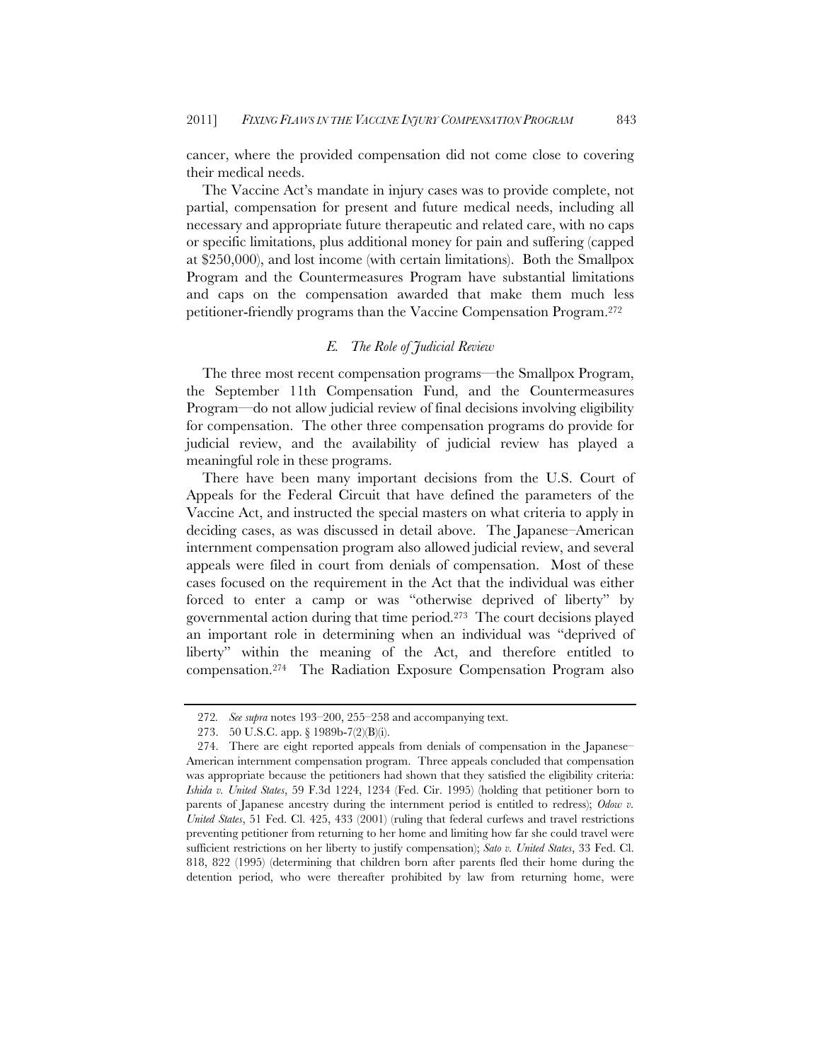cancer, where the provided compensation did not come close to covering their medical needs.

The Vaccine Act's mandate in injury cases was to provide complete, not partial, compensation for present and future medical needs, including all necessary and appropriate future therapeutic and related care, with no caps or specific limitations, plus additional money for pain and suffering (capped at $250,000), and lost income (with certain limitations). Both the Smallpox Program and the Countermeasures Program have substantial limitations and caps on the compensation awarded that make them much less petitioner-friendly programs than the Vaccine Compensation Program.[272]

### *E. The Role of Judicial Review*

The three most recent compensation programs—the Smallpox Program, the September 11th Compensation Fund, and the Countermeasures Program—do not allow judicial review of final decisions involving eligibility for compensation. The other three compensation programs do provide for judicial review, and the availability of judicial review has played a meaningful role in these programs.

There have been many important decisions from the U.S. Court of Appeals for the Federal Circuit that have defined the parameters of the Vaccine Act, and instructed the special masters on what criteria to apply in deciding cases, as was discussed in detail above. The Japanese–American internment compensation program also allowed judicial review, and several appeals were filed in court from denials of compensation. Most of these cases focused on the requirement in the Act that the individual was either forced to enter a camp or was "otherwise deprived of liberty" by governmental action during that time period.[273] The court decisions played an important role in determining when an individual was "deprived of liberty" within the meaning of the Act, and therefore entitled to compensation.[274] The Radiation Exposure Compensation Program also

---

272. *See supra* notes 193–200, 255–258 and accompanying text.

273. 50 U.S.C. app. § 1989b-7(2)(B)(i).

274. There are eight reported appeals from denials of compensation in the Japanese–American internment compensation program. Three appeals concluded that compensation was appropriate because the petitioners had shown that they satisfied the eligibility criteria: *Ishida v. United States*, 59 F.3d 1224, 1234 (Fed. Cir. 1995) (holding that petitioner born to parents of Japanese ancestry during the internment period is entitled to redress); *Odow v. United States*, 51 Fed. Cl. 425, 433 (2001) (ruling that federal curfews and travel restrictions preventing petitioner from returning to her home and limiting how far she could travel were sufficient restrictions on her liberty to justify compensation); *Sato v. United States*, 33 Fed. Cl. 818, 822 (1995) (determining that children born after parents fled their home during the detention period, who were thereafter prohibited by law from returning home, were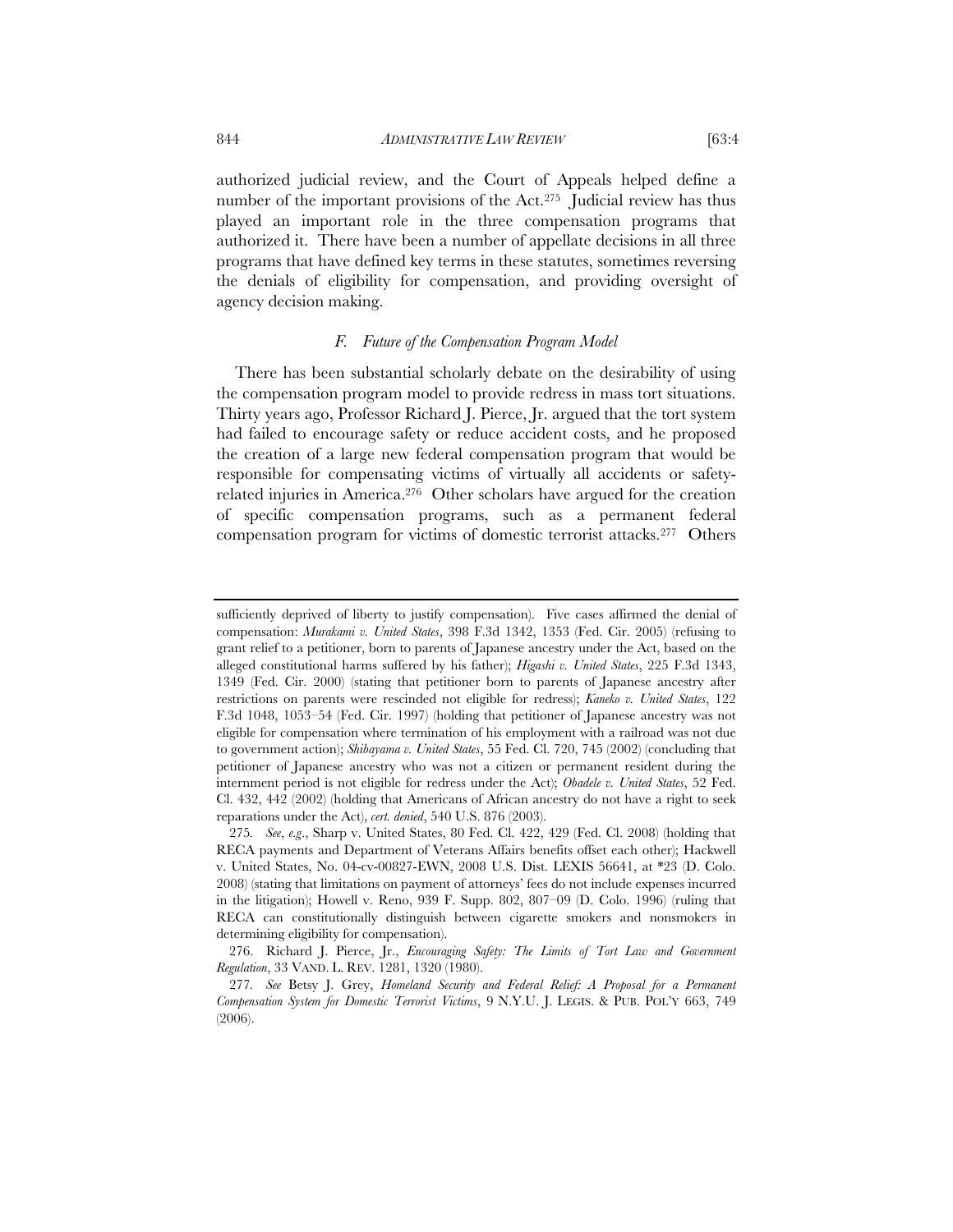authorized judicial review, and the Court of Appeals helped define a number of the important provisions of the Act.[275] Judicial review has thus played an important role in the three compensation programs that authorized it. There have been a number of appellate decisions in all three programs that have defined key terms in these statutes, sometimes reversing the denials of eligibility for compensation, and providing oversight of agency decision making.

### *F. Future of the Compensation Program Model*

There has been substantial scholarly debate on the desirability of using the compensation program model to provide redress in mass tort situations. Thirty years ago, Professor Richard J. Pierce, Jr. argued that the tort system had failed to encourage safety or reduce accident costs, and he proposed the creation of a large new federal compensation program that would be responsible for compensating victims of virtually all accidents or safety-related injuries in America.[276] Other scholars have argued for the creation of specific compensation programs, such as a permanent federal compensation program for victims of domestic terrorist attacks.[277] Others

---

sufficiently deprived of liberty to justify compensation). Five cases affirmed the denial of compensation: *Murakami v. United States*, 398 F.3d 1342, 1353 (Fed. Cir. 2005) (refusing to grant relief to a petitioner, born to parents of Japanese ancestry under the Act, based on the alleged constitutional harms suffered by his father); *Higashi v. United States*, 225 F.3d 1343, 1349 (Fed. Cir. 2000) (stating that petitioner born to parents of Japanese ancestry after restrictions on parents were rescinded not eligible for redress); *Kaneko v. United States*, 122 F.3d 1048, 1053–54 (Fed. Cir. 1997) (holding that petitioner of Japanese ancestry was not eligible for compensation where termination of his employment with a railroad was not due to government action); *Shibayama v. United States*, 55 Fed. Cl. 720, 745 (2002) (concluding that petitioner of Japanese ancestry who was not a citizen or permanent resident during the internment period is not eligible for redress under the Act); *Obadele v. United States*, 52 Fed. Cl. 432, 442 (2002) (holding that Americans of African ancestry do not have a right to seek reparations under the Act), *cert. denied*, 540 U.S. 876 (2003).

275. *See, e.g.*, Sharp v. United States, 80 Fed. Cl. 422, 429 (Fed. Cl. 2008) (holding that RECA payments and Department of Veterans Affairs benefits offset each other); Hackwell v. United States, No. 04-cv-00827-EWN, 2008 U.S. Dist. LEXIS 56641, at *23 (D. Colo. 2008) (stating that limitations on payment of attorneys' fees do not include expenses incurred in the litigation); Howell v. Reno, 939 F. Supp. 802, 807–09 (D. Colo. 1996) (ruling that RECA can constitutionally distinguish between cigarette smokers and nonsmokers in determining eligibility for compensation).

276. Richard J. Pierce, Jr., *Encouraging Safety: The Limits of Tort Law and Government Regulation*, 33 VAND. L. REV. 1281, 1320 (1980).

277. *See* Betsy J. Grey, *Homeland Security and Federal Relief: A Proposal for a Permanent Compensation System for Domestic Terrorist Victims*, 9 N.Y.U. J. LEGIS. & PUB. POL'Y 663, 749 (2006).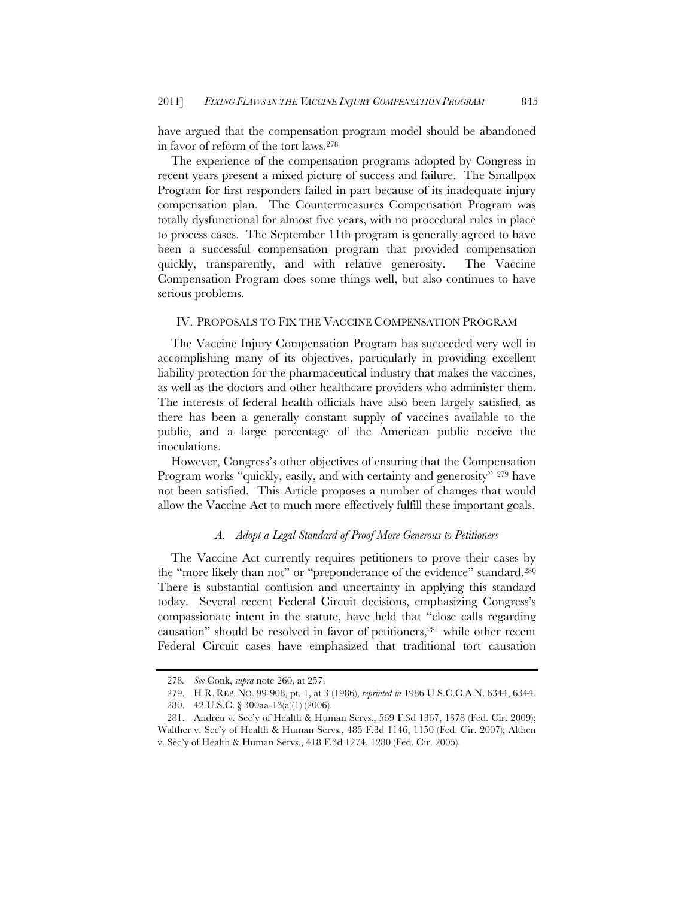have argued that the compensation program model should be abandoned in favor of reform of the tort laws.[278]

The experience of the compensation programs adopted by Congress in recent years present a mixed picture of success and failure. The Smallpox Program for first responders failed in part because of its inadequate injury compensation plan. The Countermeasures Compensation Program was totally dysfunctional for almost five years, with no procedural rules in place to process cases. The September 11th program is generally agreed to have been a successful compensation program that provided compensation quickly, transparently, and with relative generosity. The Vaccine Compensation Program does some things well, but also continues to have serious problems.

## IV. PROPOSALS TO FIX THE VACCINE COMPENSATION PROGRAM

The Vaccine Injury Compensation Program has succeeded very well in accomplishing many of its objectives, particularly in providing excellent liability protection for the pharmaceutical industry that makes the vaccines, as well as the doctors and other healthcare providers who administer them. The interests of federal health officials have also been largely satisfied, as there has been a generally constant supply of vaccines available to the public, and a large percentage of the American public receive the inoculations.

However, Congress's other objectives of ensuring that the Compensation Program works "quickly, easily, and with certainty and generosity" [279] have not been satisfied. This Article proposes a number of changes that would allow the Vaccine Act to much more effectively fulfill these important goals.

### *A. Adopt a Legal Standard of Proof More Generous to Petitioners*

The Vaccine Act currently requires petitioners to prove their cases by the "more likely than not" or "preponderance of the evidence" standard.[280] There is substantial confusion and uncertainty in applying this standard today. Several recent Federal Circuit decisions, emphasizing Congress's compassionate intent in the statute, have held that "close calls regarding causation" should be resolved in favor of petitioners,[281] while other recent Federal Circuit cases have emphasized that traditional tort causation

---

278. *See* Conk, *supra* note 260, at 257.

279. H.R. REP. NO. 99-908, pt. 1, at 3 (1986), *reprinted in* 1986 U.S.C.C.A.N. 6344, 6344.

280. 42 U.S.C. § 300aa-13(a)(1) (2006).

281. Andreu v. Sec'y of Health & Human Servs., 569 F.3d 1367, 1378 (Fed. Cir. 2009); Walther v. Sec'y of Health & Human Servs., 485 F.3d 1146, 1150 (Fed. Cir. 2007); Althen v. Sec'y of Health & Human Servs., 418 F.3d 1274, 1280 (Fed. Cir. 2005).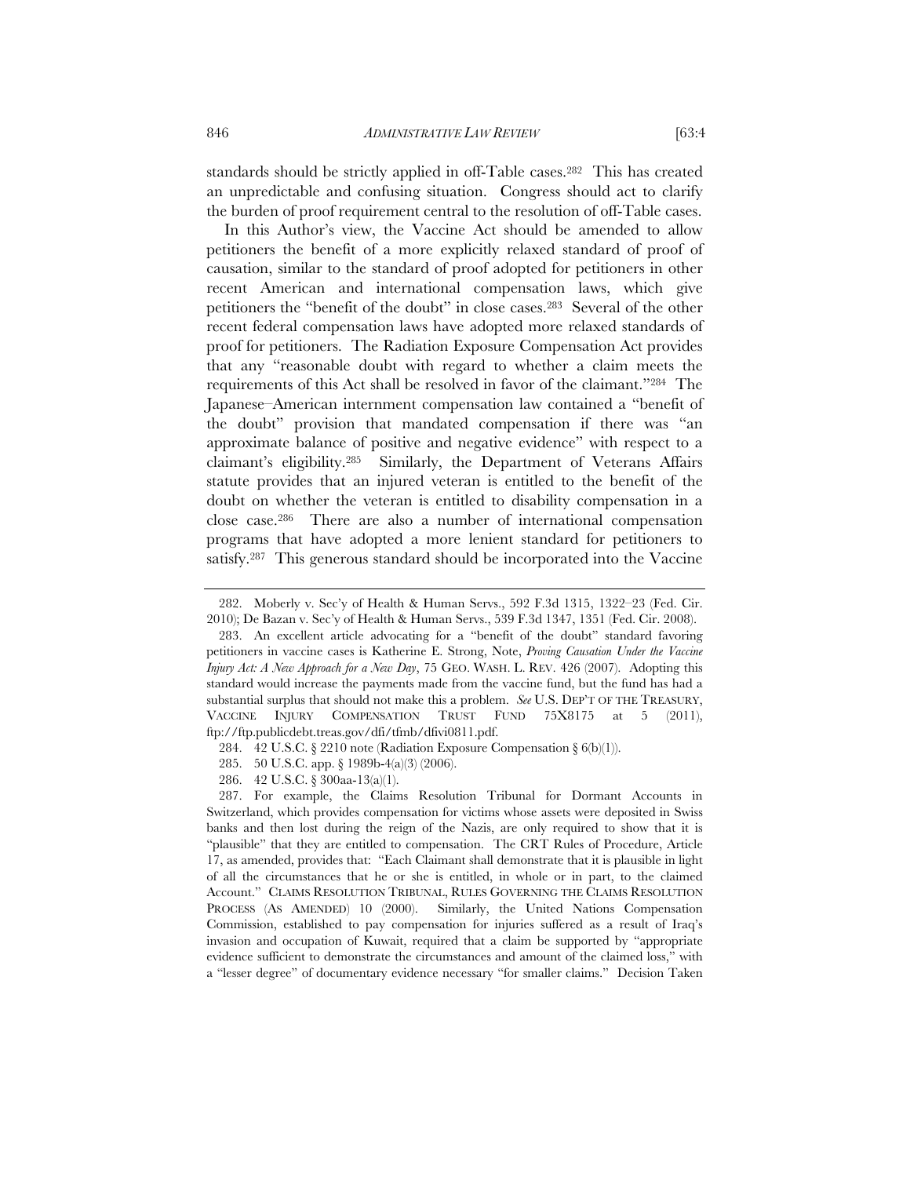standards should be strictly applied in off-Table cases.[282] This has created an unpredictable and confusing situation. Congress should act to clarify the burden of proof requirement central to the resolution of off-Table cases.

In this Author's view, the Vaccine Act should be amended to allow petitioners the benefit of a more explicitly relaxed standard of proof of causation, similar to the standard of proof adopted for petitioners in other recent American and international compensation laws, which give petitioners the "benefit of the doubt" in close cases.[283] Several of the other recent federal compensation laws have adopted more relaxed standards of proof for petitioners. The Radiation Exposure Compensation Act provides that any "reasonable doubt with regard to whether a claim meets the requirements of this Act shall be resolved in favor of the claimant."[284] The Japanese–American internment compensation law contained a "benefit of the doubt" provision that mandated compensation if there was "an approximate balance of positive and negative evidence" with respect to a claimant's eligibility.[285] Similarly, the Department of Veterans Affairs statute provides that an injured veteran is entitled to the benefit of the doubt on whether the veteran is entitled to disability compensation in a close case.[286] There are also a number of international compensation programs that have adopted a more lenient standard for petitioners to satisfy.[287] This generous standard should be incorporated into the Vaccine

---

282. Moberly v. Sec'y of Health & Human Servs., 592 F.3d 1315, 1322–23 (Fed. Cir. 2010); De Bazan v. Sec'y of Health & Human Servs., 539 F.3d 1347, 1351 (Fed. Cir. 2008).

283. An excellent article advocating for a "benefit of the doubt" standard favoring petitioners in vaccine cases is Katherine E. Strong, Note, *Proving Causation Under the Vaccine Injury Act: A New Approach for a New Day*, 75 GEO. WASH. L. REV. 426 (2007). Adopting this standard would increase the payments made from the vaccine fund, but the fund has had a substantial surplus that should not make this a problem. *See* U.S. DEP'T OF THE TREASURY, VACCINE INJURY COMPENSATION TRUST FUND 75X8175 at 5 (2011), ftp://ftp.publicdebt.treas.gov/dfi/tfmb/dfivi0811.pdf.

284. 42 U.S.C. § 2210 note (Radiation Exposure Compensation § 6(b)(1)).

285. 50 U.S.C. app. § 1989b-4(a)(3) (2006).

286. 42 U.S.C. § 300aa-13(a)(1).

287. For example, the Claims Resolution Tribunal for Dormant Accounts in Switzerland, which provides compensation for victims whose assets were deposited in Swiss banks and then lost during the reign of the Nazis, are only required to show that it is "plausible" that they are entitled to compensation. The CRT Rules of Procedure, Article 17, as amended, provides that: "Each Claimant shall demonstrate that it is plausible in light of all the circumstances that he or she is entitled, in whole or in part, to the claimed Account." CLAIMS RESOLUTION TRIBUNAL, RULES GOVERNING THE CLAIMS RESOLUTION PROCESS (AS AMENDED) 10 (2000). Similarly, the United Nations Compensation Commission, established to pay compensation for injuries suffered as a result of Iraq's invasion and occupation of Kuwait, required that a claim be supported by "appropriate evidence sufficient to demonstrate the circumstances and amount of the claimed loss," with a "lesser degree" of documentary evidence necessary "for smaller claims." Decision Taken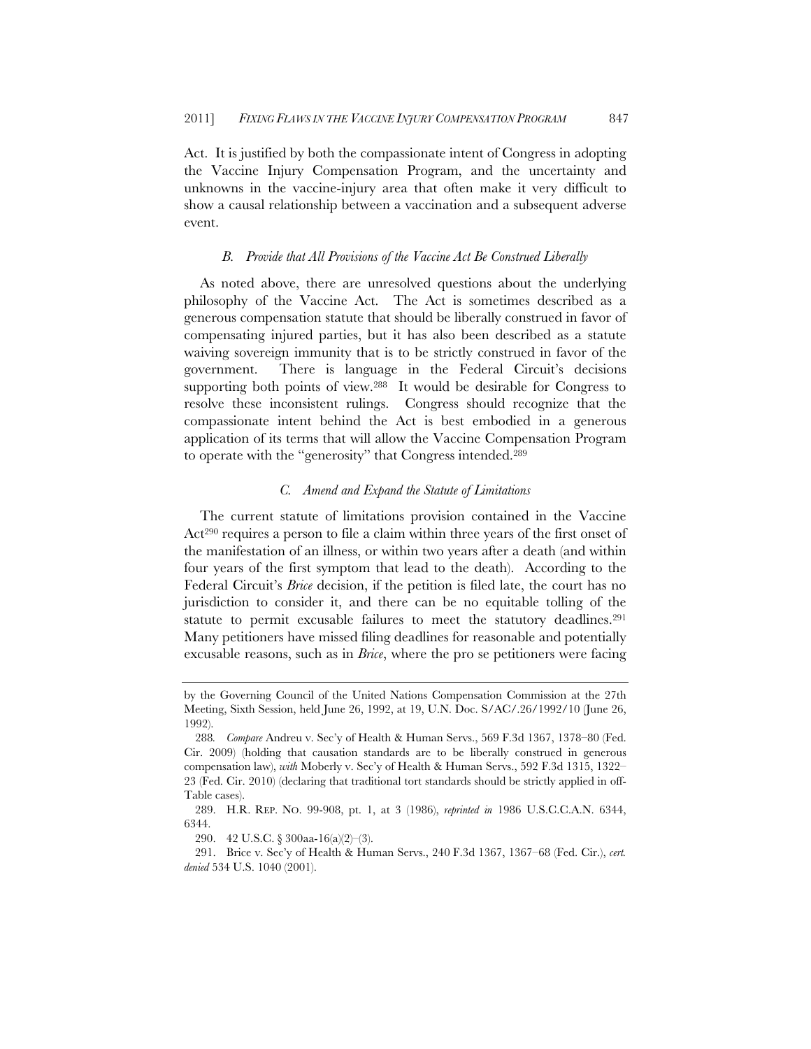Act. It is justified by both the compassionate intent of Congress in adopting the Vaccine Injury Compensation Program, and the uncertainty and unknowns in the vaccine-injury area that often make it very difficult to show a causal relationship between a vaccination and a subsequent adverse event.

### *B. Provide that All Provisions of the Vaccine Act Be Construed Liberally*

As noted above, there are unresolved questions about the underlying philosophy of the Vaccine Act. The Act is sometimes described as a generous compensation statute that should be liberally construed in favor of compensating injured parties, but it has also been described as a statute waiving sovereign immunity that is to be strictly construed in favor of the government. There is language in the Federal Circuit's decisions supporting both points of view.[288] It would be desirable for Congress to resolve these inconsistent rulings. Congress should recognize that the compassionate intent behind the Act is best embodied in a generous application of its terms that will allow the Vaccine Compensation Program to operate with the "generosity" that Congress intended.[289]

### *C. Amend and Expand the Statute of Limitations*

The current statute of limitations provision contained in the Vaccine Act[290] requires a person to file a claim within three years of the first onset of the manifestation of an illness, or within two years after a death (and within four years of the first symptom that lead to the death). According to the Federal Circuit's *Brice* decision, if the petition is filed late, the court has no jurisdiction to consider it, and there can be no equitable tolling of the statute to permit excusable failures to meet the statutory deadlines.[291] Many petitioners have missed filing deadlines for reasonable and potentially excusable reasons, such as in *Brice*, where the pro se petitioners were facing

---

by the Governing Council of the United Nations Compensation Commission at the 27th Meeting, Sixth Session, held June 26, 1992, at 19, U.N. Doc. S/AC/.26/1992/10 (June 26, 1992).

288. *Compare* Andreu v. Sec'y of Health & Human Servs., 569 F.3d 1367, 1378–80 (Fed. Cir. 2009) (holding that causation standards are to be liberally construed in generous compensation law), *with* Moberly v. Sec'y of Health & Human Servs., 592 F.3d 1315, 1322–23 (Fed. Cir. 2010) (declaring that traditional tort standards should be strictly applied in off-Table cases).

289. H.R. REP. NO. 99-908, pt. 1, at 3 (1986), *reprinted in* 1986 U.S.C.C.A.N. 6344, 6344.

290. 42 U.S.C. § 300aa-16(a)(2)–(3).

291. Brice v. Sec'y of Health & Human Servs., 240 F.3d 1367, 1367–68 (Fed. Cir.), *cert. denied* 534 U.S. 1040 (2001).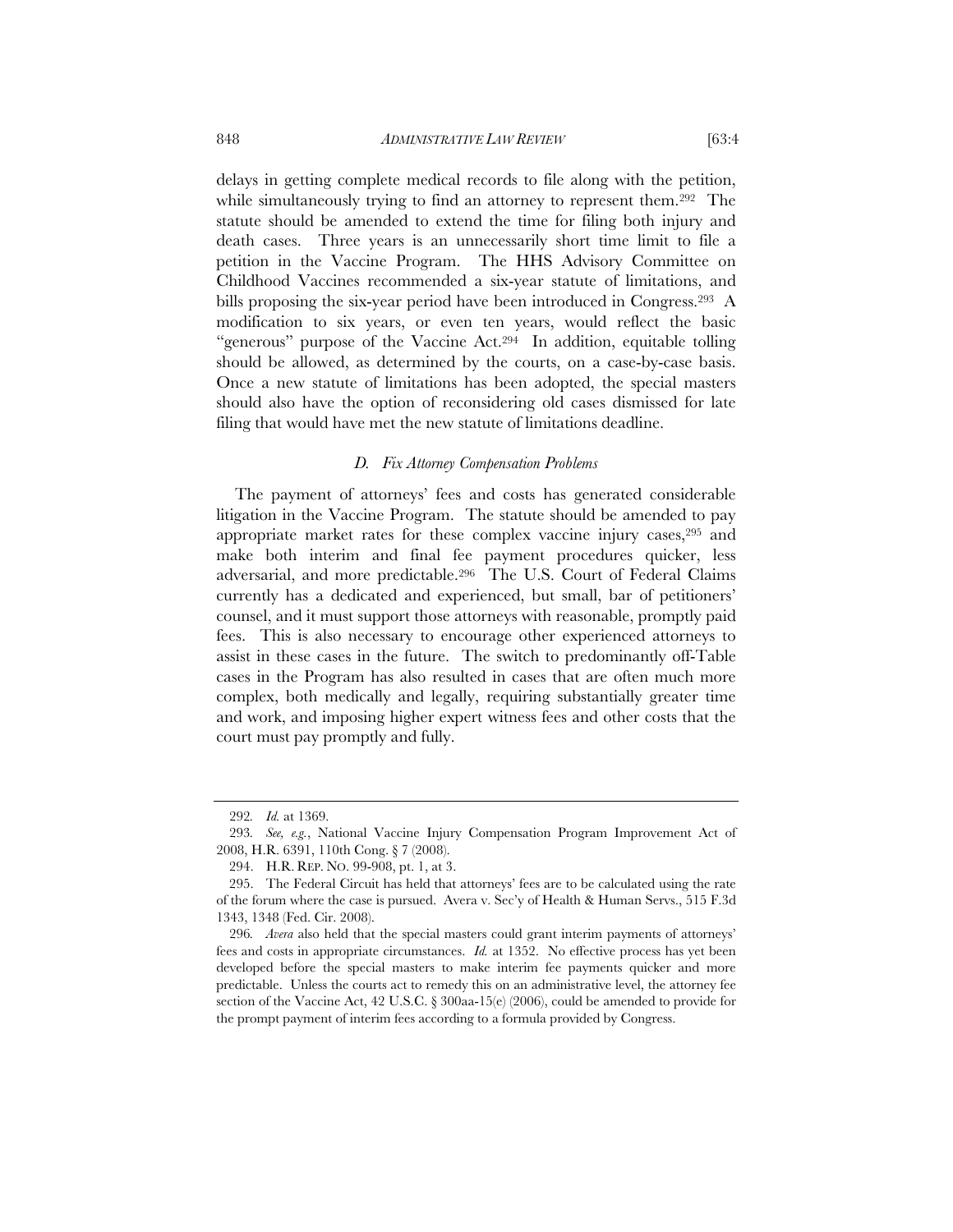delays in getting complete medical records to file along with the petition, while simultaneously trying to find an attorney to represent them.[292] The statute should be amended to extend the time for filing both injury and death cases. Three years is an unnecessarily short time limit to file a petition in the Vaccine Program. The HHS Advisory Committee on Childhood Vaccines recommended a six-year statute of limitations, and bills proposing the six-year period have been introduced in Congress.[293] A modification to six years, or even ten years, would reflect the basic "generous" purpose of the Vaccine Act.[294] In addition, equitable tolling should be allowed, as determined by the courts, on a case-by-case basis. Once a new statute of limitations has been adopted, the special masters should also have the option of reconsidering old cases dismissed for late filing that would have met the new statute of limitations deadline.

### *D. Fix Attorney Compensation Problems*

The payment of attorneys' fees and costs has generated considerable litigation in the Vaccine Program. The statute should be amended to pay appropriate market rates for these complex vaccine injury cases,[295] and make both interim and final fee payment procedures quicker, less adversarial, and more predictable.[296] The U.S. Court of Federal Claims currently has a dedicated and experienced, but small, bar of petitioners' counsel, and it must support those attorneys with reasonable, promptly paid fees. This is also necessary to encourage other experienced attorneys to assist in these cases in the future. The switch to predominantly off-Table cases in the Program has also resulted in cases that are often much more complex, both medically and legally, requiring substantially greater time and work, and imposing higher expert witness fees and other costs that the court must pay promptly and fully.

---

292. *Id.* at 1369.

293. *See, e.g.*, National Vaccine Injury Compensation Program Improvement Act of 2008, H.R. 6391, 110th Cong. § 7 (2008).

294. H.R. REP. NO. 99-908, pt. 1, at 3.

295. The Federal Circuit has held that attorneys' fees are to be calculated using the rate of the forum where the case is pursued. Avera v. Sec'y of Health & Human Servs., 515 F.3d 1343, 1348 (Fed. Cir. 2008).

296. *Avera* also held that the special masters could grant interim payments of attorneys' fees and costs in appropriate circumstances. *Id.* at 1352. No effective process has yet been developed before the special masters to make interim fee payments quicker and more predictable. Unless the courts act to remedy this on an administrative level, the attorney fee section of the Vaccine Act, 42 U.S.C. § 300aa-15(e) (2006), could be amended to provide for the prompt payment of interim fees according to a formula provided by Congress.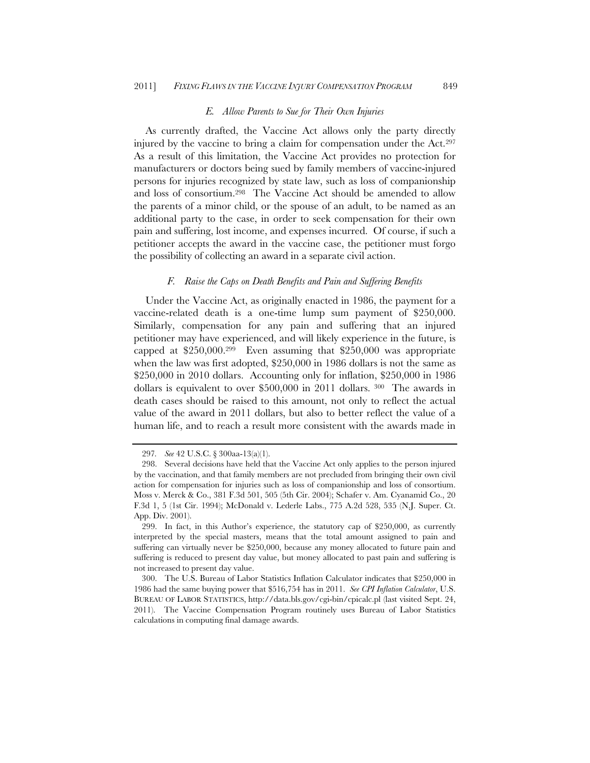### *E. Allow Parents to Sue for Their Own Injuries*

As currently drafted, the Vaccine Act allows only the party directly injured by the vaccine to bring a claim for compensation under the Act.[297] As a result of this limitation, the Vaccine Act provides no protection for manufacturers or doctors being sued by family members of vaccine-injured persons for injuries recognized by state law, such as loss of companionship and loss of consortium.[298] The Vaccine Act should be amended to allow the parents of a minor child, or the spouse of an adult, to be named as an additional party to the case, in order to seek compensation for their own pain and suffering, lost income, and expenses incurred. Of course, if such a petitioner accepts the award in the vaccine case, the petitioner must forgo the possibility of collecting an award in a separate civil action.

### *F. Raise the Caps on Death Benefits and Pain and Suffering Benefits*

Under the Vaccine Act, as originally enacted in 1986, the payment for a vaccine-related death is a one-time lump sum payment of $250,000. Similarly, compensation for any pain and suffering that an injured petitioner may have experienced, and will likely experience in the future, is capped at $250,000.[299] Even assuming that $250,000 was appropriate when the law was first adopted, $250,000 in 1986 dollars is not the same as $250,000 in 2010 dollars. Accounting only for inflation, $250,000 in 1986 dollars is equivalent to over $500,000 in 2011 dollars.[300] The awards in death cases should be raised to this amount, not only to reflect the actual value of the award in 2011 dollars, but also to better reflect the value of a human life, and to reach a result more consistent with the awards made in

---

297. *See* 42 U.S.C. § 300aa-13(a)(1).

298. Several decisions have held that the Vaccine Act only applies to the person injured by the vaccination, and that family members are not precluded from bringing their own civil action for compensation for injuries such as loss of companionship and loss of consortium. Moss v. Merck & Co., 381 F.3d 501, 505 (5th Cir. 2004); Schafer v. Am. Cyanamid Co., 20 F.3d 1, 5 (1st Cir. 1994); McDonald v. Lederle Labs., 775 A.2d 528, 535 (N.J. Super. Ct. App. Div. 2001).

299. In fact, in this Author's experience, the statutory cap of $250,000, as currently interpreted by the special masters, means that the total amount assigned to pain and suffering can virtually never be $250,000, because any money allocated to future pain and suffering is reduced to present day value, but money allocated to past pain and suffering is not increased to present day value.

300. The U.S. Bureau of Labor Statistics Inflation Calculator indicates that $250,000 in 1986 had the same buying power that $516,754 has in 2011. *See CPI Inflation Calculator*, U.S. BUREAU OF LABOR STATISTICS, http://data.bls.gov/cgi-bin/cpicalc.pl (last visited Sept. 24, 2011). The Vaccine Compensation Program routinely uses Bureau of Labor Statistics calculations in computing final damage awards.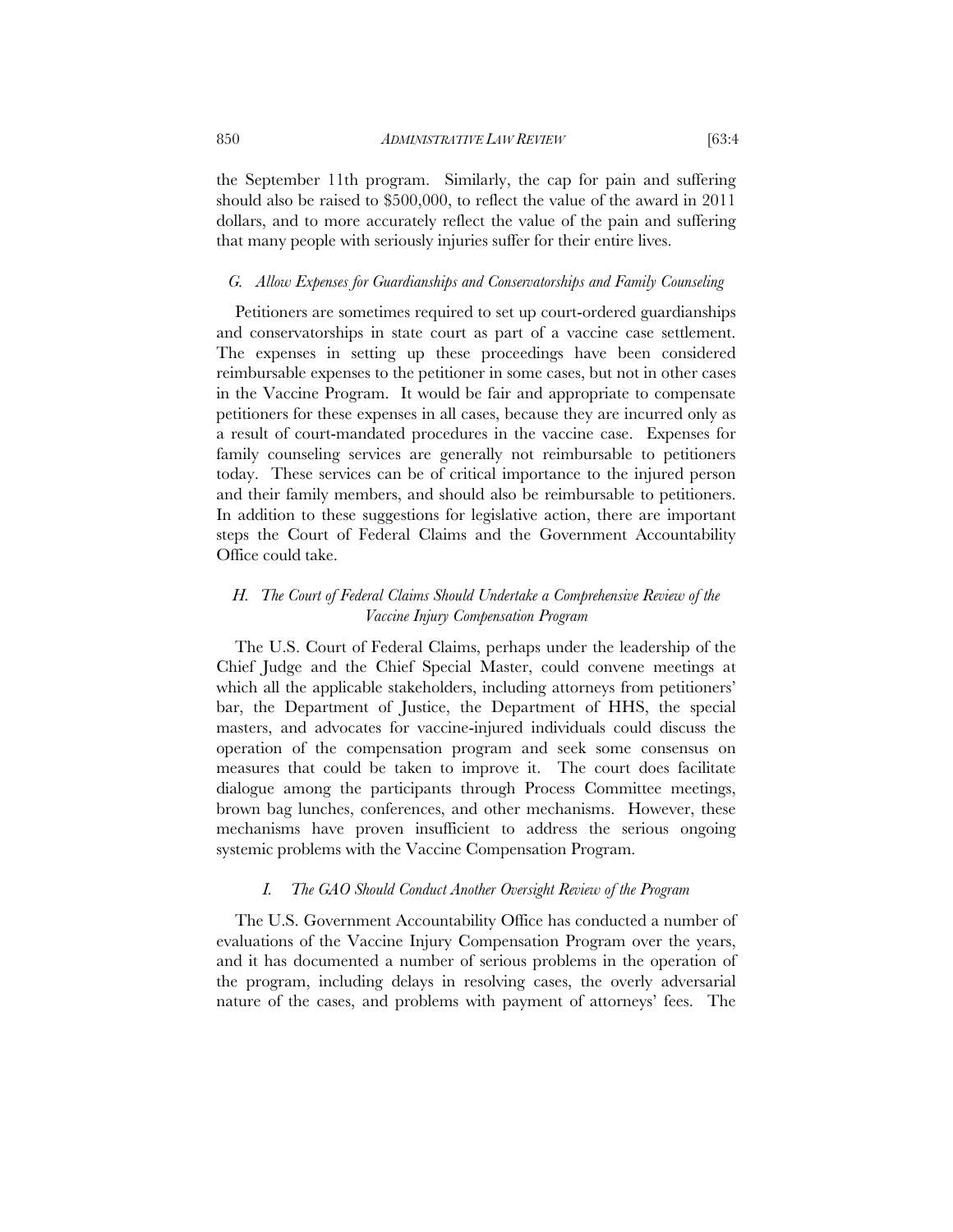the September 11th program. Similarly, the cap for pain and suffering should also be raised to $500,000, to reflect the value of the award in 2011 dollars, and to more accurately reflect the value of the pain and suffering that many people with seriously injuries suffer for their entire lives.

### *G. Allow Expenses for Guardianships and Conservatorships and Family Counseling*

Petitioners are sometimes required to set up court-ordered guardianships and conservatorships in state court as part of a vaccine case settlement. The expenses in setting up these proceedings have been considered reimbursable expenses to the petitioner in some cases, but not in other cases in the Vaccine Program. It would be fair and appropriate to compensate petitioners for these expenses in all cases, because they are incurred only as a result of court-mandated procedures in the vaccine case. Expenses for family counseling services are generally not reimbursable to petitioners today. These services can be of critical importance to the injured person and their family members, and should also be reimbursable to petitioners. In addition to these suggestions for legislative action, there are important steps the Court of Federal Claims and the Government Accountability Office could take.

### *H. The Court of Federal Claims Should Undertake a Comprehensive Review of the Vaccine Injury Compensation Program*

The U.S. Court of Federal Claims, perhaps under the leadership of the Chief Judge and the Chief Special Master, could convene meetings at which all the applicable stakeholders, including attorneys from petitioners' bar, the Department of Justice, the Department of HHS, the special masters, and advocates for vaccine-injured individuals could discuss the operation of the compensation program and seek some consensus on measures that could be taken to improve it. The court does facilitate dialogue among the participants through Process Committee meetings, brown bag lunches, conferences, and other mechanisms. However, these mechanisms have proven insufficient to address the serious ongoing systemic problems with the Vaccine Compensation Program.

### *I. The GAO Should Conduct Another Oversight Review of the Program*

The U.S. Government Accountability Office has conducted a number of evaluations of the Vaccine Injury Compensation Program over the years, and it has documented a number of serious problems in the operation of the program, including delays in resolving cases, the overly adversarial nature of the cases, and problems with payment of attorneys' fees. The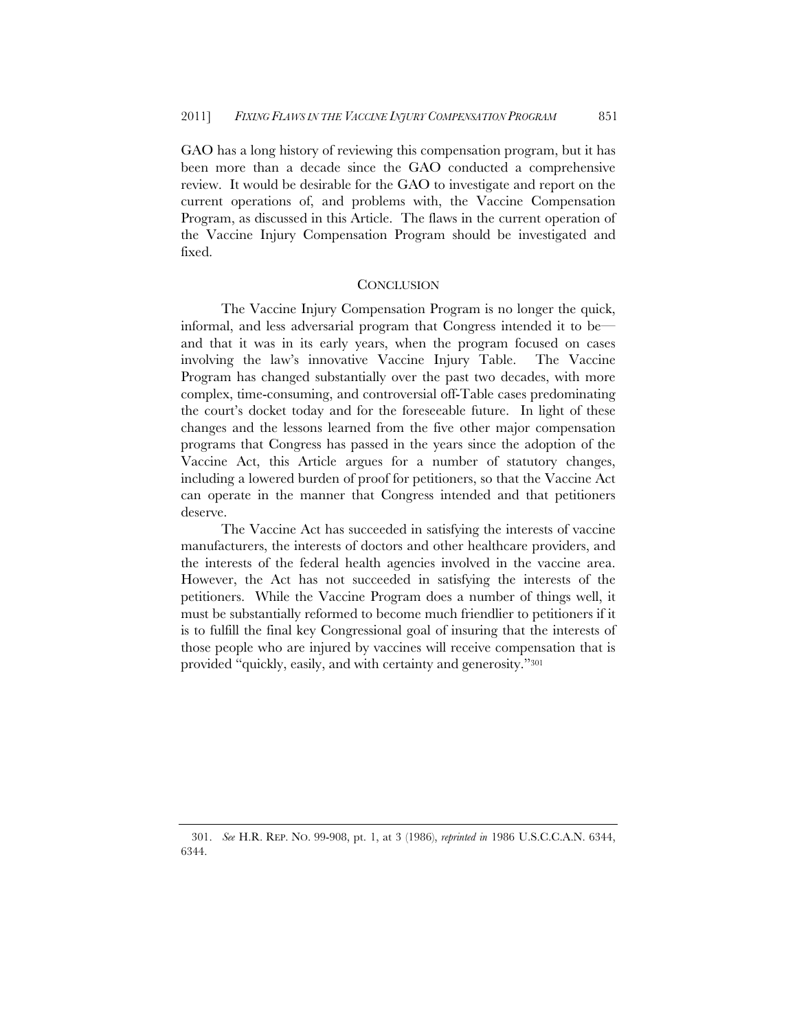GAO has a long history of reviewing this compensation program, but it has been more than a decade since the GAO conducted a comprehensive review. It would be desirable for the GAO to investigate and report on the current operations of, and problems with, the Vaccine Compensation Program, as discussed in this Article. The flaws in the current operation of the Vaccine Injury Compensation Program should be investigated and fixed.

## CONCLUSION

The Vaccine Injury Compensation Program is no longer the quick, informal, and less adversarial program that Congress intended it to be—and that it was in its early years, when the program focused on cases involving the law's innovative Vaccine Injury Table. The Vaccine Program has changed substantially over the past two decades, with more complex, time-consuming, and controversial off-Table cases predominating the court's docket today and for the foreseeable future. In light of these changes and the lessons learned from the five other major compensation programs that Congress has passed in the years since the adoption of the Vaccine Act, this Article argues for a number of statutory changes, including a lowered burden of proof for petitioners, so that the Vaccine Act can operate in the manner that Congress intended and that petitioners deserve.

The Vaccine Act has succeeded in satisfying the interests of vaccine manufacturers, the interests of doctors and other healthcare providers, and the interests of the federal health agencies involved in the vaccine area. However, the Act has not succeeded in satisfying the interests of the petitioners. While the Vaccine Program does a number of things well, it must be substantially reformed to become much friendlier to petitioners if it is to fulfill the final key Congressional goal of insuring that the interests of those people who are injured by vaccines will receive compensation that is provided "quickly, easily, and with certainty and generosity."[301]

---

301. *See* H.R. REP. NO. 99-908, pt. 1, at 3 (1986), *reprinted in* 1986 U.S.C.C.A.N. 6344, 6344.